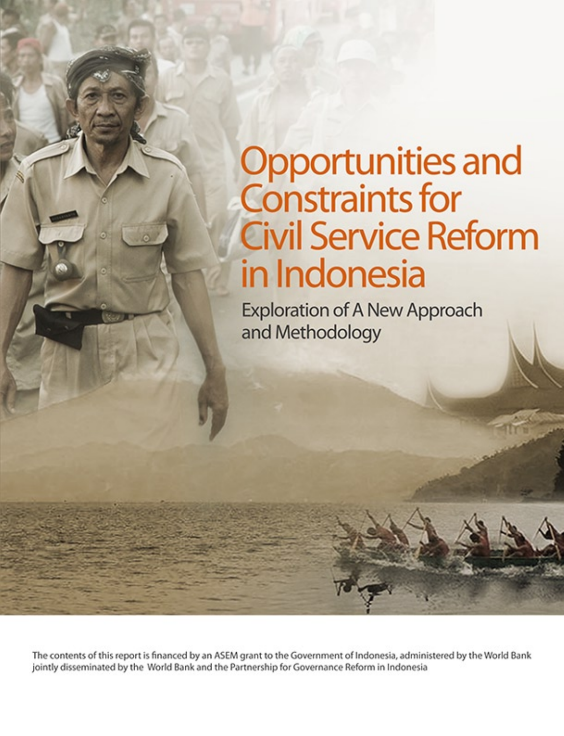# Opportunities and Constraints for Civil Service Reform in Indonesia

## Exploration of A New Approach and Methodology

The contents of this report is financed by an ASEM grant to the Government of Indonesia, administered by the World Bank jointly disseminated by the World Bank and the Partnership for Governance Reform in Indonesia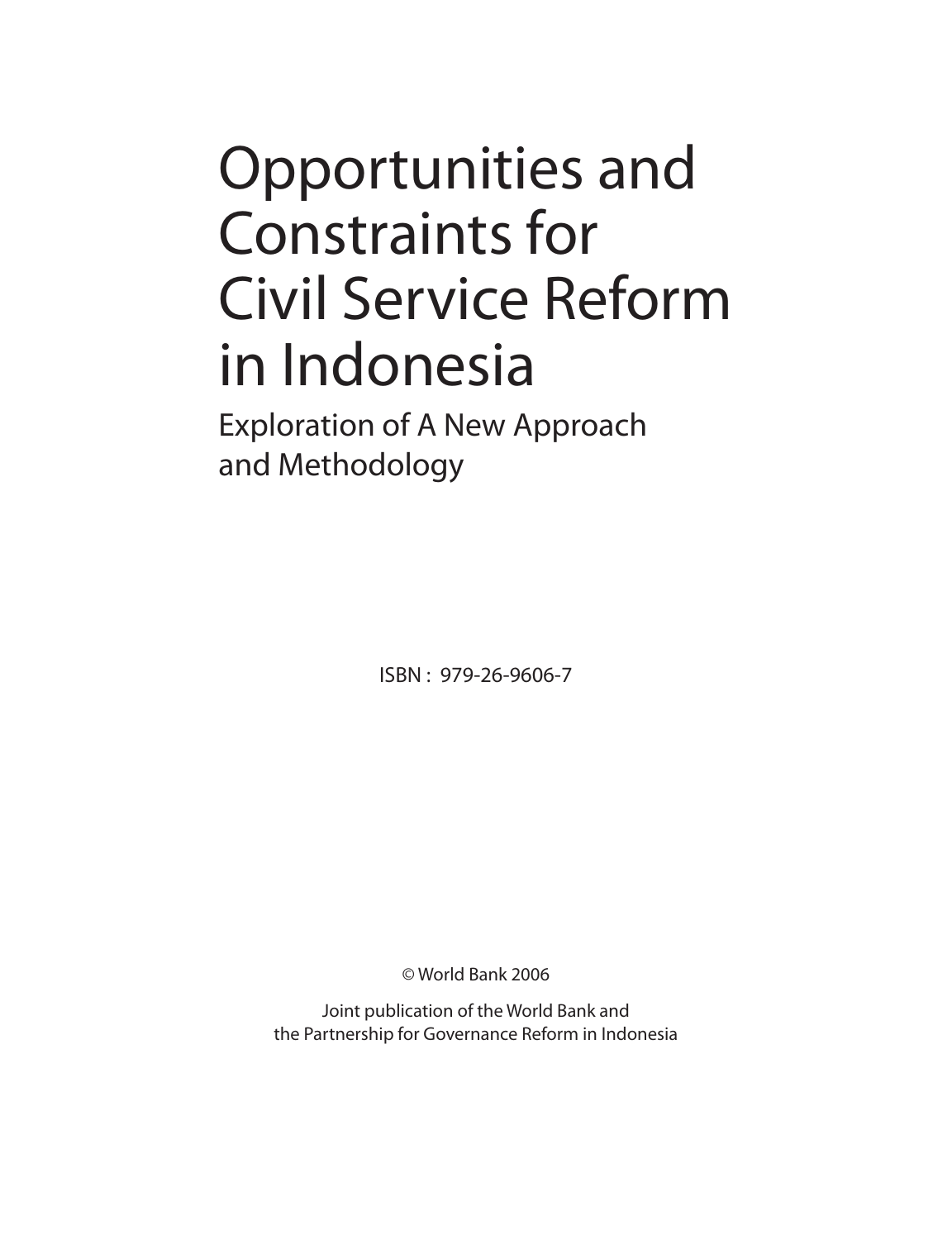# Opportunities and Constraints for Civil Service Reform in Indonesia

## Exploration of A New Approach and Methodology

ISBN : 979-26-9606-7

© World Bank 2006

Joint publication of the World Bank and the Partnership for Governance Reform in Indonesia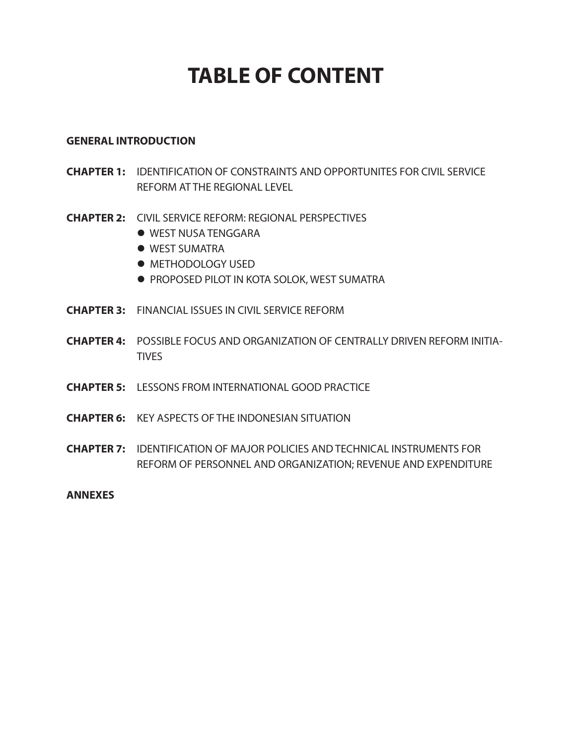# TABLE OF CONTENT

**GENERAL INTRODUCTION**

**CHAPTER 1:** IDENTIFICATION OF CONSTRAINTS AND OPPORTUNITES FOR CIVIL SERVICE REFORM AT THE REGIONAL LEVEL

**CHAPTER 2:** CIVIL SERVICE REFORM: REGIONAL PERSPECTIVES

- WEST NUSA TENGGARA
- WEST SUMATRA
- METHODOLOGY USED
- PROPOSED PILOT IN KOTA SOLOK, WEST SUMATRA

**CHAPTER 3:** FINANCIAL ISSUES IN CIVIL SERVICE REFORM

**CHAPTER 4:** POSSIBLE FOCUS AND ORGANIZATION OF CENTRALLY DRIVEN REFORM INITIATIVES

**CHAPTER 5:** LESSONS FROM INTERNATIONAL GOOD PRACTICE

**CHAPTER 6:** KEY ASPECTS OF THE INDONESIAN SITUATION

**CHAPTER 7:** IDENTIFICATION OF MAJOR POLICIES AND TECHNICAL INSTRUMENTS FOR REFORM OF PERSONNEL AND ORGANIZATION; REVENUE AND EXPENDITURE

**ANNEXES**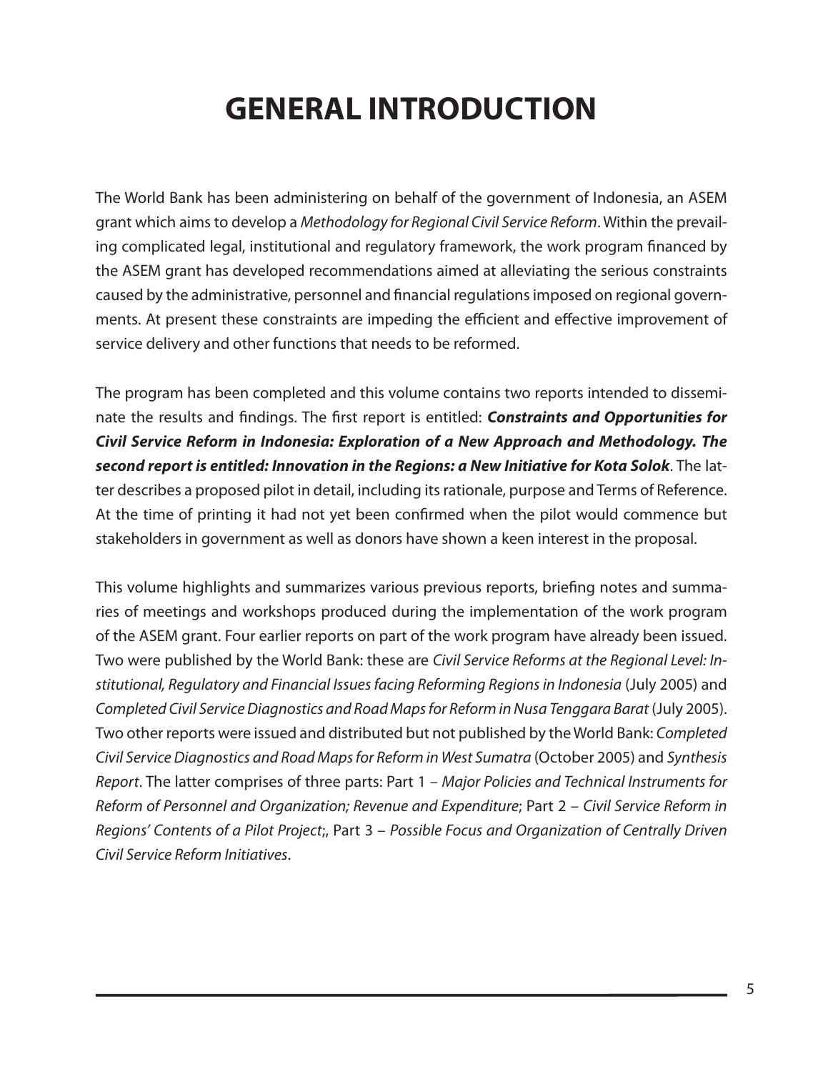# GENERAL INTRODUCTION

The World Bank has been administering on behalf of the government of Indonesia, an ASEM grant which aims to develop a *Methodology for Regional Civil Service Reform*. Within the prevailing complicated legal, institutional and regulatory framework, the work program financed by the ASEM grant has developed recommendations aimed at alleviating the serious constraints caused by the administrative, personnel and financial regulations imposed on regional governments. At present these constraints are impeding the efficient and effective improvement of service delivery and other functions that needs to be reformed.

The program has been completed and this volume contains two reports intended to disseminate the results and findings. The first report is entitled: ***Constraints and Opportunities for Civil Service Reform in Indonesia: Exploration of a New Approach and Methodology. The second report is entitled: Innovation in the Regions: a New Initiative for Kota Solok***. The latter describes a proposed pilot in detail, including its rationale, purpose and Terms of Reference. At the time of printing it had not yet been confirmed when the pilot would commence but stakeholders in government as well as donors have shown a keen interest in the proposal.

This volume highlights and summarizes various previous reports, briefing notes and summaries of meetings and workshops produced during the implementation of the work program of the ASEM grant. Four earlier reports on part of the work program have already been issued. Two were published by the World Bank: these are *Civil Service Reforms at the Regional Level: Institutional, Regulatory and Financial Issues facing Reforming Regions in Indonesia* (July 2005) and *Completed Civil Service Diagnostics and Road Maps for Reform in Nusa Tenggara Barat* (July 2005). Two other reports were issued and distributed but not published by the World Bank: *Completed Civil Service Diagnostics and Road Maps for Reform in West Sumatra* (October 2005) and *Synthesis Report*. The latter comprises of three parts: Part 1 – *Major Policies and Technical Instruments for Reform of Personnel and Organization; Revenue and Expenditure*; Part 2 – *Civil Service Reform in Regions' Contents of a Pilot Project*;, Part 3 – *Possible Focus and Organization of Centrally Driven Civil Service Reform Initiatives*.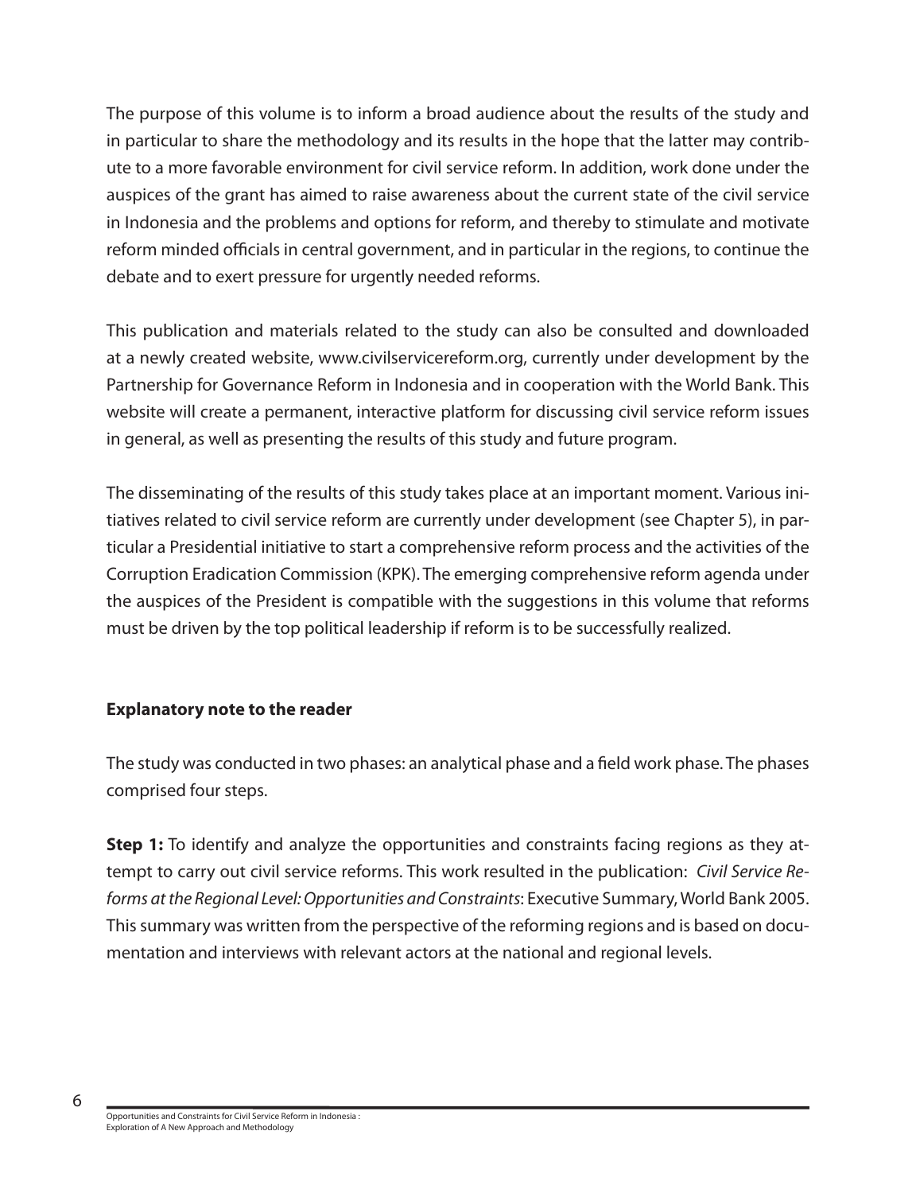The purpose of this volume is to inform a broad audience about the results of the study and in particular to share the methodology and its results in the hope that the latter may contribute to a more favorable environment for civil service reform. In addition, work done under the auspices of the grant has aimed to raise awareness about the current state of the civil service in Indonesia and the problems and options for reform, and thereby to stimulate and motivate reform minded officials in central government, and in particular in the regions, to continue the debate and to exert pressure for urgently needed reforms.

This publication and materials related to the study can also be consulted and downloaded at a newly created website, www.civilservicereform.org, currently under development by the Partnership for Governance Reform in Indonesia and in cooperation with the World Bank. This website will create a permanent, interactive platform for discussing civil service reform issues in general, as well as presenting the results of this study and future program.

The disseminating of the results of this study takes place at an important moment. Various initiatives related to civil service reform are currently under development (see Chapter 5), in particular a Presidential initiative to start a comprehensive reform process and the activities of the Corruption Eradication Commission (KPK). The emerging comprehensive reform agenda under the auspices of the President is compatible with the suggestions in this volume that reforms must be driven by the top political leadership if reform is to be successfully realized.

**Explanatory note to the reader**

The study was conducted in two phases: an analytical phase and a field work phase. The phases comprised four steps.

**Step 1:** To identify and analyze the opportunities and constraints facing regions as they attempt to carry out civil service reforms. This work resulted in the publication: *Civil Service Reforms at the Regional Level: Opportunities and Constraints*: Executive Summary, World Bank 2005. This summary was written from the perspective of the reforming regions and is based on documentation and interviews with relevant actors at the national and regional levels.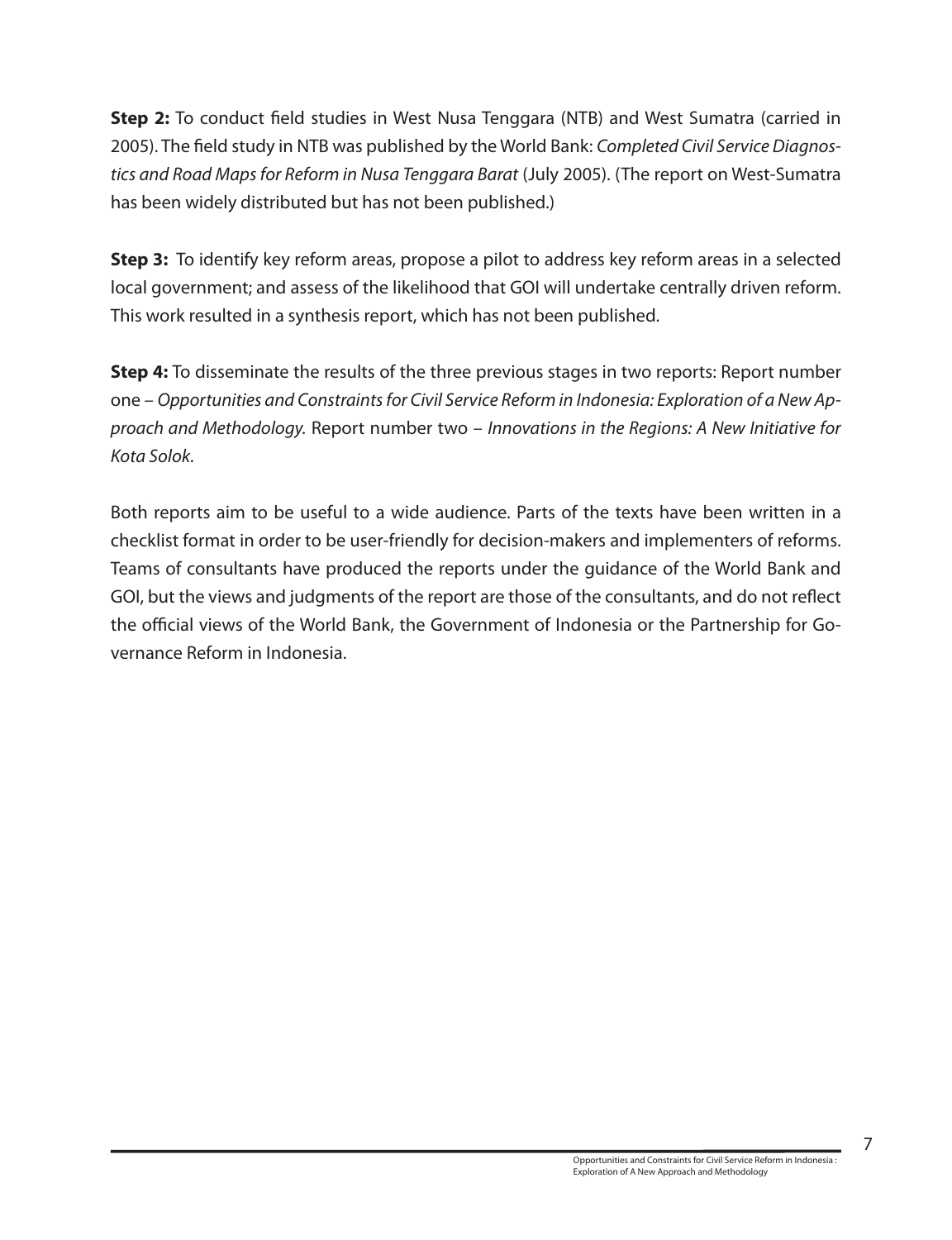**Step 2:** To conduct field studies in West Nusa Tenggara (NTB) and West Sumatra (carried in 2005). The field study in NTB was published by the World Bank: *Completed Civil Service Diagnostics and Road Maps for Reform in Nusa Tenggara Barat* (July 2005). (The report on West-Sumatra has been widely distributed but has not been published.)

**Step 3:** To identify key reform areas, propose a pilot to address key reform areas in a selected local government; and assess of the likelihood that GOI will undertake centrally driven reform. This work resulted in a synthesis report, which has not been published.

**Step 4:** To disseminate the results of the three previous stages in two reports: Report number one – *Opportunities and Constraints for Civil Service Reform in Indonesia: Exploration of a New Approach and Methodology.* Report number two – *Innovations in the Regions: A New Initiative for Kota Solok*.

Both reports aim to be useful to a wide audience. Parts of the texts have been written in a checklist format in order to be user-friendly for decision-makers and implementers of reforms. Teams of consultants have produced the reports under the guidance of the World Bank and GOI, but the views and judgments of the report are those of the consultants, and do not reflect the official views of the World Bank, the Government of Indonesia or the Partnership for Governance Reform in Indonesia.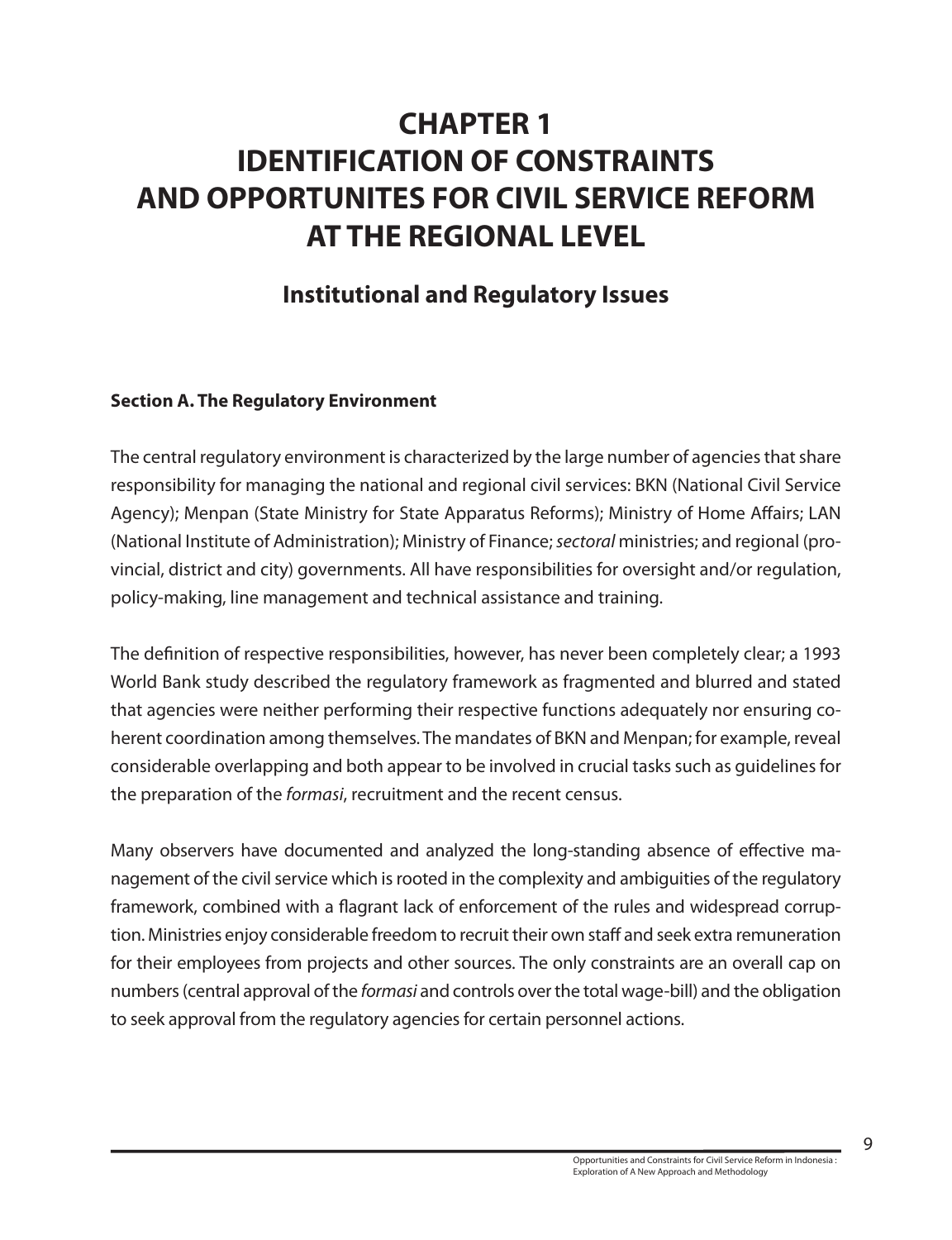# CHAPTER 1
# IDENTIFICATION OF CONSTRAINTS AND OPPORTUNITES FOR CIVIL SERVICE REFORM AT THE REGIONAL LEVEL

## Institutional and Regulatory Issues

### Section A. The Regulatory Environment

The central regulatory environment is characterized by the large number of agencies that share responsibility for managing the national and regional civil services: BKN (National Civil Service Agency); Menpan (State Ministry for State Apparatus Reforms); Ministry of Home Affairs; LAN (National Institute of Administration); Ministry of Finance; *sectoral* ministries; and regional (provincial, district and city) governments. All have responsibilities for oversight and/or regulation, policy-making, line management and technical assistance and training.

The definition of respective responsibilities, however, has never been completely clear; a 1993 World Bank study described the regulatory framework as fragmented and blurred and stated that agencies were neither performing their respective functions adequately nor ensuring coherent coordination among themselves. The mandates of BKN and Menpan; for example, reveal considerable overlapping and both appear to be involved in crucial tasks such as guidelines for the preparation of the *formasi*, recruitment and the recent census.

Many observers have documented and analyzed the long-standing absence of effective management of the civil service which is rooted in the complexity and ambiguities of the regulatory framework, combined with a flagrant lack of enforcement of the rules and widespread corruption. Ministries enjoy considerable freedom to recruit their own staff and seek extra remuneration for their employees from projects and other sources. The only constraints are an overall cap on numbers (central approval of the *formasi* and controls over the total wage-bill) and the obligation to seek approval from the regulatory agencies for certain personnel actions.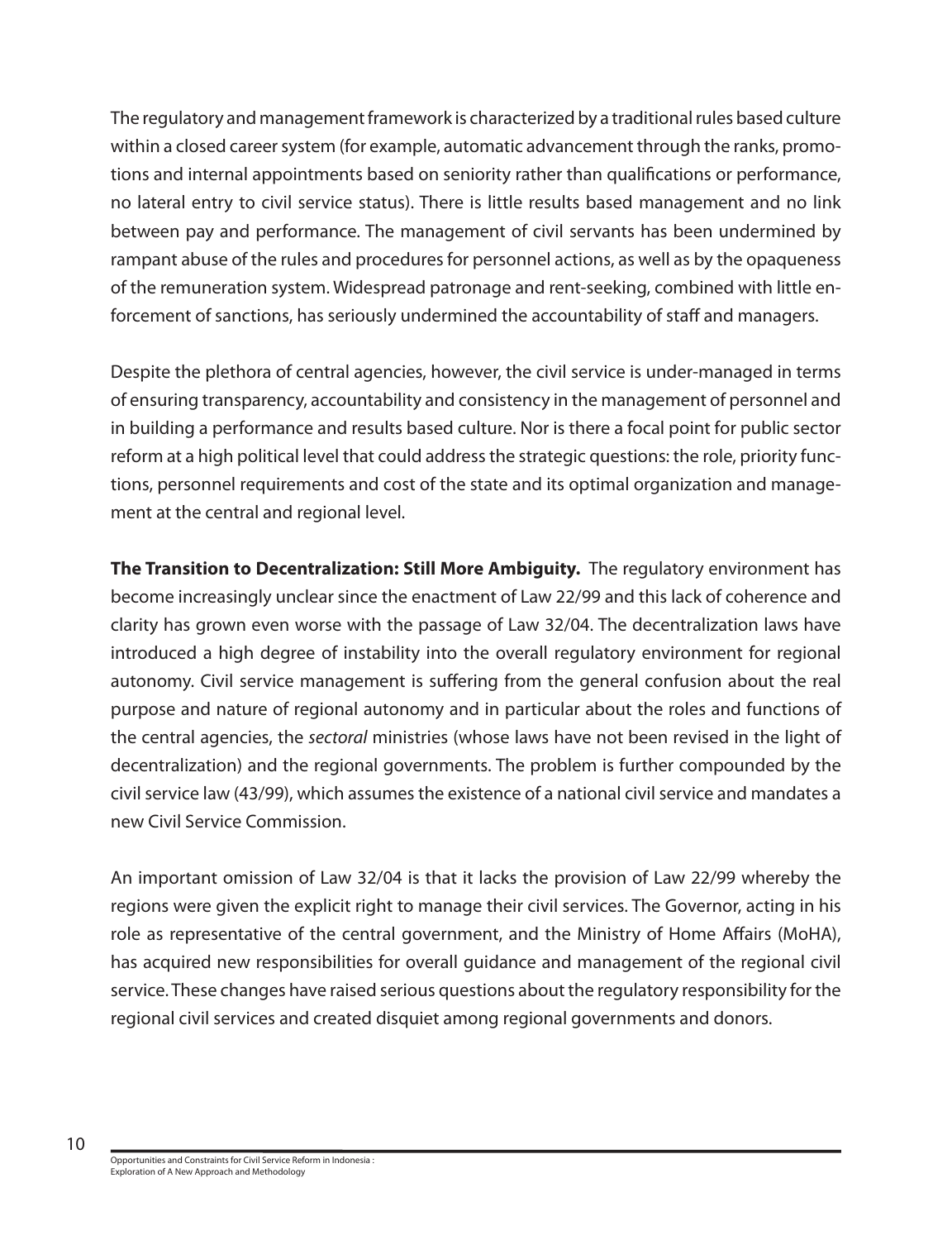The regulatory and management framework is characterized by a traditional rules based culture within a closed career system (for example, automatic advancement through the ranks, promotions and internal appointments based on seniority rather than qualifications or performance, no lateral entry to civil service status). There is little results based management and no link between pay and performance. The management of civil servants has been undermined by rampant abuse of the rules and procedures for personnel actions, as well as by the opaqueness of the remuneration system. Widespread patronage and rent-seeking, combined with little enforcement of sanctions, has seriously undermined the accountability of staff and managers.

Despite the plethora of central agencies, however, the civil service is under-managed in terms of ensuring transparency, accountability and consistency in the management of personnel and in building a performance and results based culture. Nor is there a focal point for public sector reform at a high political level that could address the strategic questions: the role, priority functions, personnel requirements and cost of the state and its optimal organization and management at the central and regional level.

**The Transition to Decentralization: Still More Ambiguity.** The regulatory environment has become increasingly unclear since the enactment of Law 22/99 and this lack of coherence and clarity has grown even worse with the passage of Law 32/04. The decentralization laws have introduced a high degree of instability into the overall regulatory environment for regional autonomy. Civil service management is suffering from the general confusion about the real purpose and nature of regional autonomy and in particular about the roles and functions of the central agencies, the *sectoral* ministries (whose laws have not been revised in the light of decentralization) and the regional governments. The problem is further compounded by the civil service law (43/99), which assumes the existence of a national civil service and mandates a new Civil Service Commission.

An important omission of Law 32/04 is that it lacks the provision of Law 22/99 whereby the regions were given the explicit right to manage their civil services. The Governor, acting in his role as representative of the central government, and the Ministry of Home Affairs (MoHA), has acquired new responsibilities for overall guidance and management of the regional civil service. These changes have raised serious questions about the regulatory responsibility for the regional civil services and created disquiet among regional governments and donors.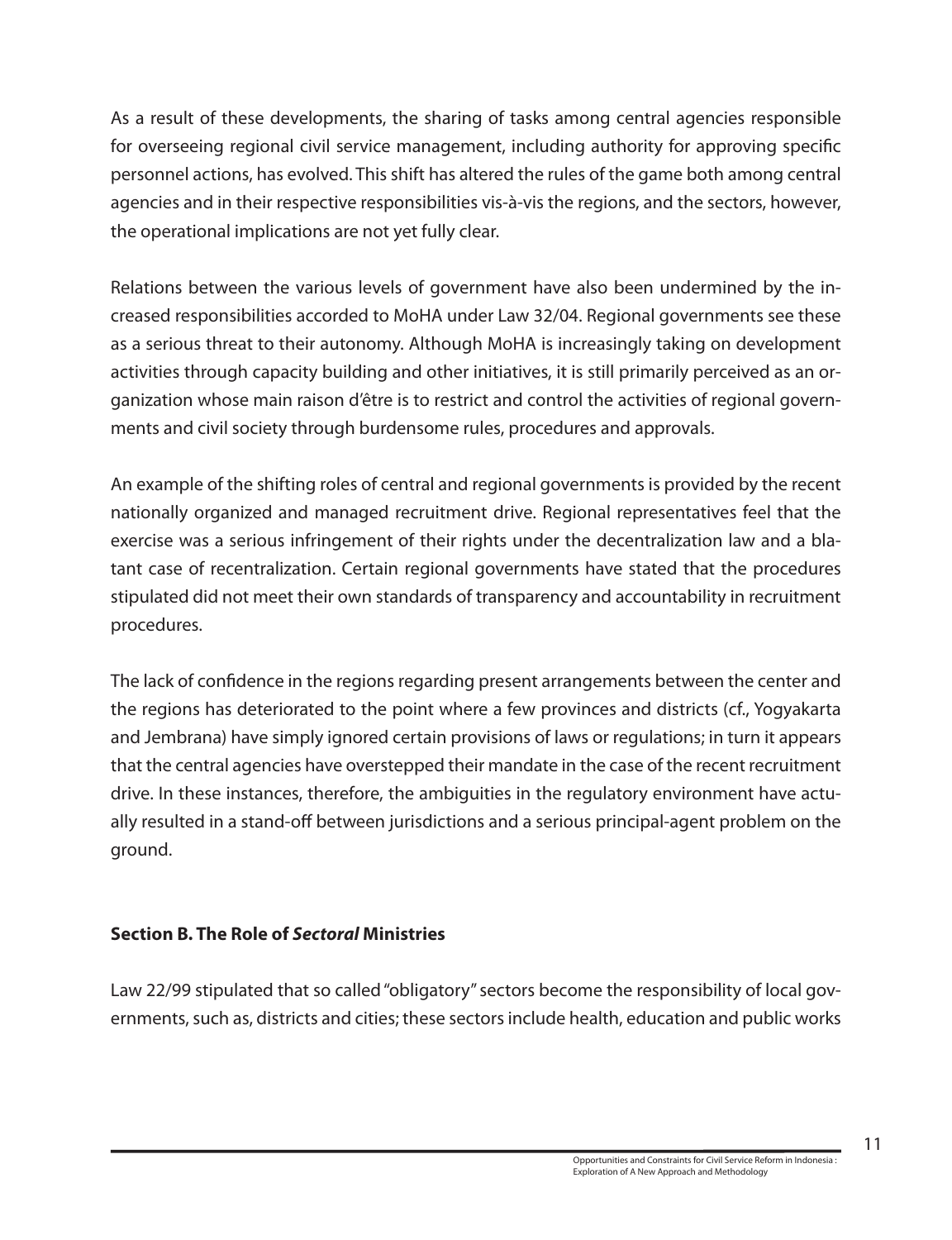As a result of these developments, the sharing of tasks among central agencies responsible for overseeing regional civil service management, including authority for approving specific personnel actions, has evolved. This shift has altered the rules of the game both among central agencies and in their respective responsibilities vis-à-vis the regions, and the sectors, however, the operational implications are not yet fully clear.

Relations between the various levels of government have also been undermined by the increased responsibilities accorded to MoHA under Law 32/04. Regional governments see these as a serious threat to their autonomy. Although MoHA is increasingly taking on development activities through capacity building and other initiatives, it is still primarily perceived as an organization whose main raison d'être is to restrict and control the activities of regional governments and civil society through burdensome rules, procedures and approvals.

An example of the shifting roles of central and regional governments is provided by the recent nationally organized and managed recruitment drive. Regional representatives feel that the exercise was a serious infringement of their rights under the decentralization law and a blatant case of recentralization. Certain regional governments have stated that the procedures stipulated did not meet their own standards of transparency and accountability in recruitment procedures.

The lack of confidence in the regions regarding present arrangements between the center and the regions has deteriorated to the point where a few provinces and districts (cf., Yogyakarta and Jembrana) have simply ignored certain provisions of laws or regulations; in turn it appears that the central agencies have overstepped their mandate in the case of the recent recruitment drive. In these instances, therefore, the ambiguities in the regulatory environment have actually resulted in a stand-off between jurisdictions and a serious principal-agent problem on the ground.

### Section B. The Role of ***Sectoral*** Ministries

Law 22/99 stipulated that so called "obligatory" sectors become the responsibility of local governments, such as, districts and cities; these sectors include health, education and public works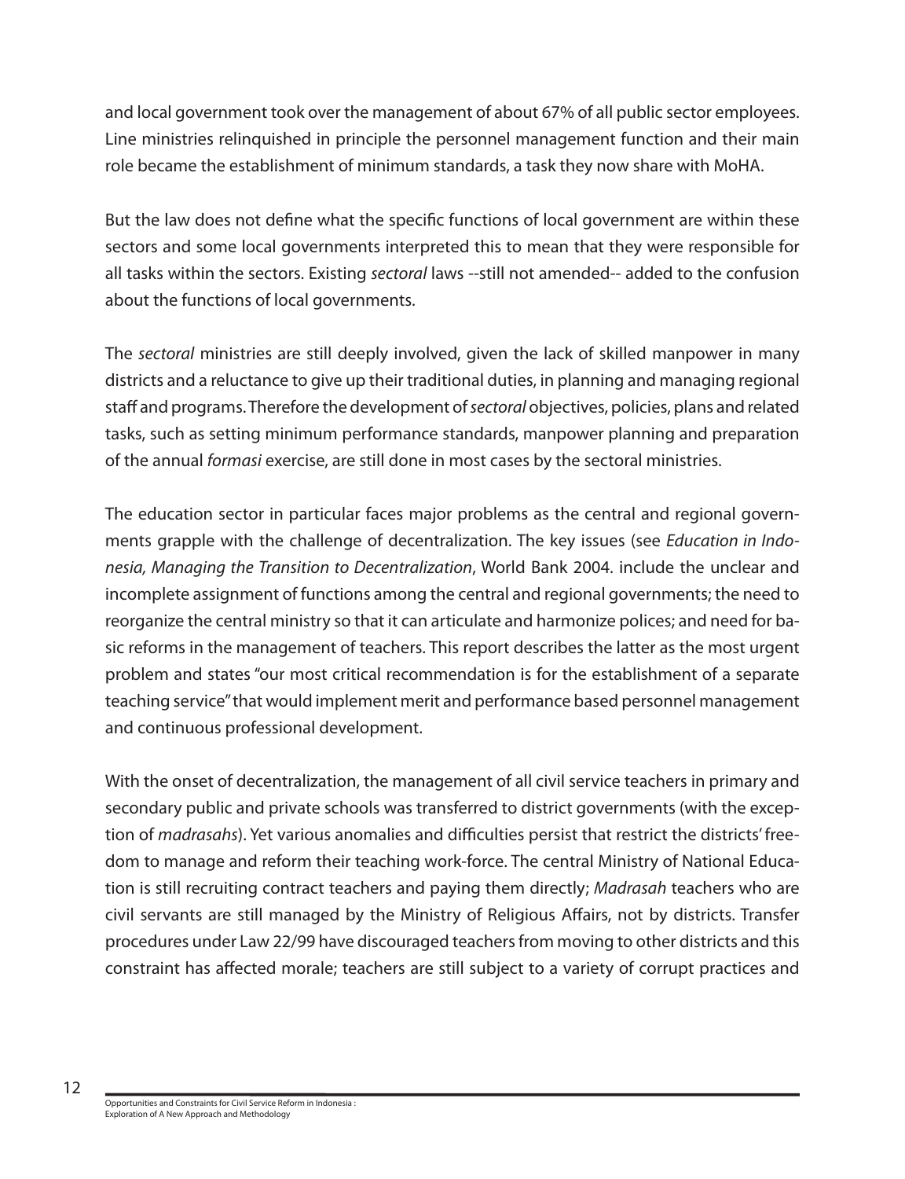and local government took over the management of about 67% of all public sector employees. Line ministries relinquished in principle the personnel management function and their main role became the establishment of minimum standards, a task they now share with MoHA.

But the law does not define what the specific functions of local government are within these sectors and some local governments interpreted this to mean that they were responsible for all tasks within the sectors. Existing *sectoral* laws --still not amended-- added to the confusion about the functions of local governments.

The *sectoral* ministries are still deeply involved, given the lack of skilled manpower in many districts and a reluctance to give up their traditional duties, in planning and managing regional staff and programs. Therefore the development of *sectoral* objectives, policies, plans and related tasks, such as setting minimum performance standards, manpower planning and preparation of the annual *formasi* exercise, are still done in most cases by the sectoral ministries.

The education sector in particular faces major problems as the central and regional governments grapple with the challenge of decentralization. The key issues (see *Education in Indonesia, Managing the Transition to Decentralization*, World Bank 2004. include the unclear and incomplete assignment of functions among the central and regional governments; the need to reorganize the central ministry so that it can articulate and harmonize polices; and need for basic reforms in the management of teachers. This report describes the latter as the most urgent problem and states "our most critical recommendation is for the establishment of a separate teaching service" that would implement merit and performance based personnel management and continuous professional development.

With the onset of decentralization, the management of all civil service teachers in primary and secondary public and private schools was transferred to district governments (with the exception of *madrasahs*). Yet various anomalies and difficulties persist that restrict the districts' freedom to manage and reform their teaching work-force. The central Ministry of National Education is still recruiting contract teachers and paying them directly; *Madrasah* teachers who are civil servants are still managed by the Ministry of Religious Affairs, not by districts. Transfer procedures under Law 22/99 have discouraged teachers from moving to other districts and this constraint has affected morale; teachers are still subject to a variety of corrupt practices and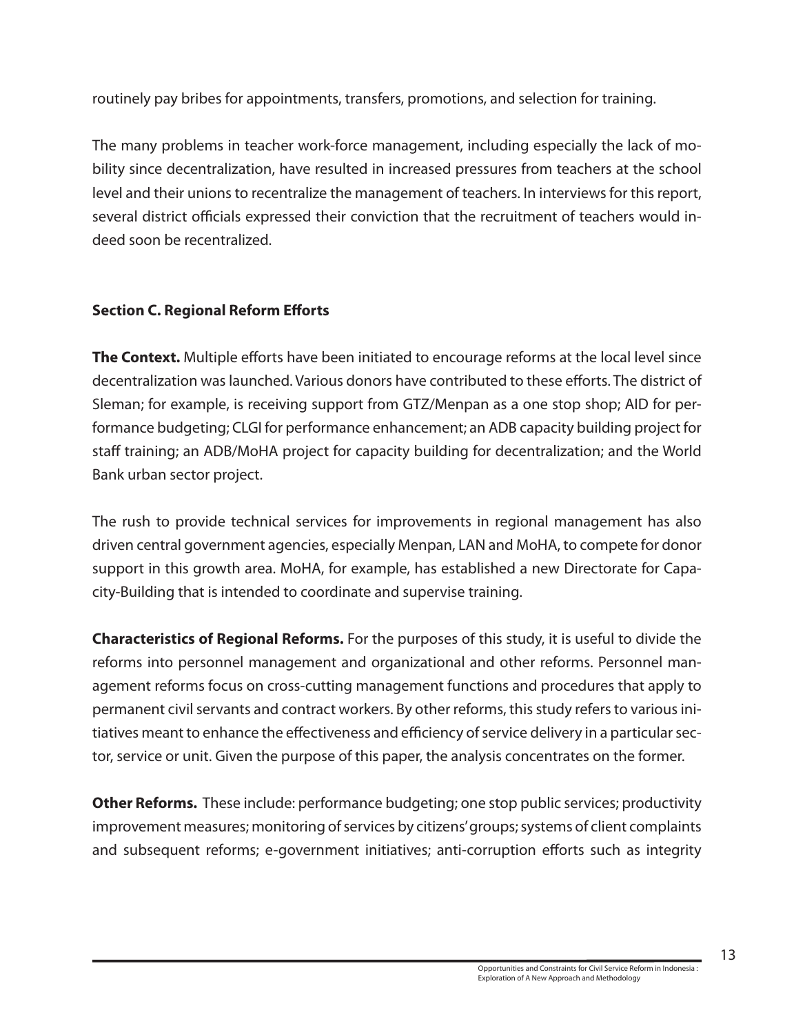routinely pay bribes for appointments, transfers, promotions, and selection for training.

The many problems in teacher work-force management, including especially the lack of mobility since decentralization, have resulted in increased pressures from teachers at the school level and their unions to recentralize the management of teachers. In interviews for this report, several district officials expressed their conviction that the recruitment of teachers would indeed soon be recentralized.

### Section C. Regional Reform Efforts

**The Context.** Multiple efforts have been initiated to encourage reforms at the local level since decentralization was launched. Various donors have contributed to these efforts. The district of Sleman; for example, is receiving support from GTZ/Menpan as a one stop shop; AID for performance budgeting; CLGI for performance enhancement; an ADB capacity building project for staff training; an ADB/MoHA project for capacity building for decentralization; and the World Bank urban sector project.

The rush to provide technical services for improvements in regional management has also driven central government agencies, especially Menpan, LAN and MoHA, to compete for donor support in this growth area. MoHA, for example, has established a new Directorate for Capacity-Building that is intended to coordinate and supervise training.

**Characteristics of Regional Reforms.** For the purposes of this study, it is useful to divide the reforms into personnel management and organizational and other reforms. Personnel management reforms focus on cross-cutting management functions and procedures that apply to permanent civil servants and contract workers. By other reforms, this study refers to various initiatives meant to enhance the effectiveness and efficiency of service delivery in a particular sector, service or unit. Given the purpose of this paper, the analysis concentrates on the former.

**Other Reforms.** These include: performance budgeting; one stop public services; productivity improvement measures; monitoring of services by citizens' groups; systems of client complaints and subsequent reforms; e-government initiatives; anti-corruption efforts such as integrity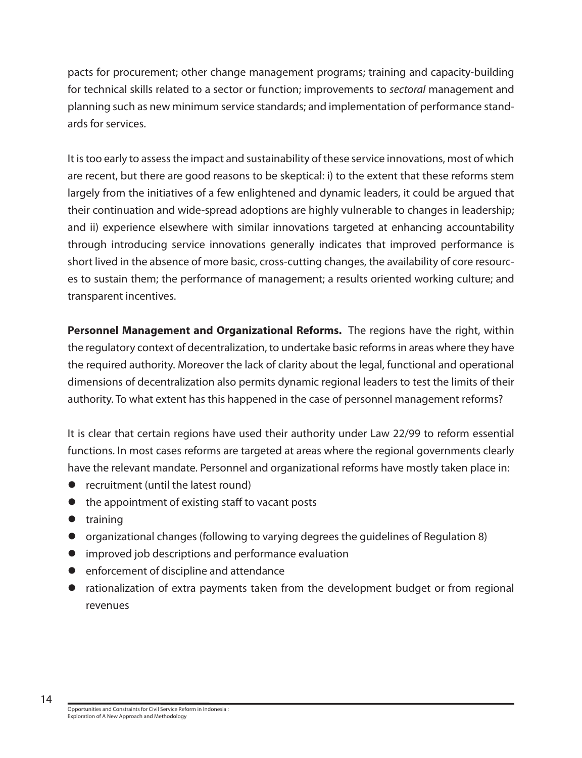pacts for procurement; other change management programs; training and capacity-building for technical skills related to a sector or function; improvements to *sectoral* management and planning such as new minimum service standards; and implementation of performance standards for services.

It is too early to assess the impact and sustainability of these service innovations, most of which are recent, but there are good reasons to be skeptical: i) to the extent that these reforms stem largely from the initiatives of a few enlightened and dynamic leaders, it could be argued that their continuation and wide-spread adoptions are highly vulnerable to changes in leadership; and ii) experience elsewhere with similar innovations targeted at enhancing accountability through introducing service innovations generally indicates that improved performance is short lived in the absence of more basic, cross-cutting changes, the availability of core resources to sustain them; the performance of management; a results oriented working culture; and transparent incentives.

**Personnel Management and Organizational Reforms.** The regions have the right, within the regulatory context of decentralization, to undertake basic reforms in areas where they have the required authority. Moreover the lack of clarity about the legal, functional and operational dimensions of decentralization also permits dynamic regional leaders to test the limits of their authority. To what extent has this happened in the case of personnel management reforms?

It is clear that certain regions have used their authority under Law 22/99 to reform essential functions. In most cases reforms are targeted at areas where the regional governments clearly have the relevant mandate. Personnel and organizational reforms have mostly taken place in:

- recruitment (until the latest round)
- the appointment of existing staff to vacant posts
- training
- organizational changes (following to varying degrees the guidelines of Regulation 8)
- improved job descriptions and performance evaluation
- enforcement of discipline and attendance
- rationalization of extra payments taken from the development budget or from regional revenues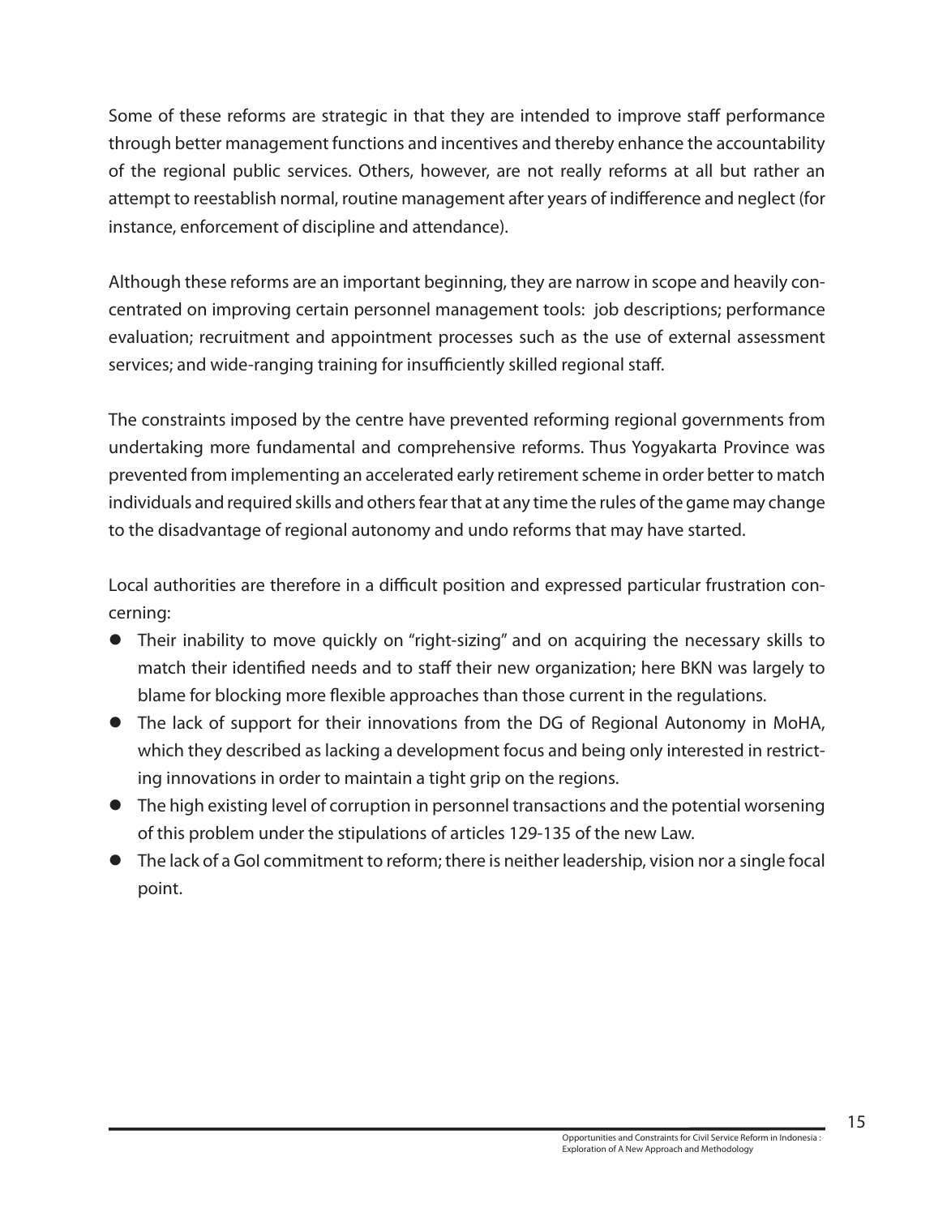Some of these reforms are strategic in that they are intended to improve staff performance through better management functions and incentives and thereby enhance the accountability of the regional public services. Others, however, are not really reforms at all but rather an attempt to reestablish normal, routine management after years of indifference and neglect (for instance, enforcement of discipline and attendance).

Although these reforms are an important beginning, they are narrow in scope and heavily concentrated on improving certain personnel management tools: job descriptions; performance evaluation; recruitment and appointment processes such as the use of external assessment services; and wide-ranging training for insufficiently skilled regional staff.

The constraints imposed by the centre have prevented reforming regional governments from undertaking more fundamental and comprehensive reforms. Thus Yogyakarta Province was prevented from implementing an accelerated early retirement scheme in order better to match individuals and required skills and others fear that at any time the rules of the game may change to the disadvantage of regional autonomy and undo reforms that may have started.

Local authorities are therefore in a difficult position and expressed particular frustration concerning:

- Their inability to move quickly on "right-sizing" and on acquiring the necessary skills to match their identified needs and to staff their new organization; here BKN was largely to blame for blocking more flexible approaches than those current in the regulations.
- The lack of support for their innovations from the DG of Regional Autonomy in MoHA, which they described as lacking a development focus and being only interested in restricting innovations in order to maintain a tight grip on the regions.
- The high existing level of corruption in personnel transactions and the potential worsening of this problem under the stipulations of articles 129-135 of the new Law.
- The lack of a GoI commitment to reform; there is neither leadership, vision nor a single focal point.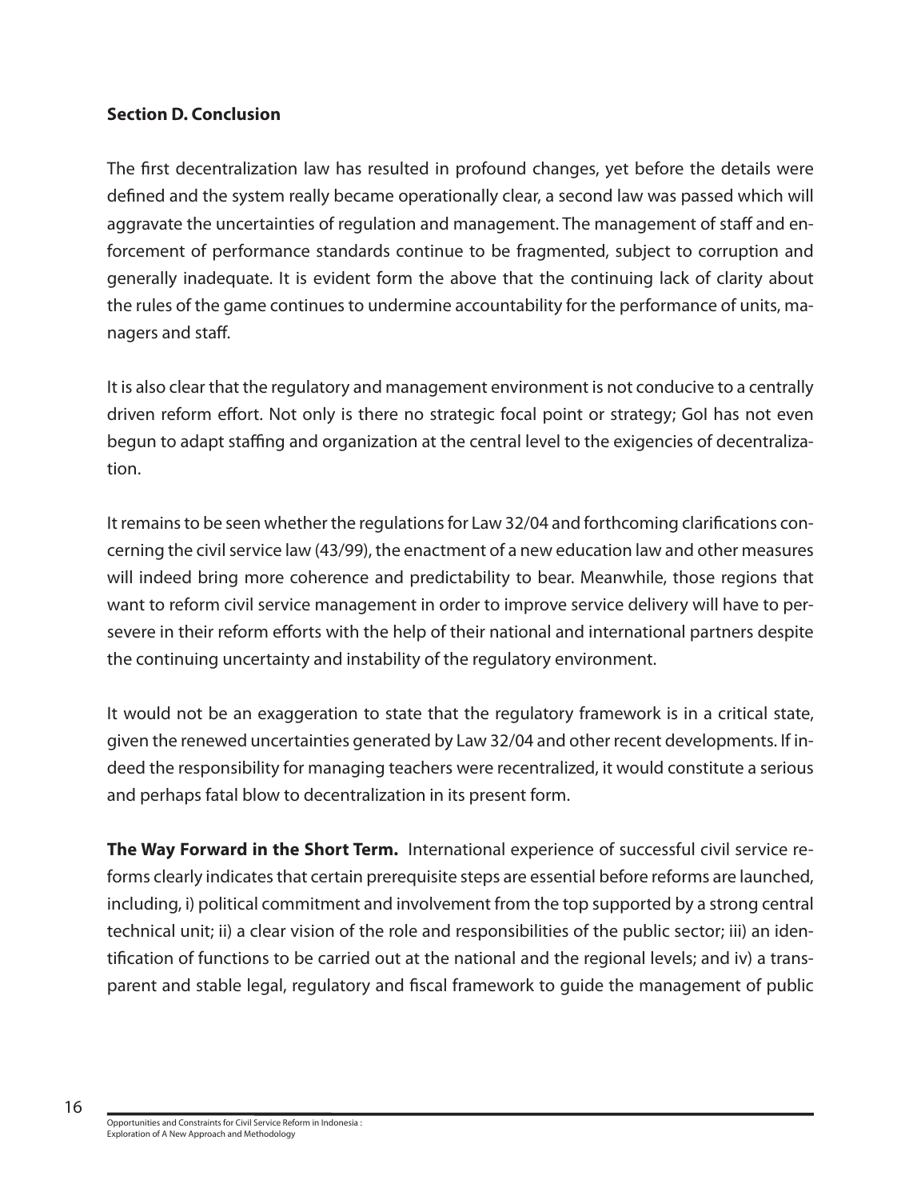**Section D. Conclusion**

The first decentralization law has resulted in profound changes, yet before the details were defined and the system really became operationally clear, a second law was passed which will aggravate the uncertainties of regulation and management. The management of staff and enforcement of performance standards continue to be fragmented, subject to corruption and generally inadequate. It is evident form the above that the continuing lack of clarity about the rules of the game continues to undermine accountability for the performance of units, managers and staff.

It is also clear that the regulatory and management environment is not conducive to a centrally driven reform effort. Not only is there no strategic focal point or strategy; GoI has not even begun to adapt staffing and organization at the central level to the exigencies of decentralization.

It remains to be seen whether the regulations for Law 32/04 and forthcoming clarifications concerning the civil service law (43/99), the enactment of a new education law and other measures will indeed bring more coherence and predictability to bear. Meanwhile, those regions that want to reform civil service management in order to improve service delivery will have to persevere in their reform efforts with the help of their national and international partners despite the continuing uncertainty and instability of the regulatory environment.

It would not be an exaggeration to state that the regulatory framework is in a critical state, given the renewed uncertainties generated by Law 32/04 and other recent developments. If indeed the responsibility for managing teachers were recentralized, it would constitute a serious and perhaps fatal blow to decentralization in its present form.

**The Way Forward in the Short Term.** International experience of successful civil service reforms clearly indicates that certain prerequisite steps are essential before reforms are launched, including, i) political commitment and involvement from the top supported by a strong central technical unit; ii) a clear vision of the role and responsibilities of the public sector; iii) an identification of functions to be carried out at the national and the regional levels; and iv) a transparent and stable legal, regulatory and fiscal framework to guide the management of public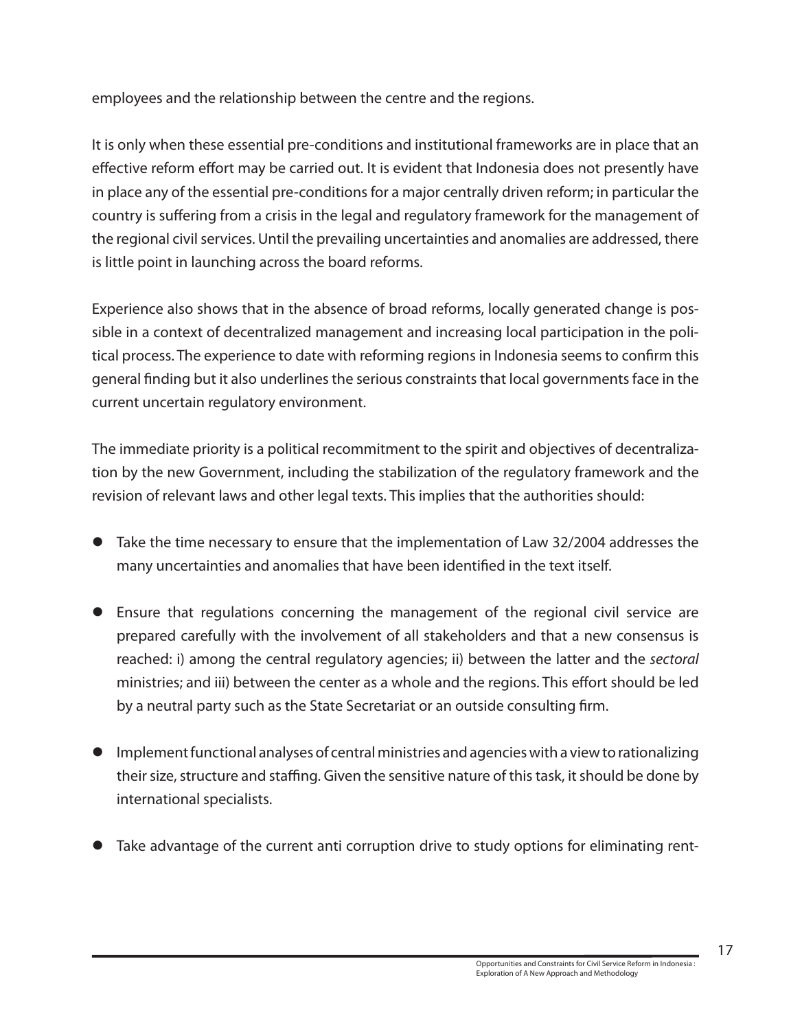employees and the relationship between the centre and the regions.

It is only when these essential pre-conditions and institutional frameworks are in place that an effective reform effort may be carried out. It is evident that Indonesia does not presently have in place any of the essential pre-conditions for a major centrally driven reform; in particular the country is suffering from a crisis in the legal and regulatory framework for the management of the regional civil services. Until the prevailing uncertainties and anomalies are addressed, there is little point in launching across the board reforms.

Experience also shows that in the absence of broad reforms, locally generated change is possible in a context of decentralized management and increasing local participation in the political process. The experience to date with reforming regions in Indonesia seems to confirm this general finding but it also underlines the serious constraints that local governments face in the current uncertain regulatory environment.

The immediate priority is a political recommitment to the spirit and objectives of decentralization by the new Government, including the stabilization of the regulatory framework and the revision of relevant laws and other legal texts. This implies that the authorities should:

- Take the time necessary to ensure that the implementation of Law 32/2004 addresses the many uncertainties and anomalies that have been identified in the text itself.
- Ensure that regulations concerning the management of the regional civil service are prepared carefully with the involvement of all stakeholders and that a new consensus is reached: i) among the central regulatory agencies; ii) between the latter and the *sectoral* ministries; and iii) between the center as a whole and the regions. This effort should be led by a neutral party such as the State Secretariat or an outside consulting firm.
- Implement functional analyses of central ministries and agencies with a view to rationalizing their size, structure and staffing. Given the sensitive nature of this task, it should be done by international specialists.
- Take advantage of the current anti corruption drive to study options for eliminating rent-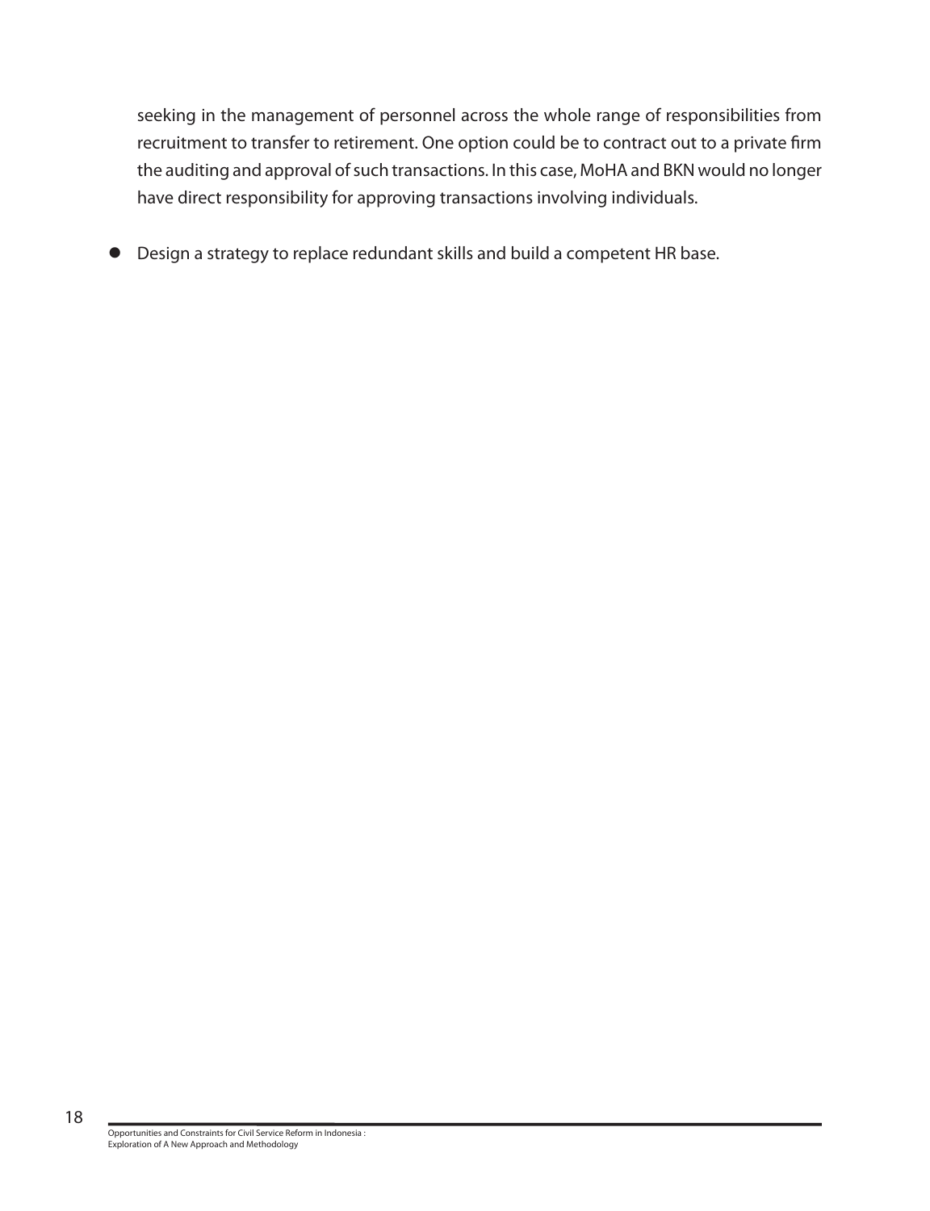seeking in the management of personnel across the whole range of responsibilities from recruitment to transfer to retirement. One option could be to contract out to a private firm the auditing and approval of such transactions. In this case, MoHA and BKN would no longer have direct responsibility for approving transactions involving individuals.

- Design a strategy to replace redundant skills and build a competent HR base.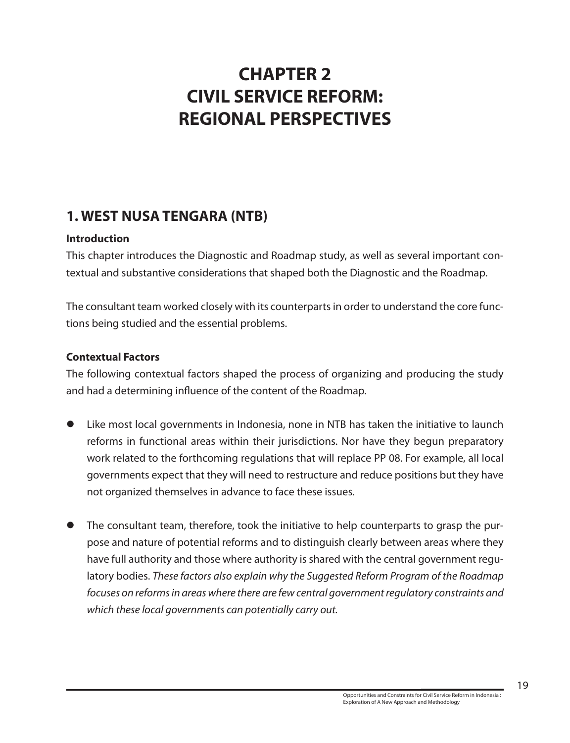# CHAPTER 2
# CIVIL SERVICE REFORM: REGIONAL PERSPECTIVES

## 1. WEST NUSA TENGARA (NTB)

**Introduction**

This chapter introduces the Diagnostic and Roadmap study, as well as several important contextual and substantive considerations that shaped both the Diagnostic and the Roadmap.

The consultant team worked closely with its counterparts in order to understand the core functions being studied and the essential problems.

**Contextual Factors**

The following contextual factors shaped the process of organizing and producing the study and had a determining influence of the content of the Roadmap.

- Like most local governments in Indonesia, none in NTB has taken the initiative to launch reforms in functional areas within their jurisdictions. Nor have they begun preparatory work related to the forthcoming regulations that will replace PP 08. For example, all local governments expect that they will need to restructure and reduce positions but they have not organized themselves in advance to face these issues.

- The consultant team, therefore, took the initiative to help counterparts to grasp the purpose and nature of potential reforms and to distinguish clearly between areas where they have full authority and those where authority is shared with the central government regulatory bodies. *These factors also explain why the Suggested Reform Program of the Roadmap focuses on reforms in areas where there are few central government regulatory constraints and which these local governments can potentially carry out.*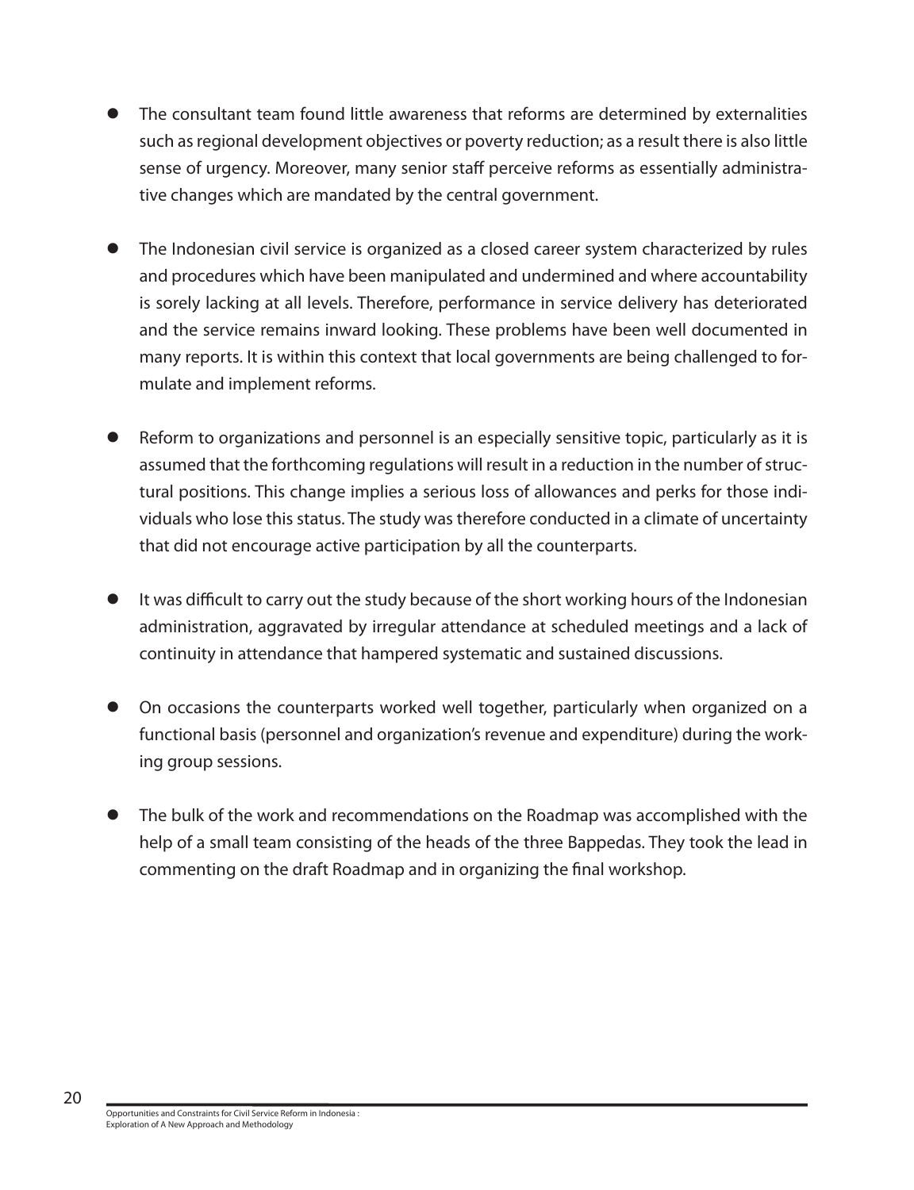- The consultant team found little awareness that reforms are determined by externalities such as regional development objectives or poverty reduction; as a result there is also little sense of urgency. Moreover, many senior staff perceive reforms as essentially administrative changes which are mandated by the central government.

- The Indonesian civil service is organized as a closed career system characterized by rules and procedures which have been manipulated and undermined and where accountability is sorely lacking at all levels. Therefore, performance in service delivery has deteriorated and the service remains inward looking. These problems have been well documented in many reports. It is within this context that local governments are being challenged to formulate and implement reforms.

- Reform to organizations and personnel is an especially sensitive topic, particularly as it is assumed that the forthcoming regulations will result in a reduction in the number of structural positions. This change implies a serious loss of allowances and perks for those individuals who lose this status. The study was therefore conducted in a climate of uncertainty that did not encourage active participation by all the counterparts.

- It was difficult to carry out the study because of the short working hours of the Indonesian administration, aggravated by irregular attendance at scheduled meetings and a lack of continuity in attendance that hampered systematic and sustained discussions.

- On occasions the counterparts worked well together, particularly when organized on a functional basis (personnel and organization's revenue and expenditure) during the working group sessions.

- The bulk of the work and recommendations on the Roadmap was accomplished with the help of a small team consisting of the heads of the three Bappedas. They took the lead in commenting on the draft Roadmap and in organizing the final workshop.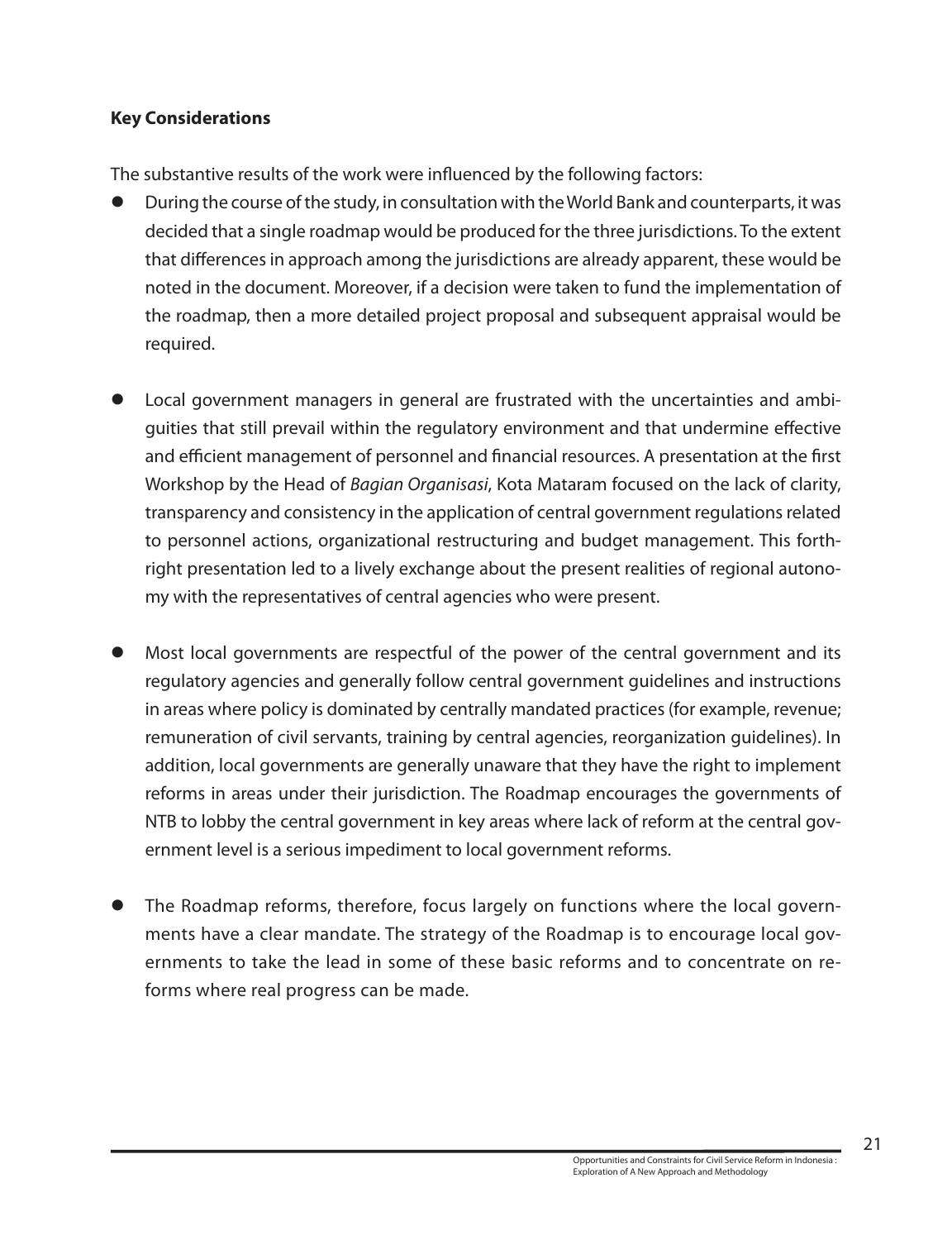**Key Considerations**

The substantive results of the work were influenced by the following factors:

- During the course of the study, in consultation with the World Bank and counterparts, it was decided that a single roadmap would be produced for the three jurisdictions. To the extent that differences in approach among the jurisdictions are already apparent, these would be noted in the document. Moreover, if a decision were taken to fund the implementation of the roadmap, then a more detailed project proposal and subsequent appraisal would be required.

- Local government managers in general are frustrated with the uncertainties and ambiguities that still prevail within the regulatory environment and that undermine effective and efficient management of personnel and financial resources. A presentation at the first Workshop by the Head of *Bagian Organisasi*, Kota Mataram focused on the lack of clarity, transparency and consistency in the application of central government regulations related to personnel actions, organizational restructuring and budget management. This forthright presentation led to a lively exchange about the present realities of regional autonomy with the representatives of central agencies who were present.

- Most local governments are respectful of the power of the central government and its regulatory agencies and generally follow central government guidelines and instructions in areas where policy is dominated by centrally mandated practices (for example, revenue; remuneration of civil servants, training by central agencies, reorganization guidelines). In addition, local governments are generally unaware that they have the right to implement reforms in areas under their jurisdiction. The Roadmap encourages the governments of NTB to lobby the central government in key areas where lack of reform at the central government level is a serious impediment to local government reforms.

- The Roadmap reforms, therefore, focus largely on functions where the local governments have a clear mandate. The strategy of the Roadmap is to encourage local governments to take the lead in some of these basic reforms and to concentrate on reforms where real progress can be made.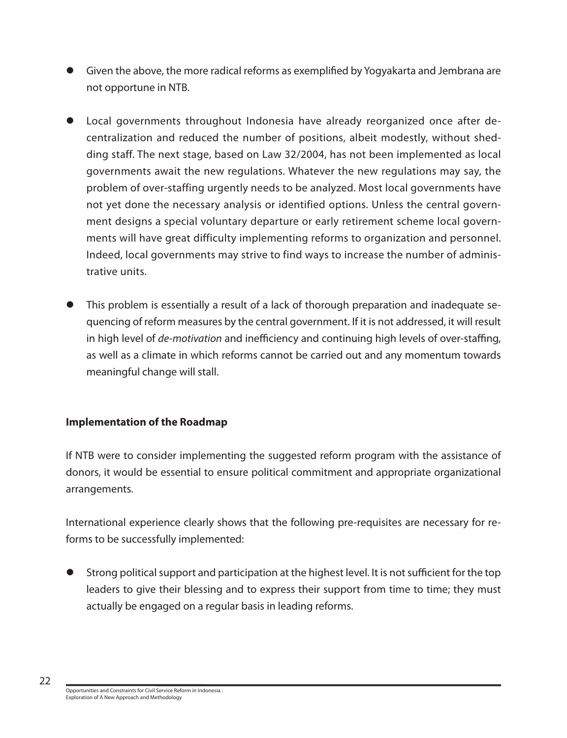- Given the above, the more radical reforms as exemplified by Yogyakarta and Jembrana are not opportune in NTB.

- Local governments throughout Indonesia have already reorganized once after decentralization and reduced the number of positions, albeit modestly, without shedding staff. The next stage, based on Law 32/2004, has not been implemented as local governments await the new regulations. Whatever the new regulations may say, the problem of over-staffing urgently needs to be analyzed. Most local governments have not yet done the necessary analysis or identified options. Unless the central government designs a special voluntary departure or early retirement scheme local governments will have great difficulty implementing reforms to organization and personnel. Indeed, local governments may strive to find ways to increase the number of administrative units.

- This problem is essentially a result of a lack of thorough preparation and inadequate sequencing of reform measures by the central government. If it is not addressed, it will result in high level of *de-motivation* and inefficiency and continuing high levels of over-staffing, as well as a climate in which reforms cannot be carried out and any momentum towards meaningful change will stall.

**Implementation of the Roadmap**

If NTB were to consider implementing the suggested reform program with the assistance of donors, it would be essential to ensure political commitment and appropriate organizational arrangements.

International experience clearly shows that the following pre-requisites are necessary for reforms to be successfully implemented:

- Strong political support and participation at the highest level. It is not sufficient for the top leaders to give their blessing and to express their support from time to time; they must actually be engaged on a regular basis in leading reforms.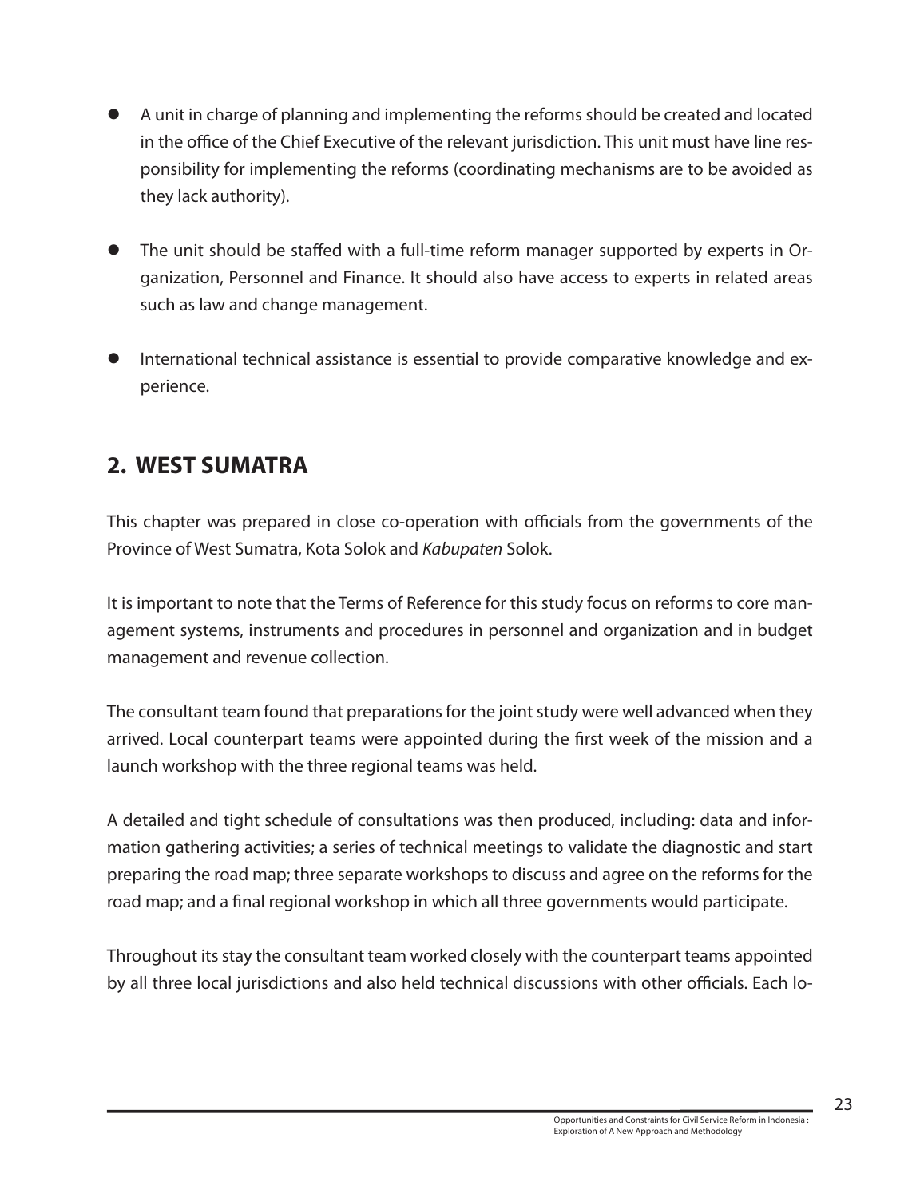- A unit in charge of planning and implementing the reforms should be created and located in the office of the Chief Executive of the relevant jurisdiction. This unit must have line responsibility for implementing the reforms (coordinating mechanisms are to be avoided as they lack authority).

- The unit should be staffed with a full-time reform manager supported by experts in Organization, Personnel and Finance. It should also have access to experts in related areas such as law and change management.

- International technical assistance is essential to provide comparative knowledge and experience.

## 2. WEST SUMATRA

This chapter was prepared in close co-operation with officials from the governments of the Province of West Sumatra, Kota Solok and *Kabupaten* Solok.

It is important to note that the Terms of Reference for this study focus on reforms to core management systems, instruments and procedures in personnel and organization and in budget management and revenue collection.

The consultant team found that preparations for the joint study were well advanced when they arrived. Local counterpart teams were appointed during the first week of the mission and a launch workshop with the three regional teams was held.

A detailed and tight schedule of consultations was then produced, including: data and information gathering activities; a series of technical meetings to validate the diagnostic and start preparing the road map; three separate workshops to discuss and agree on the reforms for the road map; and a final regional workshop in which all three governments would participate.

Throughout its stay the consultant team worked closely with the counterpart teams appointed by all three local jurisdictions and also held technical discussions with other officials. Each lo-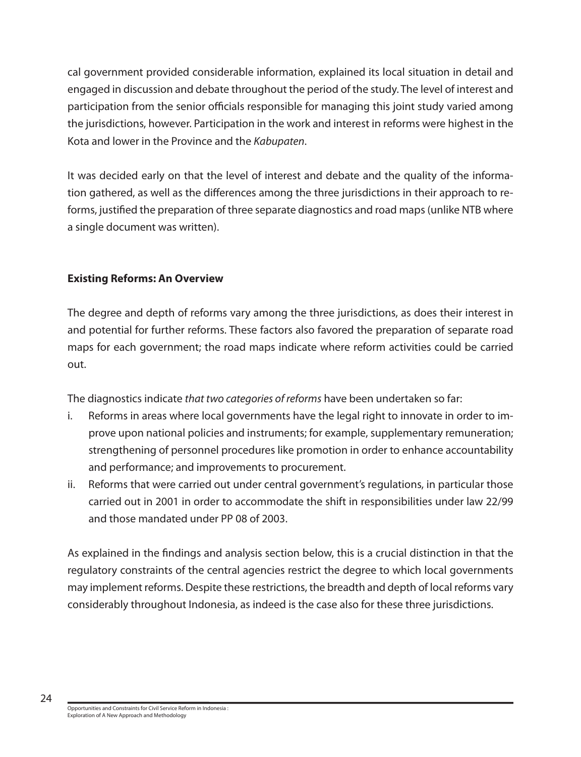cal government provided considerable information, explained its local situation in detail and engaged in discussion and debate throughout the period of the study. The level of interest and participation from the senior officials responsible for managing this joint study varied among the jurisdictions, however. Participation in the work and interest in reforms were highest in the Kota and lower in the Province and the *Kabupaten*.

It was decided early on that the level of interest and debate and the quality of the information gathered, as well as the differences among the three jurisdictions in their approach to reforms, justified the preparation of three separate diagnostics and road maps (unlike NTB where a single document was written).

**Existing Reforms: An Overview**

The degree and depth of reforms vary among the three jurisdictions, as does their interest in and potential for further reforms. These factors also favored the preparation of separate road maps for each government; the road maps indicate where reform activities could be carried out.

The diagnostics indicate *that two categories of reforms* have been undertaken so far:

i. Reforms in areas where local governments have the legal right to innovate in order to improve upon national policies and instruments; for example, supplementary remuneration; strengthening of personnel procedures like promotion in order to enhance accountability and performance; and improvements to procurement.
ii. Reforms that were carried out under central government's regulations, in particular those carried out in 2001 in order to accommodate the shift in responsibilities under law 22/99 and those mandated under PP 08 of 2003.

As explained in the findings and analysis section below, this is a crucial distinction in that the regulatory constraints of the central agencies restrict the degree to which local governments may implement reforms. Despite these restrictions, the breadth and depth of local reforms vary considerably throughout Indonesia, as indeed is the case also for these three jurisdictions.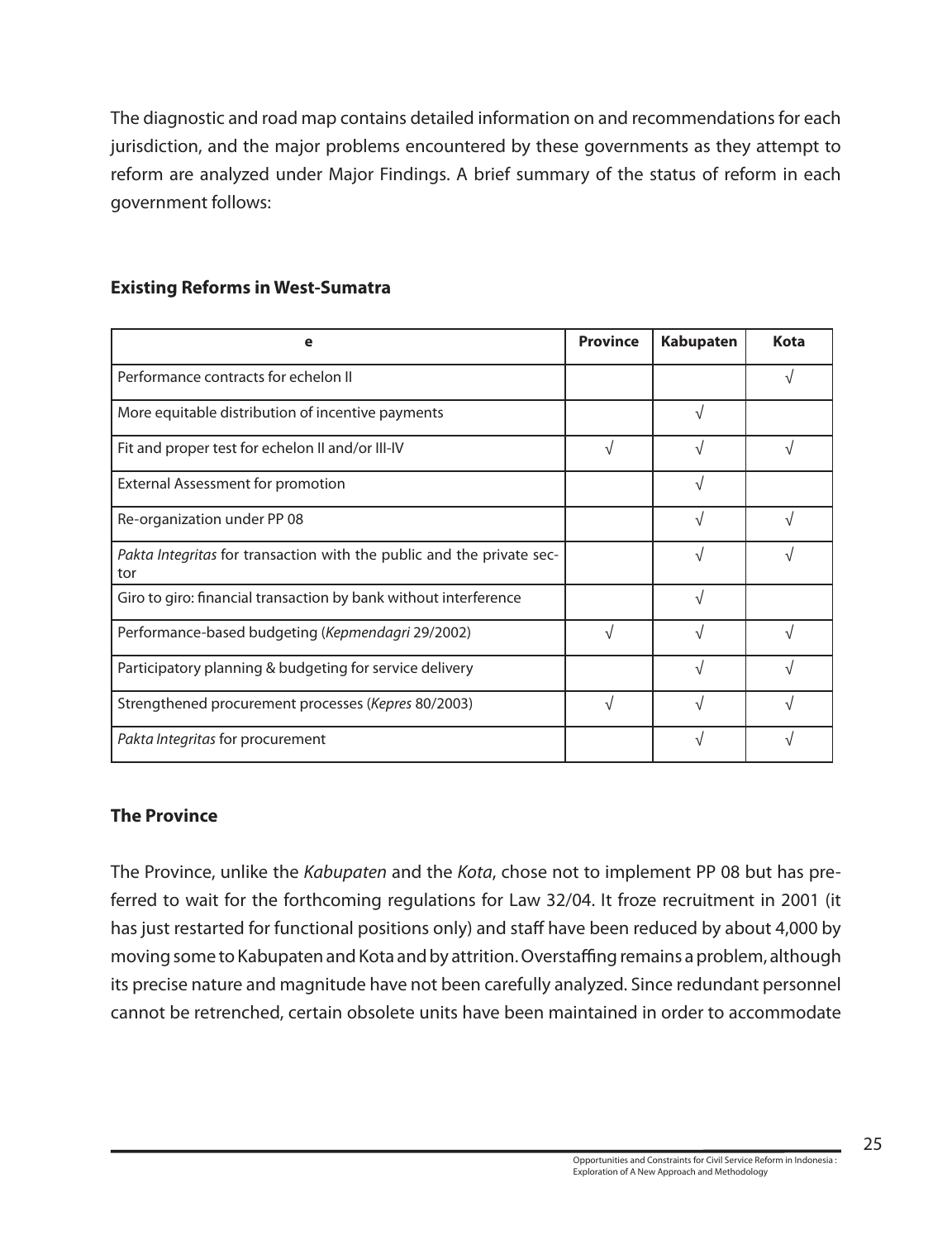The diagnostic and road map contains detailed information on and recommendations for each jurisdiction, and the major problems encountered by these governments as they attempt to reform are analyzed under Major Findings. A brief summary of the status of reform in each government follows:

### Existing Reforms in West-Sumatra

| e | Province | Kabupaten | Kota |
|---|---|---|---|
| Performance contracts for echelon II | | | √ |
| More equitable distribution of incentive payments | | √ | |
| Fit and proper test for echelon II and/or III-IV | √ | √ | √ |
| External Assessment for promotion | | √ | |
| Re-organization under PP 08 | | √ | √ |
| *Pakta Integritas* for transaction with the public and the private sector | | √ | √ |
| Giro to giro: financial transaction by bank without interference | | √ | |
| Performance-based budgeting (*Kepmendagri* 29/2002) | √ | √ | √ |
| Participatory planning & budgeting for service delivery | | √ | √ |
| Strengthened procurement processes (*Kepres* 80/2003) | √ | √ | √ |
| *Pakta Integritas* for procurement | | √ | √ |

### The Province

The Province, unlike the *Kabupaten* and the *Kota*, chose not to implement PP 08 but has preferred to wait for the forthcoming regulations for Law 32/04. It froze recruitment in 2001 (it has just restarted for functional positions only) and staff have been reduced by about 4,000 by moving some to Kabupaten and Kota and by attrition. Overstaffing remains a problem, although its precise nature and magnitude have not been carefully analyzed. Since redundant personnel cannot be retrenched, certain obsolete units have been maintained in order to accommodate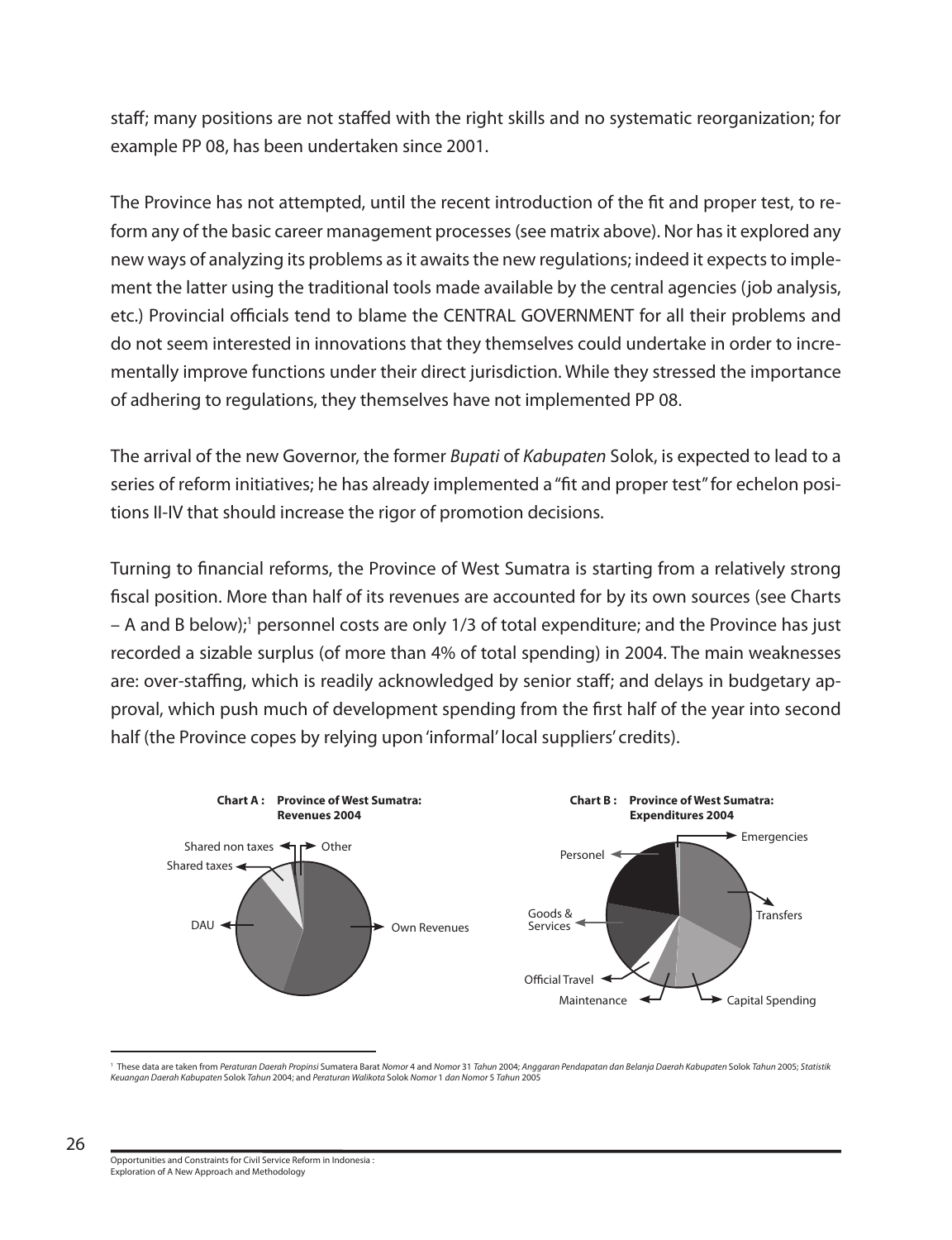staff; many positions are not staffed with the right skills and no systematic reorganization; for example PP 08, has been undertaken since 2001.

The Province has not attempted, until the recent introduction of the fit and proper test, to reform any of the basic career management processes (see matrix above). Nor has it explored any new ways of analyzing its problems as it awaits the new regulations; indeed it expects to implement the latter using the traditional tools made available by the central agencies (job analysis, etc.) Provincial officials tend to blame the CENTRAL GOVERNMENT for all their problems and do not seem interested in innovations that they themselves could undertake in order to incrementally improve functions under their direct jurisdiction. While they stressed the importance of adhering to regulations, they themselves have not implemented PP 08.

The arrival of the new Governor, the former *Bupati* of *Kabupaten* Solok, is expected to lead to a series of reform initiatives; he has already implemented a "fit and proper test" for echelon positions II-IV that should increase the rigor of promotion decisions.

Turning to financial reforms, the Province of West Sumatra is starting from a relatively strong fiscal position. More than half of its revenues are accounted for by its own sources (see Charts – A and B below);[1] personnel costs are only 1/3 of total expenditure; and the Province has just recorded a sizable surplus (of more than 4% of total spending) in 2004. The main weaknesses are: over-staffing, which is readily acknowledged by senior staff; and delays in budgetary approval, which push much of development spending from the first half of the year into second half (the Province copes by relying upon 'informal' local suppliers' credits).

**Chart A : Province of West Sumatra: Revenues 2004**

Shared non taxes, Other, Shared taxes, DAU, Own Revenues

**Chart B : Province of West Sumatra: Expenditures 2004**

Personel, Emergencies, Transfers, Goods & Services, Official Travel, Maintenance, Capital Spending

[1] These data are taken from *Peraturan Daerah Propinsi* Sumatera Barat *Nomor* 4 and *Nomor* 31 *Tahun* 2004; *Anggaran Pendapatan dan Belanja Daerah Kabupaten* Solok *Tahun* 2005; *Statistik Keuangan Daerah Kabupaten* Solok *Tahun* 2004; and *Peraturan Walikota* Solok *Nomor* 1 *dan Nomor* 5 *Tahun* 2005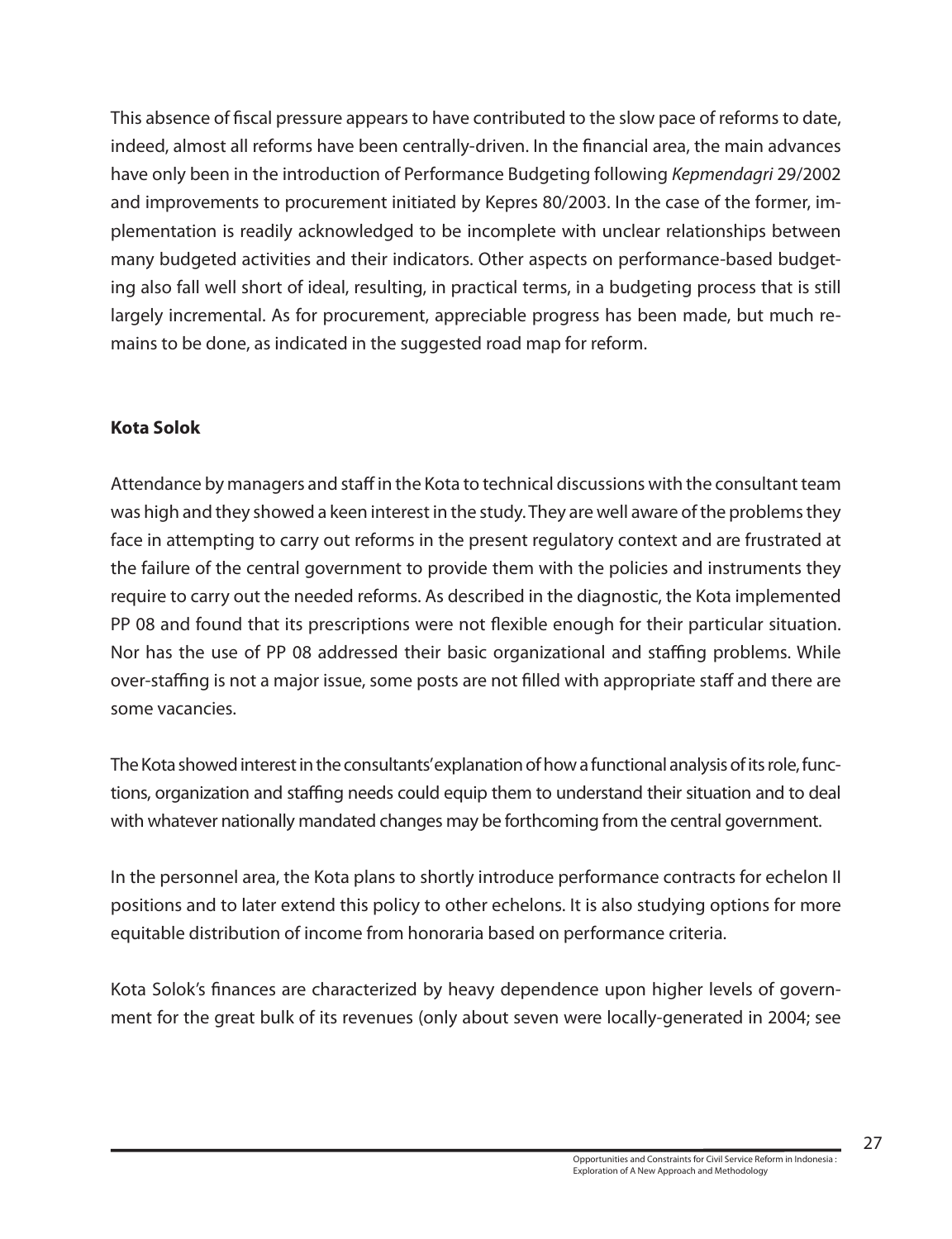This absence of fiscal pressure appears to have contributed to the slow pace of reforms to date, indeed, almost all reforms have been centrally-driven. In the financial area, the main advances have only been in the introduction of Performance Budgeting following *Kepmendagri* 29/2002 and improvements to procurement initiated by Kepres 80/2003. In the case of the former, implementation is readily acknowledged to be incomplete with unclear relationships between many budgeted activities and their indicators. Other aspects on performance-based budgeting also fall well short of ideal, resulting, in practical terms, in a budgeting process that is still largely incremental. As for procurement, appreciable progress has been made, but much remains to be done, as indicated in the suggested road map for reform.

**Kota Solok**

Attendance by managers and staff in the Kota to technical discussions with the consultant team was high and they showed a keen interest in the study. They are well aware of the problems they face in attempting to carry out reforms in the present regulatory context and are frustrated at the failure of the central government to provide them with the policies and instruments they require to carry out the needed reforms. As described in the diagnostic, the Kota implemented PP 08 and found that its prescriptions were not flexible enough for their particular situation. Nor has the use of PP 08 addressed their basic organizational and staffing problems. While over-staffing is not a major issue, some posts are not filled with appropriate staff and there are some vacancies.

The Kota showed interest in the consultants' explanation of how a functional analysis of its role, functions, organization and staffing needs could equip them to understand their situation and to deal with whatever nationally mandated changes may be forthcoming from the central government.

In the personnel area, the Kota plans to shortly introduce performance contracts for echelon II positions and to later extend this policy to other echelons. It is also studying options for more equitable distribution of income from honoraria based on performance criteria.

Kota Solok's finances are characterized by heavy dependence upon higher levels of government for the great bulk of its revenues (only about seven were locally-generated in 2004; see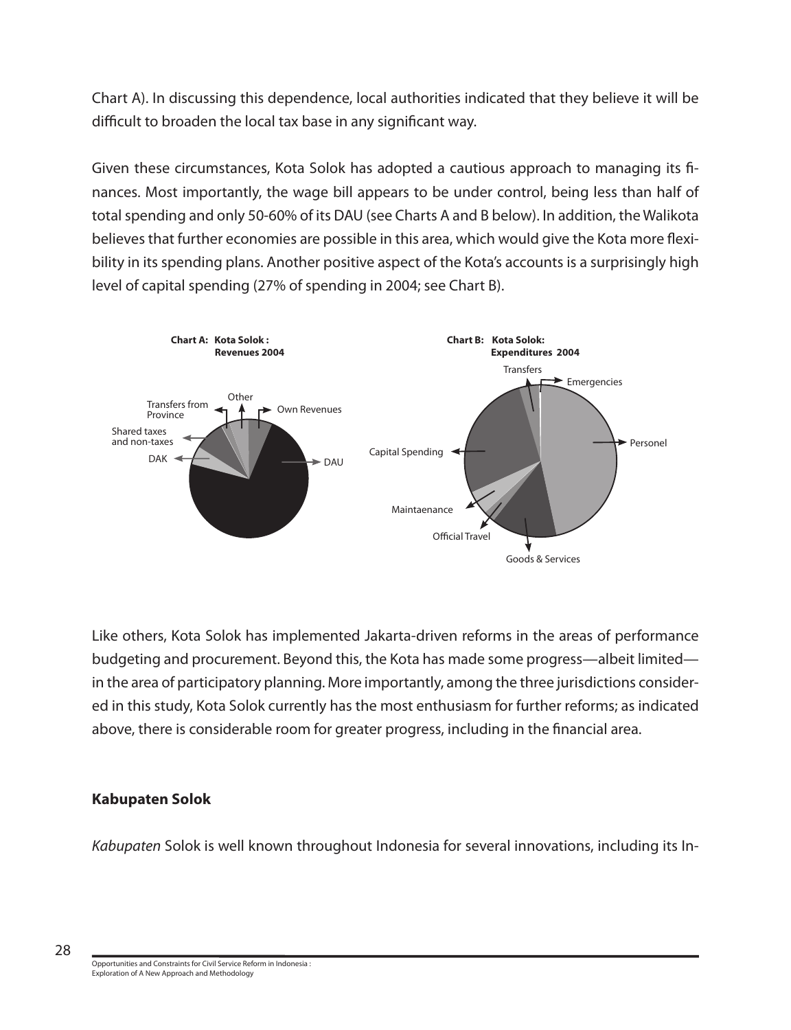Chart A). In discussing this dependence, local authorities indicated that they believe it will be difficult to broaden the local tax base in any significant way.

Given these circumstances, Kota Solok has adopted a cautious approach to managing its finances. Most importantly, the wage bill appears to be under control, being less than half of total spending and only 50-60% of its DAU (see Charts A and B below). In addition, the Walikota believes that further economies are possible in this area, which would give the Kota more flexibility in its spending plans. Another positive aspect of the Kota's accounts is a surprisingly high level of capital spending (27% of spending in 2004; see Chart B).

**Chart A: Kota Solok : Revenues 2004**

Transfers from Province, Other, Own Revenues, Shared taxes and non-taxes, DAK, DAU

**Chart B: Kota Solok: Expenditures 2004**

Transfers, Emergencies, Personel, Capital Spending, Maintaenance, Official Travel, Goods & Services

Like others, Kota Solok has implemented Jakarta-driven reforms in the areas of performance budgeting and procurement. Beyond this, the Kota has made some progress—albeit limited—in the area of participatory planning. More importantly, among the three jurisdictions considered in this study, Kota Solok currently has the most enthusiasm for further reforms; as indicated above, there is considerable room for greater progress, including in the financial area.

### Kabupaten Solok

*Kabupaten* Solok is well known throughout Indonesia for several innovations, including its In-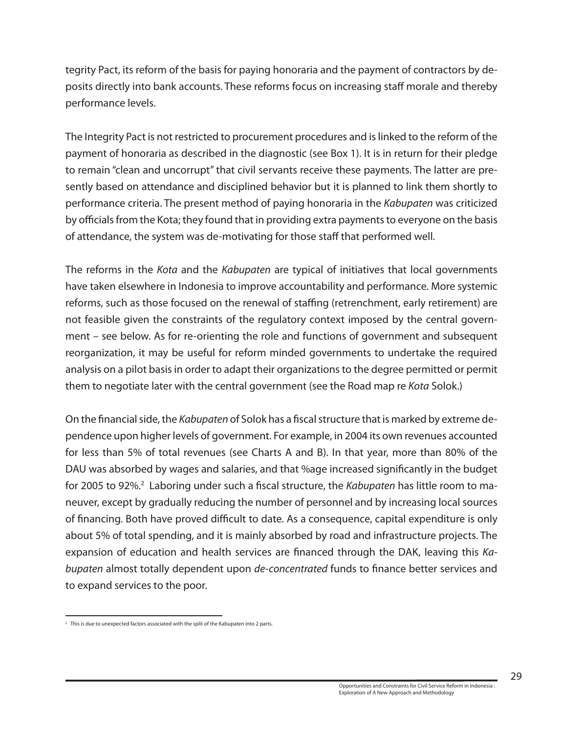tegrity Pact, its reform of the basis for paying honoraria and the payment of contractors by deposits directly into bank accounts. These reforms focus on increasing staff morale and thereby performance levels.

The Integrity Pact is not restricted to procurement procedures and is linked to the reform of the payment of honoraria as described in the diagnostic (see Box 1). It is in return for their pledge to remain "clean and uncorrupt" that civil servants receive these payments. The latter are presently based on attendance and disciplined behavior but it is planned to link them shortly to performance criteria. The present method of paying honoraria in the *Kabupaten* was criticized by officials from the Kota; they found that in providing extra payments to everyone on the basis of attendance, the system was de-motivating for those staff that performed well.

The reforms in the *Kota* and the *Kabupaten* are typical of initiatives that local governments have taken elsewhere in Indonesia to improve accountability and performance. More systemic reforms, such as those focused on the renewal of staffing (retrenchment, early retirement) are not feasible given the constraints of the regulatory context imposed by the central government – see below. As for re-orienting the role and functions of government and subsequent reorganization, it may be useful for reform minded governments to undertake the required analysis on a pilot basis in order to adapt their organizations to the degree permitted or permit them to negotiate later with the central government (see the Road map re *Kota* Solok.)

On the financial side, the *Kabupaten* of Solok has a fiscal structure that is marked by extreme dependence upon higher levels of government. For example, in 2004 its own revenues accounted for less than 5% of total revenues (see Charts A and B). In that year, more than 80% of the DAU was absorbed by wages and salaries, and that %age increased significantly in the budget for 2005 to 92%.[2] Laboring under such a fiscal structure, the *Kabupaten* has little room to maneuver, except by gradually reducing the number of personnel and by increasing local sources of financing. Both have proved difficult to date. As a consequence, capital expenditure is only about 5% of total spending, and it is mainly absorbed by road and infrastructure projects. The expansion of education and health services are financed through the DAK, leaving this *Kabupaten* almost totally dependent upon *de-concentrated* funds to finance better services and to expand services to the poor.

[2] This is due to unexpected factors associated with the split of the Kabupaten into 2 parts.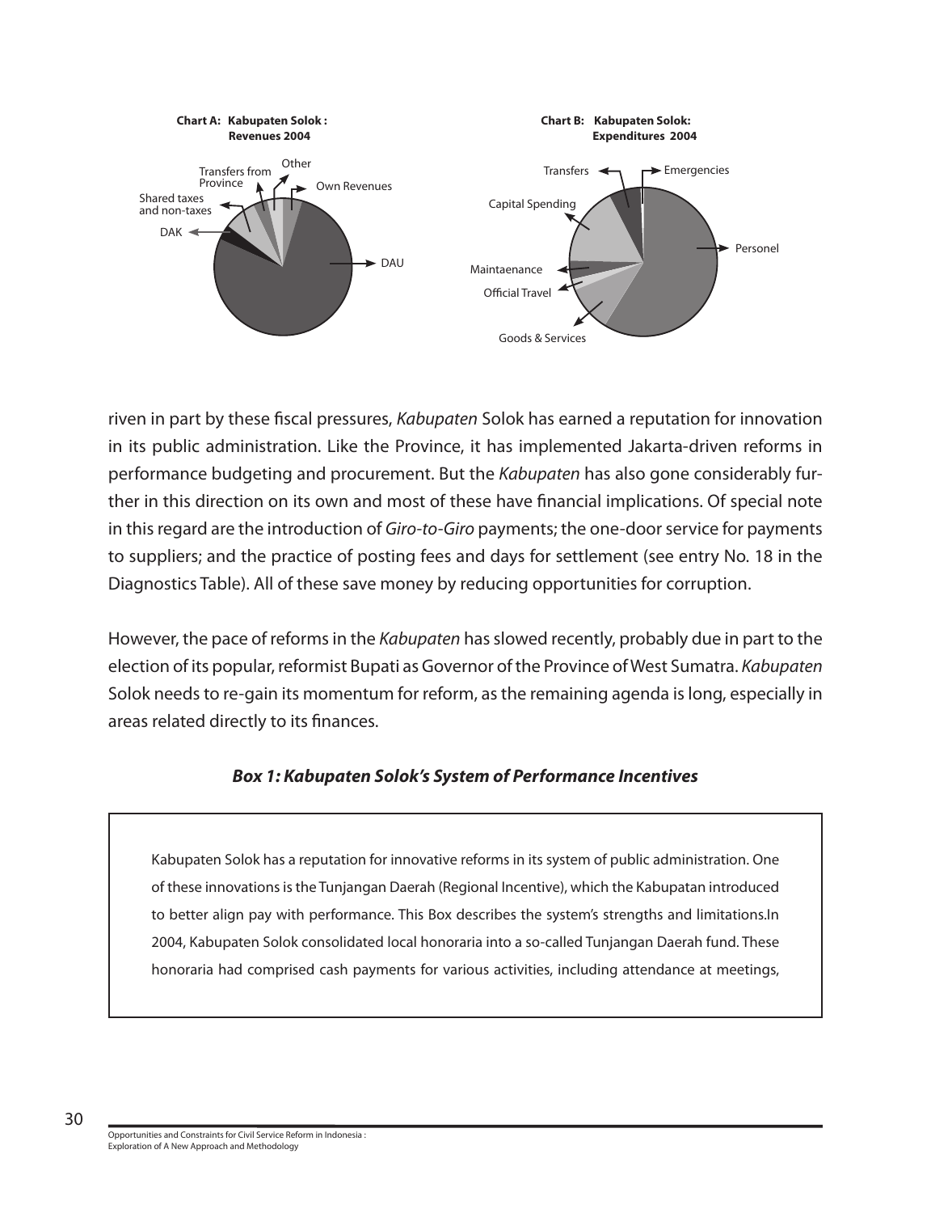**Chart A: Kabupaten Solok : Revenues 2004**

Transfers from Province

Other

Own Revenues

Shared taxes and non-taxes

DAK

DAU

**Chart B: Kabupaten Solok: Expenditures 2004**

Transfers

Emergencies

Capital Spending

Personel

Maintaenance

Official Travel

Goods & Services

riven in part by these fiscal pressures, *Kabupaten* Solok has earned a reputation for innovation in its public administration. Like the Province, it has implemented Jakarta-driven reforms in performance budgeting and procurement. But the *Kabupaten* has also gone considerably further in this direction on its own and most of these have financial implications. Of special note in this regard are the introduction of *Giro-to-Giro* payments; the one-door service for payments to suppliers; and the practice of posting fees and days for settlement (see entry No. 18 in the Diagnostics Table). All of these save money by reducing opportunities for corruption.

However, the pace of reforms in the *Kabupaten* has slowed recently, probably due in part to the election of its popular, reformist Bupati as Governor of the Province of West Sumatra. *Kabupaten* Solok needs to re-gain its momentum for reform, as the remaining agenda is long, especially in areas related directly to its finances.

***Box 1: Kabupaten Solok's System of Performance Incentives***

Kabupaten Solok has a reputation for innovative reforms in its system of public administration. One of these innovations is the Tunjangan Daerah (Regional Incentive), which the Kabupatan introduced to better align pay with performance. This Box describes the system's strengths and limitations.In 2004, Kabupaten Solok consolidated local honoraria into a so-called Tunjangan Daerah fund. These honoraria had comprised cash payments for various activities, including attendance at meetings,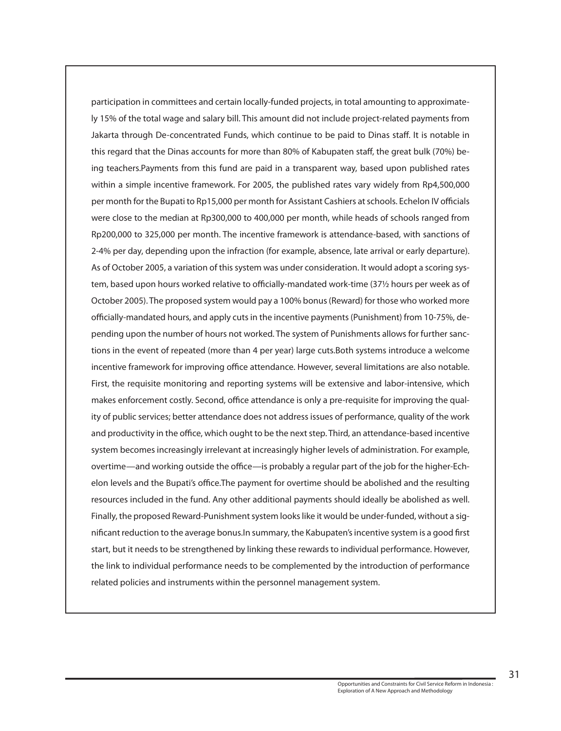participation in committees and certain locally-funded projects, in total amounting to approximately 15% of the total wage and salary bill. This amount did not include project-related payments from Jakarta through De-concentrated Funds, which continue to be paid to Dinas staff. It is notable in this regard that the Dinas accounts for more than 80% of Kabupaten staff, the great bulk (70%) being teachers.Payments from this fund are paid in a transparent way, based upon published rates within a simple incentive framework. For 2005, the published rates vary widely from Rp4,500,000 per month for the Bupati to Rp15,000 per month for Assistant Cashiers at schools. Echelon IV officials were close to the median at Rp300,000 to 400,000 per month, while heads of schools ranged from Rp200,000 to 325,000 per month. The incentive framework is attendance-based, with sanctions of 2-4% per day, depending upon the infraction (for example, absence, late arrival or early departure). As of October 2005, a variation of this system was under consideration. It would adopt a scoring system, based upon hours worked relative to officially-mandated work-time (37½ hours per week as of October 2005). The proposed system would pay a 100% bonus (Reward) for those who worked more officially-mandated hours, and apply cuts in the incentive payments (Punishment) from 10-75%, depending upon the number of hours not worked. The system of Punishments allows for further sanctions in the event of repeated (more than 4 per year) large cuts.Both systems introduce a welcome incentive framework for improving office attendance. However, several limitations are also notable. First, the requisite monitoring and reporting systems will be extensive and labor-intensive, which makes enforcement costly. Second, office attendance is only a pre-requisite for improving the quality of public services; better attendance does not address issues of performance, quality of the work and productivity in the office, which ought to be the next step. Third, an attendance-based incentive system becomes increasingly irrelevant at increasingly higher levels of administration. For example, overtime—and working outside the office—is probably a regular part of the job for the higher-Echelon levels and the Bupati's office.The payment for overtime should be abolished and the resulting resources included in the fund. Any other additional payments should ideally be abolished as well. Finally, the proposed Reward-Punishment system looks like it would be under-funded, without a significant reduction to the average bonus.In summary, the Kabupaten's incentive system is a good first start, but it needs to be strengthened by linking these rewards to individual performance. However, the link to individual performance needs to be complemented by the introduction of performance related policies and instruments within the personnel management system.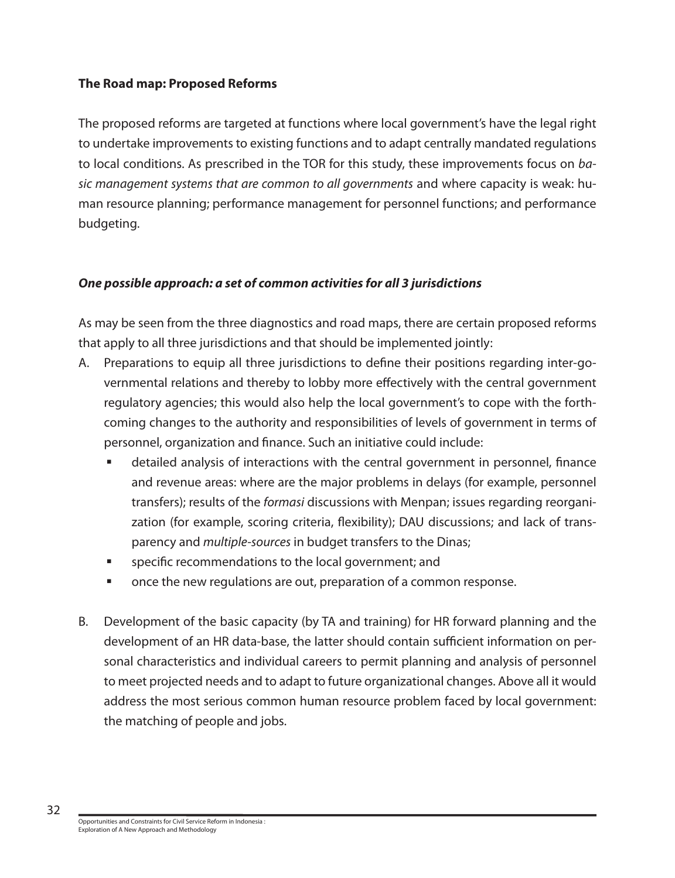**The Road map: Proposed Reforms**

The proposed reforms are targeted at functions where local government's have the legal right to undertake improvements to existing functions and to adapt centrally mandated regulations to local conditions. As prescribed in the TOR for this study, these improvements focus on *basic management systems that are common to all governments* and where capacity is weak: human resource planning; performance management for personnel functions; and performance budgeting.

***One possible approach: a set of common activities for all 3 jurisdictions***

As may be seen from the three diagnostics and road maps, there are certain proposed reforms that apply to all three jurisdictions and that should be implemented jointly:

A. Preparations to equip all three jurisdictions to define their positions regarding inter-governmental relations and thereby to lobby more effectively with the central government regulatory agencies; this would also help the local government's to cope with the forthcoming changes to the authority and responsibilities of levels of government in terms of personnel, organization and finance. Such an initiative could include:
   - detailed analysis of interactions with the central government in personnel, finance and revenue areas: where are the major problems in delays (for example, personnel transfers); results of the *formasi* discussions with Menpan; issues regarding reorganization (for example, scoring criteria, flexibility); DAU discussions; and lack of transparency and *multiple-sources* in budget transfers to the Dinas;
   - specific recommendations to the local government; and
   - once the new regulations are out, preparation of a common response.

B. Development of the basic capacity (by TA and training) for HR forward planning and the development of an HR data-base, the latter should contain sufficient information on personal characteristics and individual careers to permit planning and analysis of personnel to meet projected needs and to adapt to future organizational changes. Above all it would address the most serious common human resource problem faced by local government: the matching of people and jobs.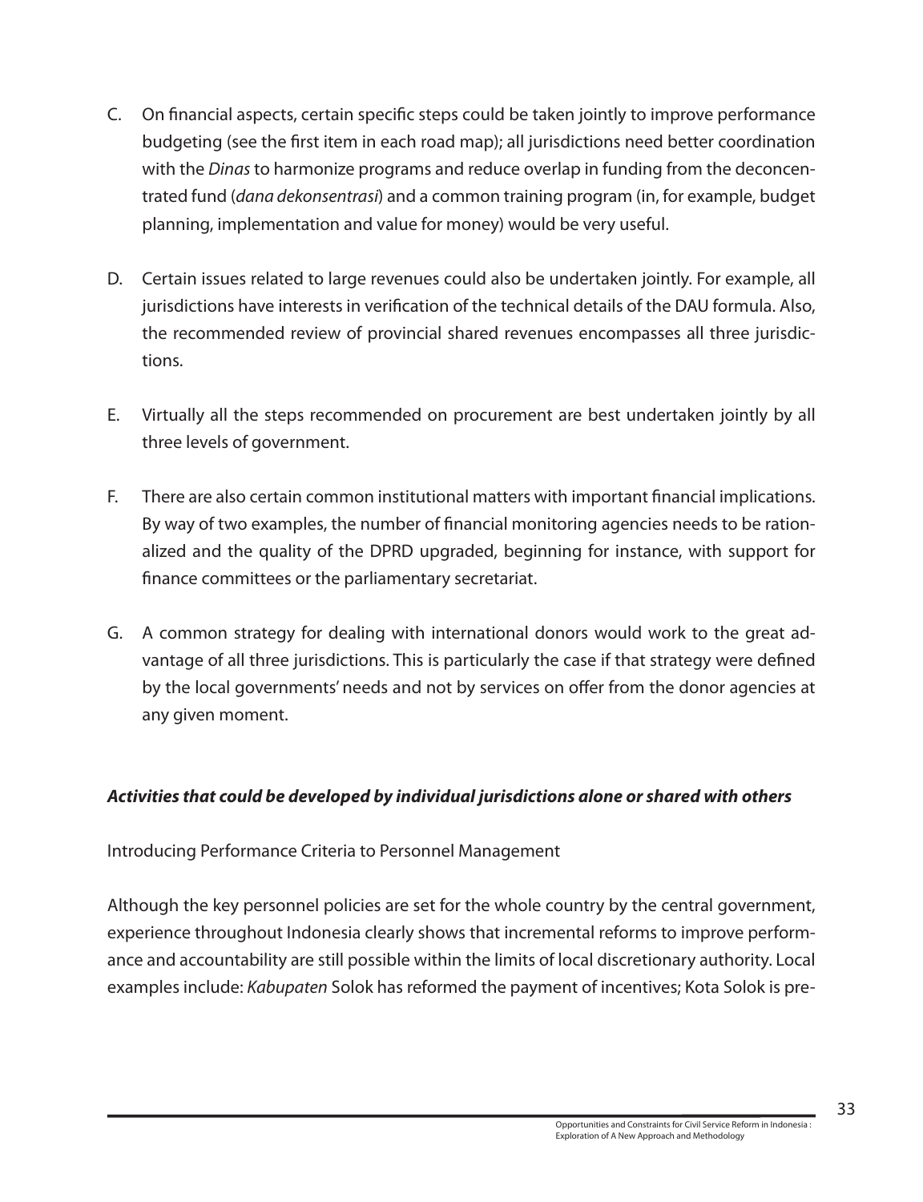C. On financial aspects, certain specific steps could be taken jointly to improve performance budgeting (see the first item in each road map); all jurisdictions need better coordination with the *Dinas* to harmonize programs and reduce overlap in funding from the deconcentrated fund (*dana dekonsentrasi*) and a common training program (in, for example, budget planning, implementation and value for money) would be very useful.

D. Certain issues related to large revenues could also be undertaken jointly. For example, all jurisdictions have interests in verification of the technical details of the DAU formula. Also, the recommended review of provincial shared revenues encompasses all three jurisdictions.

E. Virtually all the steps recommended on procurement are best undertaken jointly by all three levels of government.

F. There are also certain common institutional matters with important financial implications. By way of two examples, the number of financial monitoring agencies needs to be rationalized and the quality of the DPRD upgraded, beginning for instance, with support for finance committees or the parliamentary secretariat.

G. A common strategy for dealing with international donors would work to the great advantage of all three jurisdictions. This is particularly the case if that strategy were defined by the local governments' needs and not by services on offer from the donor agencies at any given moment.

***Activities that could be developed by individual jurisdictions alone or shared with others***

Introducing Performance Criteria to Personnel Management

Although the key personnel policies are set for the whole country by the central government, experience throughout Indonesia clearly shows that incremental reforms to improve performance and accountability are still possible within the limits of local discretionary authority. Local examples include: *Kabupaten* Solok has reformed the payment of incentives; Kota Solok is pre-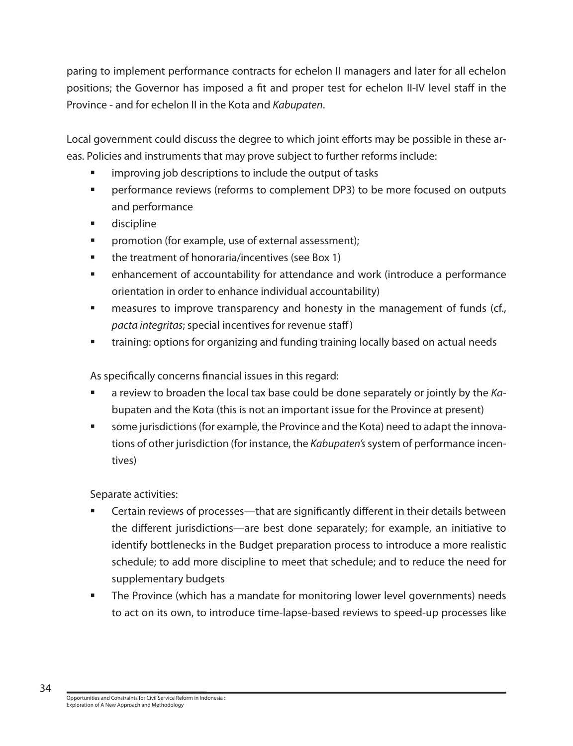paring to implement performance contracts for echelon II managers and later for all echelon positions; the Governor has imposed a fit and proper test for echelon II-IV level staff in the Province - and for echelon II in the Kota and *Kabupaten*.

Local government could discuss the degree to which joint efforts may be possible in these areas. Policies and instruments that may prove subject to further reforms include:

- improving job descriptions to include the output of tasks
- performance reviews (reforms to complement DP3) to be more focused on outputs and performance
- discipline
- promotion (for example, use of external assessment);
- the treatment of honoraria/incentives (see Box 1)
- enhancement of accountability for attendance and work (introduce a performance orientation in order to enhance individual accountability)
- measures to improve transparency and honesty in the management of funds (cf., *pacta integritas*; special incentives for revenue staff)
- training: options for organizing and funding training locally based on actual needs

As specifically concerns financial issues in this regard:

- a review to broaden the local tax base could be done separately or jointly by the *Kabupaten* and the Kota (this is not an important issue for the Province at present)
- some jurisdictions (for example, the Province and the Kota) need to adapt the innovations of other jurisdiction (for instance, the *Kabupaten's* system of performance incentives)

Separate activities:

- Certain reviews of processes—that are significantly different in their details between the different jurisdictions—are best done separately; for example, an initiative to identify bottlenecks in the Budget preparation process to introduce a more realistic schedule; to add more discipline to meet that schedule; and to reduce the need for supplementary budgets
- The Province (which has a mandate for monitoring lower level governments) needs to act on its own, to introduce time-lapse-based reviews to speed-up processes like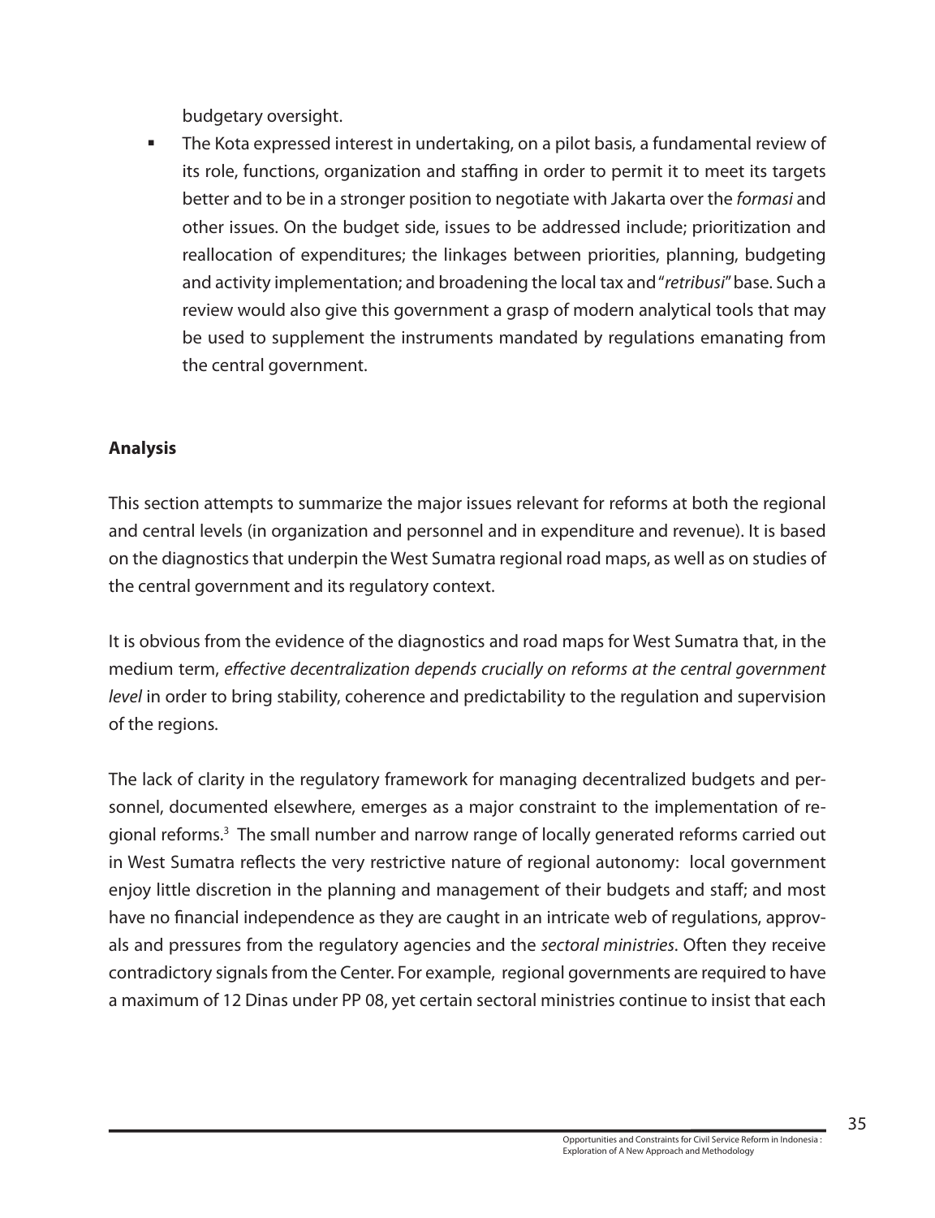budgetary oversight.

- The Kota expressed interest in undertaking, on a pilot basis, a fundamental review of its role, functions, organization and staffing in order to permit it to meet its targets better and to be in a stronger position to negotiate with Jakarta over the *formasi* and other issues. On the budget side, issues to be addressed include; prioritization and reallocation of expenditures; the linkages between priorities, planning, budgeting and activity implementation; and broadening the local tax and "*retribusi*" base. Such a review would also give this government a grasp of modern analytical tools that may be used to supplement the instruments mandated by regulations emanating from the central government.

**Analysis**

This section attempts to summarize the major issues relevant for reforms at both the regional and central levels (in organization and personnel and in expenditure and revenue). It is based on the diagnostics that underpin the West Sumatra regional road maps, as well as on studies of the central government and its regulatory context.

It is obvious from the evidence of the diagnostics and road maps for West Sumatra that, in the medium term, *effective decentralization depends crucially on reforms at the central government level* in order to bring stability, coherence and predictability to the regulation and supervision of the regions.

The lack of clarity in the regulatory framework for managing decentralized budgets and personnel, documented elsewhere, emerges as a major constraint to the implementation of regional reforms.[3] The small number and narrow range of locally generated reforms carried out in West Sumatra reflects the very restrictive nature of regional autonomy: local government enjoy little discretion in the planning and management of their budgets and staff; and most have no financial independence as they are caught in an intricate web of regulations, approvals and pressures from the regulatory agencies and the *sectoral ministries*. Often they receive contradictory signals from the Center. For example, regional governments are required to have a maximum of 12 Dinas under PP 08, yet certain sectoral ministries continue to insist that each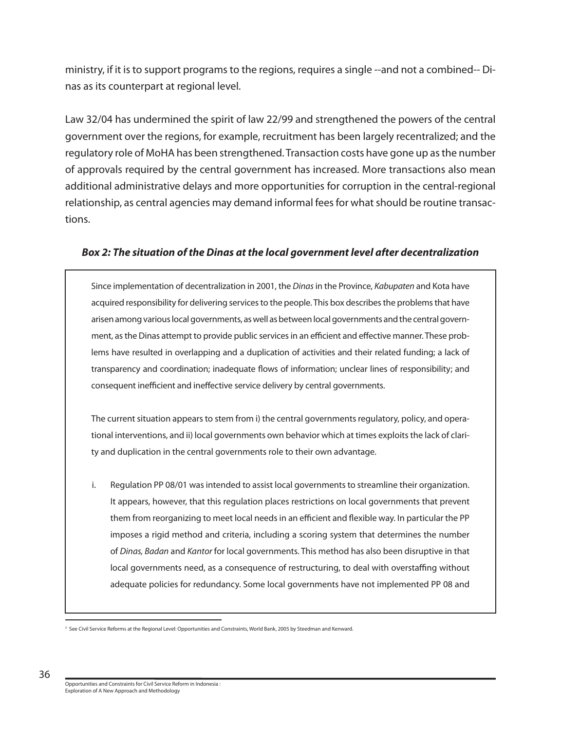ministry, if it is to support programs to the regions, requires a single --and not a combined-- Dinas as its counterpart at regional level.

Law 32/04 has undermined the spirit of law 22/99 and strengthened the powers of the central government over the regions, for example, recruitment has been largely recentralized; and the regulatory role of MoHA has been strengthened. Transaction costs have gone up as the number of approvals required by the central government has increased. More transactions also mean additional administrative delays and more opportunities for corruption in the central-regional relationship, as central agencies may demand informal fees for what should be routine transactions.

***Box 2: The situation of the Dinas at the local government level after decentralization***

Since implementation of decentralization in 2001, the *Dinas* in the Province, *Kabupaten* and Kota have acquired responsibility for delivering services to the people. This box describes the problems that have arisen among various local governments, as well as between local governments and the central government, as the Dinas attempt to provide public services in an efficient and effective manner. These problems have resulted in overlapping and a duplication of activities and their related funding; a lack of transparency and coordination; inadequate flows of information; unclear lines of responsibility; and consequent inefficient and ineffective service delivery by central governments.

The current situation appears to stem from i) the central governments regulatory, policy, and operational interventions, and ii) local governments own behavior which at times exploits the lack of clarity and duplication in the central governments role to their own advantage.

i. Regulation PP 08/01 was intended to assist local governments to streamline their organization. It appears, however, that this regulation places restrictions on local governments that prevent them from reorganizing to meet local needs in an efficient and flexible way. In particular the PP imposes a rigid method and criteria, including a scoring system that determines the number of *Dinas, Badan* and *Kantor* for local governments. This method has also been disruptive in that local governments need, as a consequence of restructuring, to deal with overstaffing without adequate policies for redundancy. Some local governments have not implemented PP 08 and

[3] See Civil Service Reforms at the Regional Level: Opportunities and Constraints, World Bank, 2005 by Steedman and Kenward.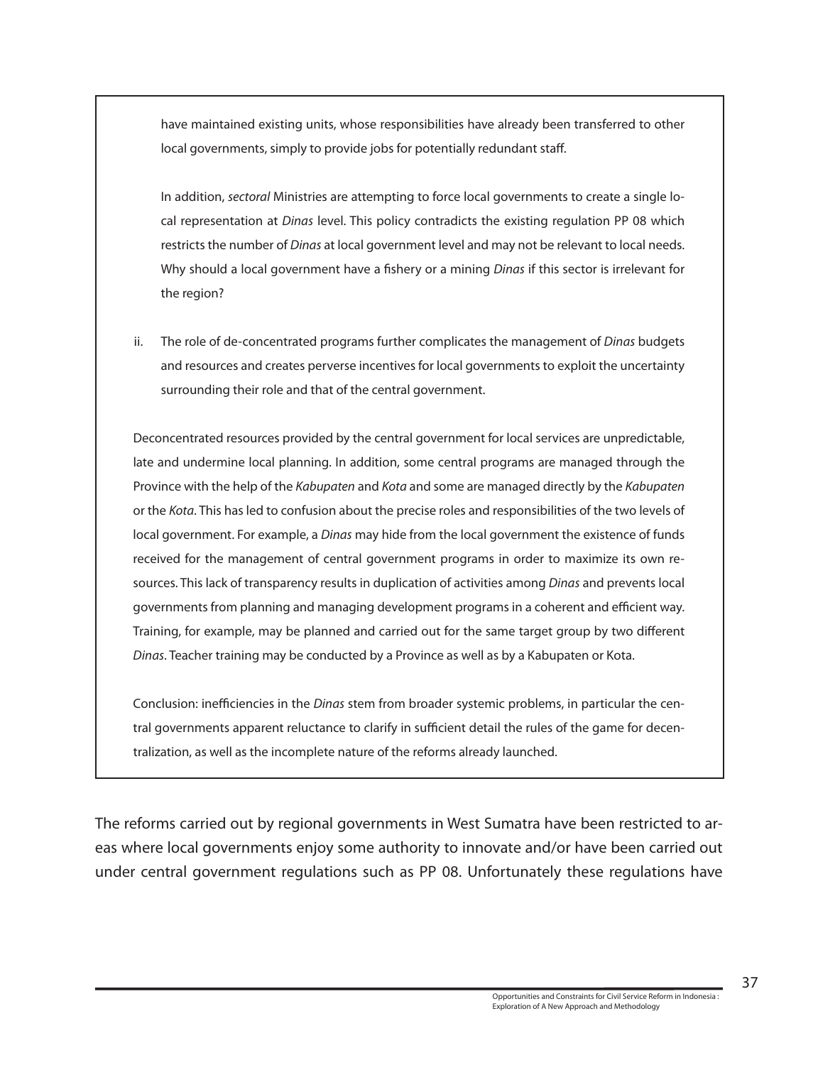have maintained existing units, whose responsibilities have already been transferred to other local governments, simply to provide jobs for potentially redundant staff.

In addition, *sectoral* Ministries are attempting to force local governments to create a single local representation at *Dinas* level. This policy contradicts the existing regulation PP 08 which restricts the number of *Dinas* at local government level and may not be relevant to local needs. Why should a local government have a fishery or a mining *Dinas* if this sector is irrelevant for the region?

ii. The role of de-concentrated programs further complicates the management of *Dinas* budgets and resources and creates perverse incentives for local governments to exploit the uncertainty surrounding their role and that of the central government.

Deconcentrated resources provided by the central government for local services are unpredictable, late and undermine local planning. In addition, some central programs are managed through the Province with the help of the *Kabupaten* and *Kota* and some are managed directly by the *Kabupaten* or the *Kota*. This has led to confusion about the precise roles and responsibilities of the two levels of local government. For example, a *Dinas* may hide from the local government the existence of funds received for the management of central government programs in order to maximize its own resources. This lack of transparency results in duplication of activities among *Dinas* and prevents local governments from planning and managing development programs in a coherent and efficient way. Training, for example, may be planned and carried out for the same target group by two different *Dinas*. Teacher training may be conducted by a Province as well as by a Kabupaten or Kota.

Conclusion: inefficiencies in the *Dinas* stem from broader systemic problems, in particular the central governments apparent reluctance to clarify in sufficient detail the rules of the game for decentralization, as well as the incomplete nature of the reforms already launched.

The reforms carried out by regional governments in West Sumatra have been restricted to areas where local governments enjoy some authority to innovate and/or have been carried out under central government regulations such as PP 08. Unfortunately these regulations have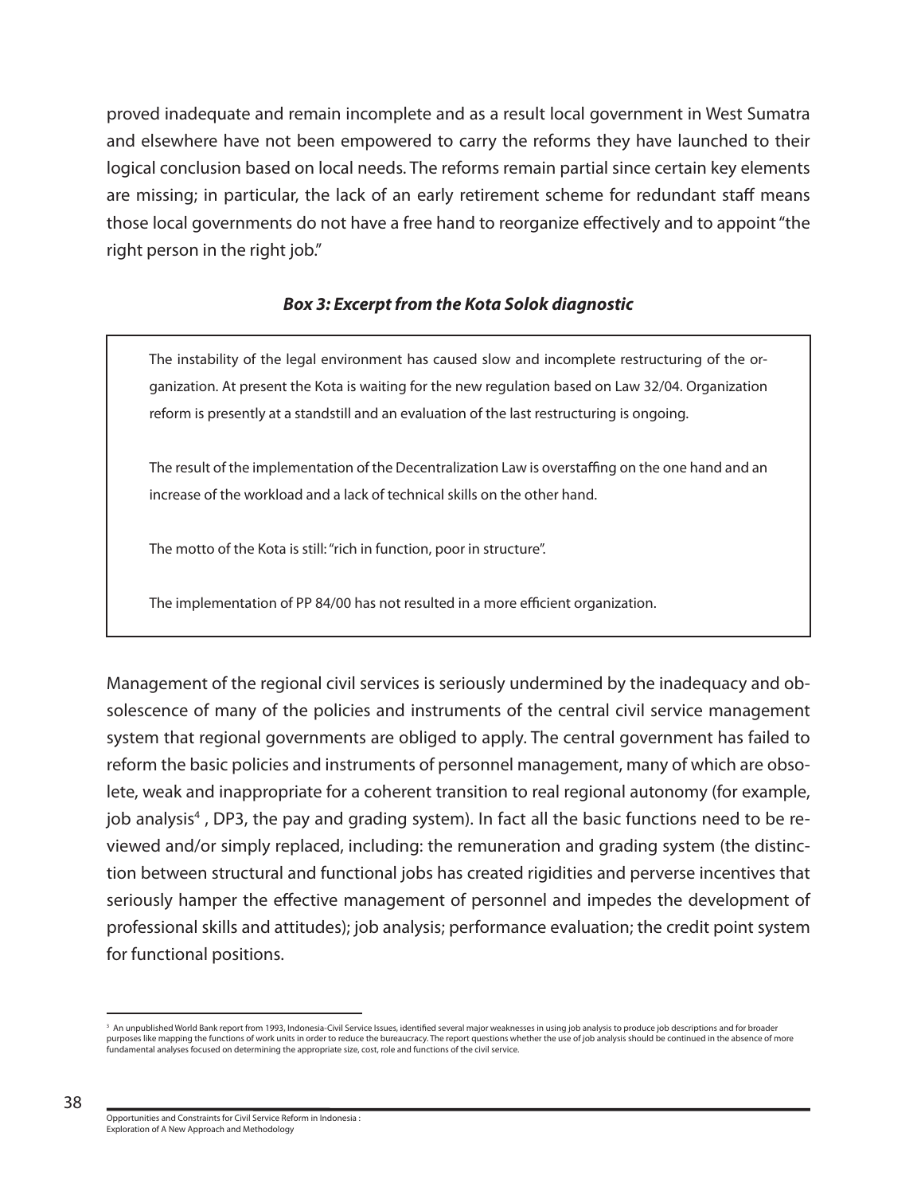proved inadequate and remain incomplete and as a result local government in West Sumatra and elsewhere have not been empowered to carry the reforms they have launched to their logical conclusion based on local needs. The reforms remain partial since certain key elements are missing; in particular, the lack of an early retirement scheme for redundant staff means those local governments do not have a free hand to reorganize effectively and to appoint "the right person in the right job."

***Box 3: Excerpt from the Kota Solok diagnostic***

> The instability of the legal environment has caused slow and incomplete restructuring of the organization. At present the Kota is waiting for the new regulation based on Law 32/04. Organization reform is presently at a standstill and an evaluation of the last restructuring is ongoing.
>
> The result of the implementation of the Decentralization Law is overstaffing on the one hand and an increase of the workload and a lack of technical skills on the other hand.
>
> The motto of the Kota is still: "rich in function, poor in structure".
>
> The implementation of PP 84/00 has not resulted in a more efficient organization.

Management of the regional civil services is seriously undermined by the inadequacy and obsolescence of many of the policies and instruments of the central civil service management system that regional governments are obliged to apply. The central government has failed to reform the basic policies and instruments of personnel management, many of which are obsolete, weak and inappropriate for a coherent transition to real regional autonomy (for example, job analysis[4] , DP3, the pay and grading system). In fact all the basic functions need to be reviewed and/or simply replaced, including: the remuneration and grading system (the distinction between structural and functional jobs has created rigidities and perverse incentives that seriously hamper the effective management of personnel and impedes the development of professional skills and attitudes); job analysis; performance evaluation; the credit point system for functional positions.

---

[3] An unpublished World Bank report from 1993, Indonesia-Civil Service Issues, identified several major weaknesses in using job analysis to produce job descriptions and for broader purposes like mapping the functions of work units in order to reduce the bureaucracy. The report questions whether the use of job analysis should be continued in the absence of more fundamental analyses focused on determining the appropriate size, cost, role and functions of the civil service.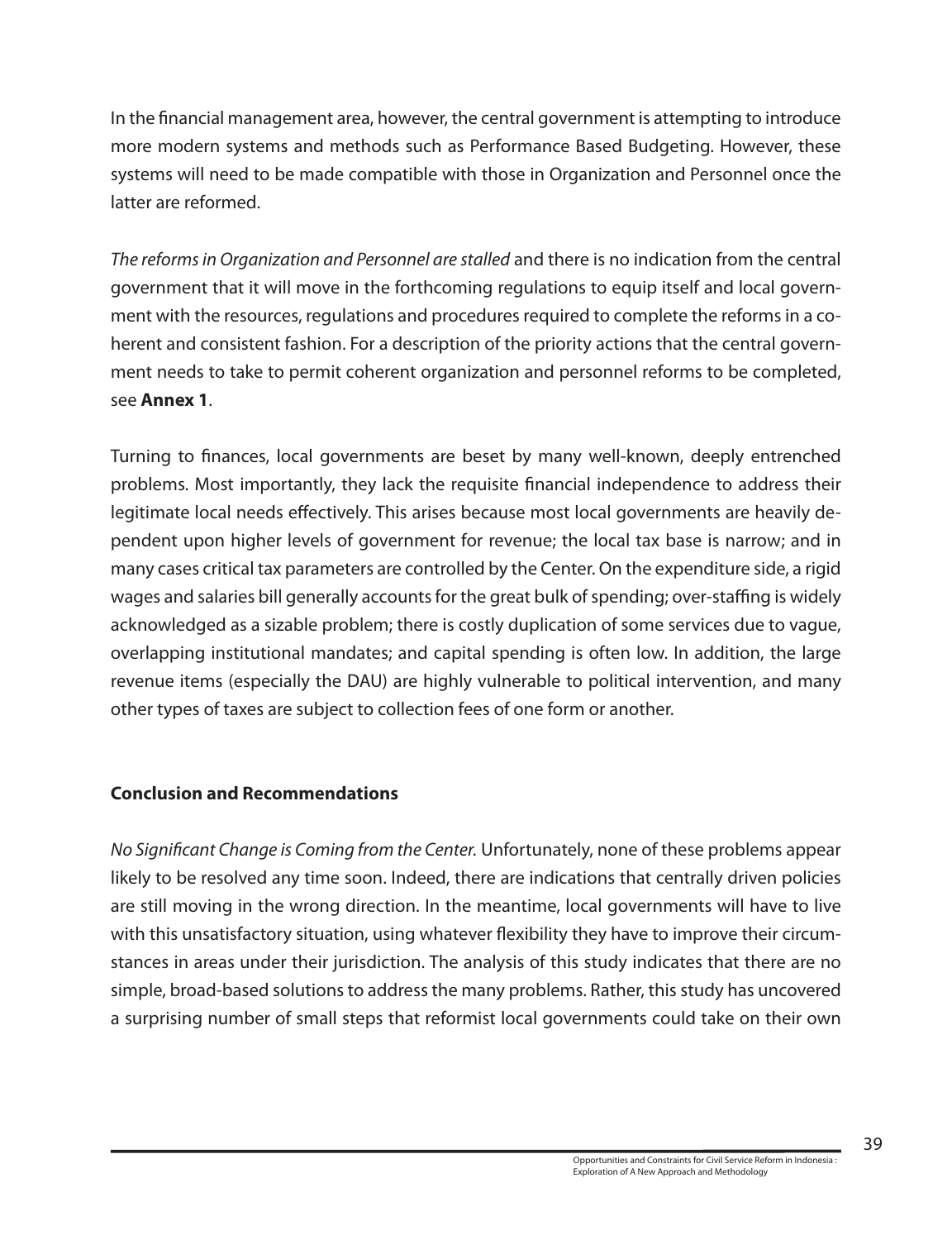In the financial management area, however, the central government is attempting to introduce more modern systems and methods such as Performance Based Budgeting. However, these systems will need to be made compatible with those in Organization and Personnel once the latter are reformed.

*The reforms in Organization and Personnel are stalled* and there is no indication from the central government that it will move in the forthcoming regulations to equip itself and local government with the resources, regulations and procedures required to complete the reforms in a coherent and consistent fashion. For a description of the priority actions that the central government needs to take to permit coherent organization and personnel reforms to be completed, see **Annex 1**.

Turning to finances, local governments are beset by many well-known, deeply entrenched problems. Most importantly, they lack the requisite financial independence to address their legitimate local needs effectively. This arises because most local governments are heavily dependent upon higher levels of government for revenue; the local tax base is narrow; and in many cases critical tax parameters are controlled by the Center. On the expenditure side, a rigid wages and salaries bill generally accounts for the great bulk of spending; over-staffing is widely acknowledged as a sizable problem; there is costly duplication of some services due to vague, overlapping institutional mandates; and capital spending is often low. In addition, the large revenue items (especially the DAU) are highly vulnerable to political intervention, and many other types of taxes are subject to collection fees of one form or another.

### Conclusion and Recommendations

*No Significant Change is Coming from the Center.* Unfortunately, none of these problems appear likely to be resolved any time soon. Indeed, there are indications that centrally driven policies are still moving in the wrong direction. In the meantime, local governments will have to live with this unsatisfactory situation, using whatever flexibility they have to improve their circumstances in areas under their jurisdiction. The analysis of this study indicates that there are no simple, broad-based solutions to address the many problems. Rather, this study has uncovered a surprising number of small steps that reformist local governments could take on their own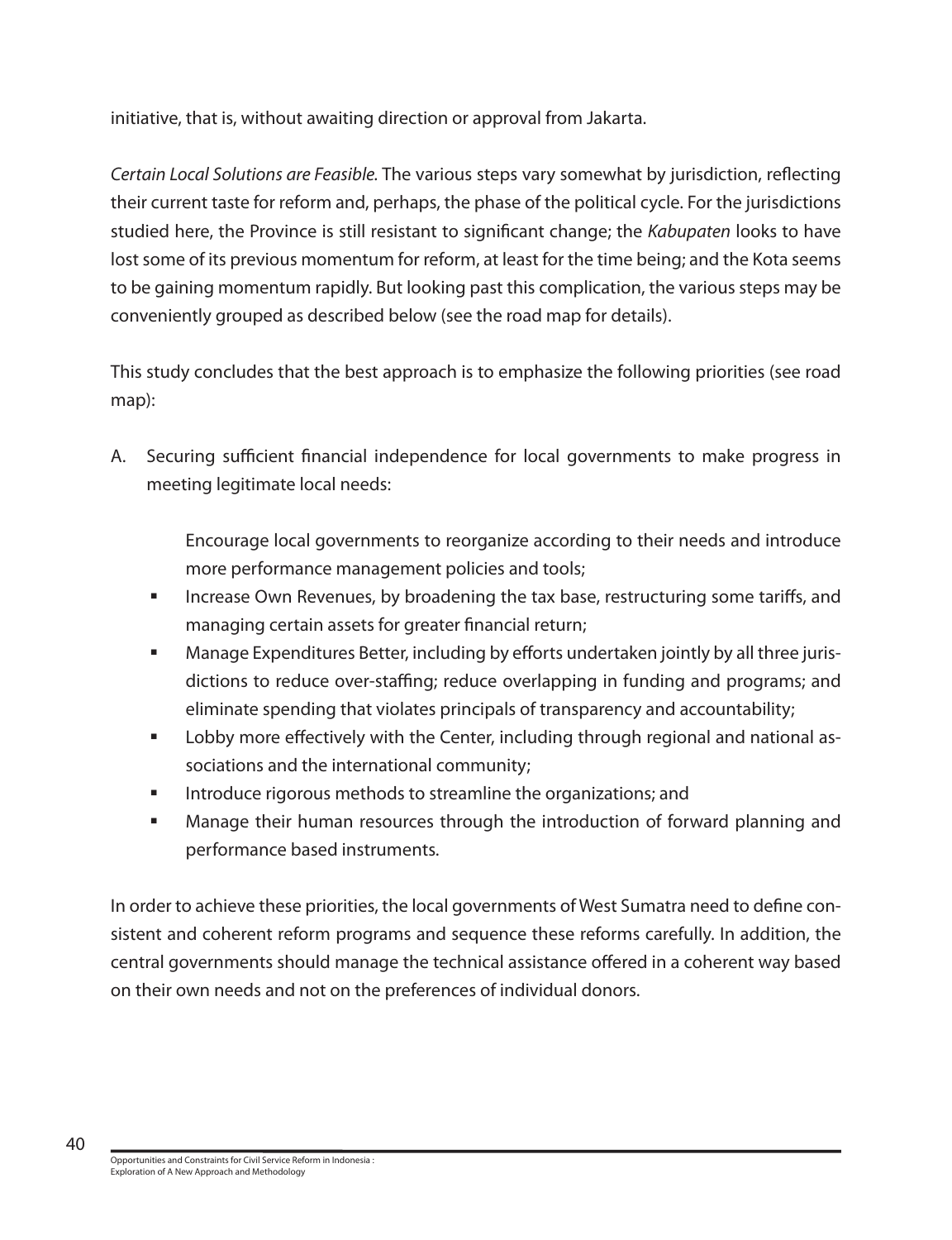initiative, that is, without awaiting direction or approval from Jakarta.

*Certain Local Solutions are Feasible.* The various steps vary somewhat by jurisdiction, reflecting their current taste for reform and, perhaps, the phase of the political cycle. For the jurisdictions studied here, the Province is still resistant to significant change; the *Kabupaten* looks to have lost some of its previous momentum for reform, at least for the time being; and the Kota seems to be gaining momentum rapidly. But looking past this complication, the various steps may be conveniently grouped as described below (see the road map for details).

This study concludes that the best approach is to emphasize the following priorities (see road map):

A. Securing sufficient financial independence for local governments to make progress in meeting legitimate local needs:

   Encourage local governments to reorganize according to their needs and introduce more performance management policies and tools;

   - Increase Own Revenues, by broadening the tax base, restructuring some tariffs, and managing certain assets for greater financial return;
   - Manage Expenditures Better, including by efforts undertaken jointly by all three jurisdictions to reduce over-staffing; reduce overlapping in funding and programs; and eliminate spending that violates principals of transparency and accountability;
   - Lobby more effectively with the Center, including through regional and national associations and the international community;
   - Introduce rigorous methods to streamline the organizations; and
   - Manage their human resources through the introduction of forward planning and performance based instruments.

In order to achieve these priorities, the local governments of West Sumatra need to define consistent and coherent reform programs and sequence these reforms carefully. In addition, the central governments should manage the technical assistance offered in a coherent way based on their own needs and not on the preferences of individual donors.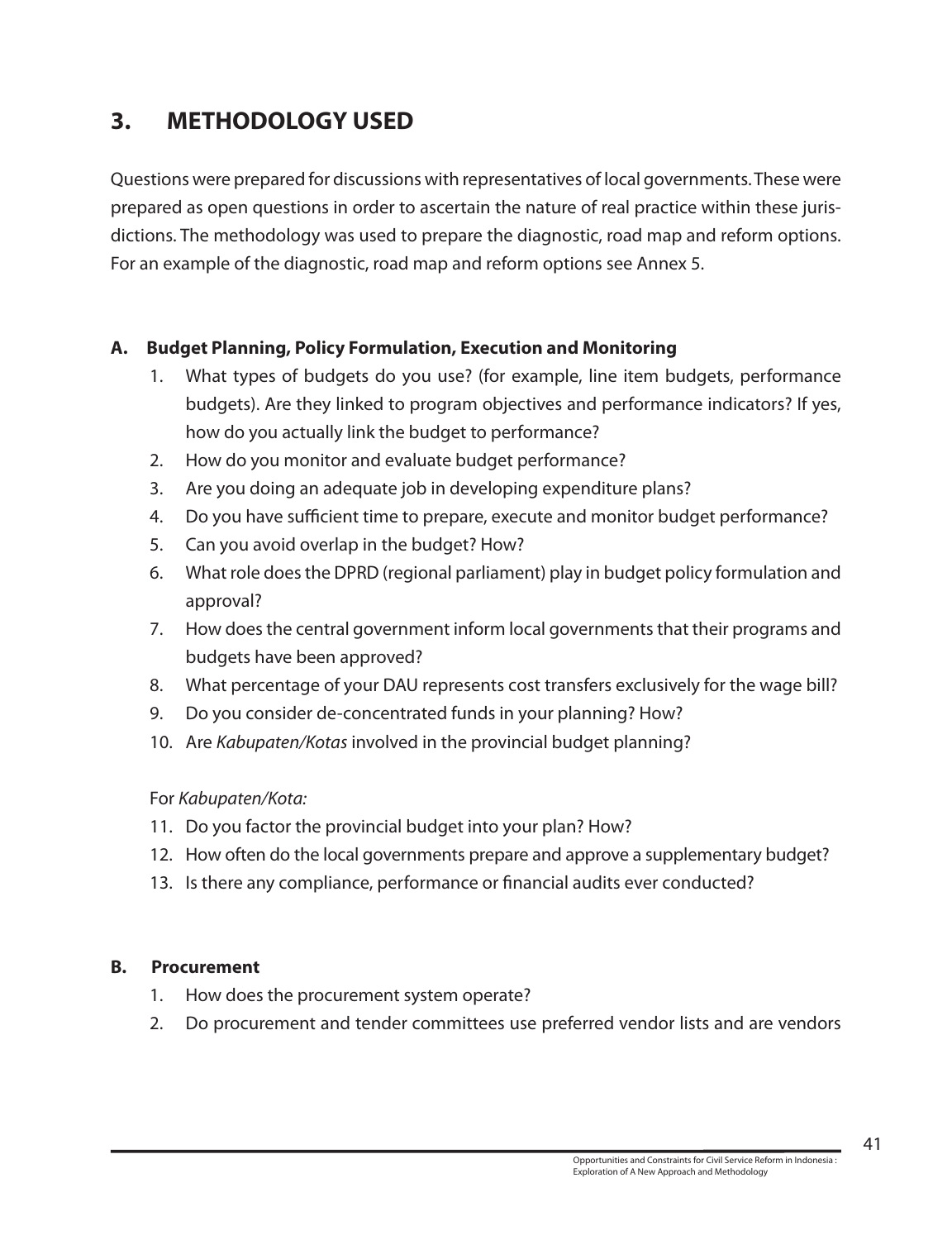## 3. METHODOLOGY USED

Questions were prepared for discussions with representatives of local governments. These were prepared as open questions in order to ascertain the nature of real practice within these jurisdictions. The methodology was used to prepare the diagnostic, road map and reform options. For an example of the diagnostic, road map and reform options see Annex 5.

### A. Budget Planning, Policy Formulation, Execution and Monitoring

1. What types of budgets do you use? (for example, line item budgets, performance budgets). Are they linked to program objectives and performance indicators? If yes, how do you actually link the budget to performance?
2. How do you monitor and evaluate budget performance?
3. Are you doing an adequate job in developing expenditure plans?
4. Do you have sufficient time to prepare, execute and monitor budget performance?
5. Can you avoid overlap in the budget? How?
6. What role does the DPRD (regional parliament) play in budget policy formulation and approval?
7. How does the central government inform local governments that their programs and budgets have been approved?
8. What percentage of your DAU represents cost transfers exclusively for the wage bill?
9. Do you consider de-concentrated funds in your planning? How?
10. Are *Kabupaten/Kotas* involved in the provincial budget planning?

For *Kabupaten/Kota:*

11. Do you factor the provincial budget into your plan? How?
12. How often do the local governments prepare and approve a supplementary budget?
13. Is there any compliance, performance or financial audits ever conducted?

### B. Procurement

1. How does the procurement system operate?
2. Do procurement and tender committees use preferred vendor lists and are vendors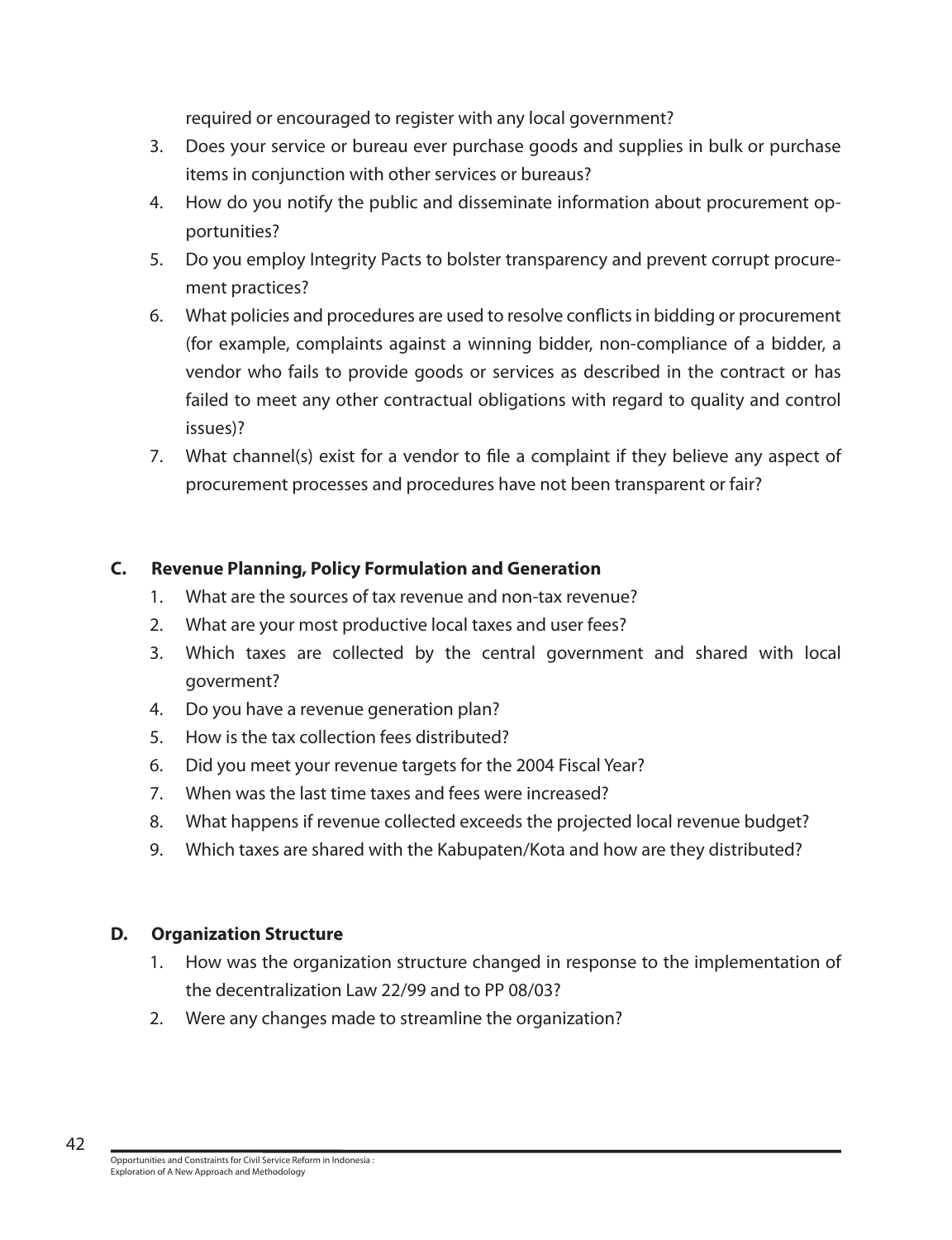required or encouraged to register with any local government?

3. Does your service or bureau ever purchase goods and supplies in bulk or purchase items in conjunction with other services or bureaus?
4. How do you notify the public and disseminate information about procurement opportunities?
5. Do you employ Integrity Pacts to bolster transparency and prevent corrupt procurement practices?
6. What policies and procedures are used to resolve conflicts in bidding or procurement (for example, complaints against a winning bidder, non-compliance of a bidder, a vendor who fails to provide goods or services as described in the contract or has failed to meet any other contractual obligations with regard to quality and control issues)?
7. What channel(s) exist for a vendor to file a complaint if they believe any aspect of procurement processes and procedures have not been transparent or fair?

**C. Revenue Planning, Policy Formulation and Generation**

1. What are the sources of tax revenue and non-tax revenue?
2. What are your most productive local taxes and user fees?
3. Which taxes are collected by the central government and shared with local goverment?
4. Do you have a revenue generation plan?
5. How is the tax collection fees distributed?
6. Did you meet your revenue targets for the 2004 Fiscal Year?
7. When was the last time taxes and fees were increased?
8. What happens if revenue collected exceeds the projected local revenue budget?
9. Which taxes are shared with the Kabupaten/Kota and how are they distributed?

**D. Organization Structure**

1. How was the organization structure changed in response to the implementation of the decentralization Law 22/99 and to PP 08/03?
2. Were any changes made to streamline the organization?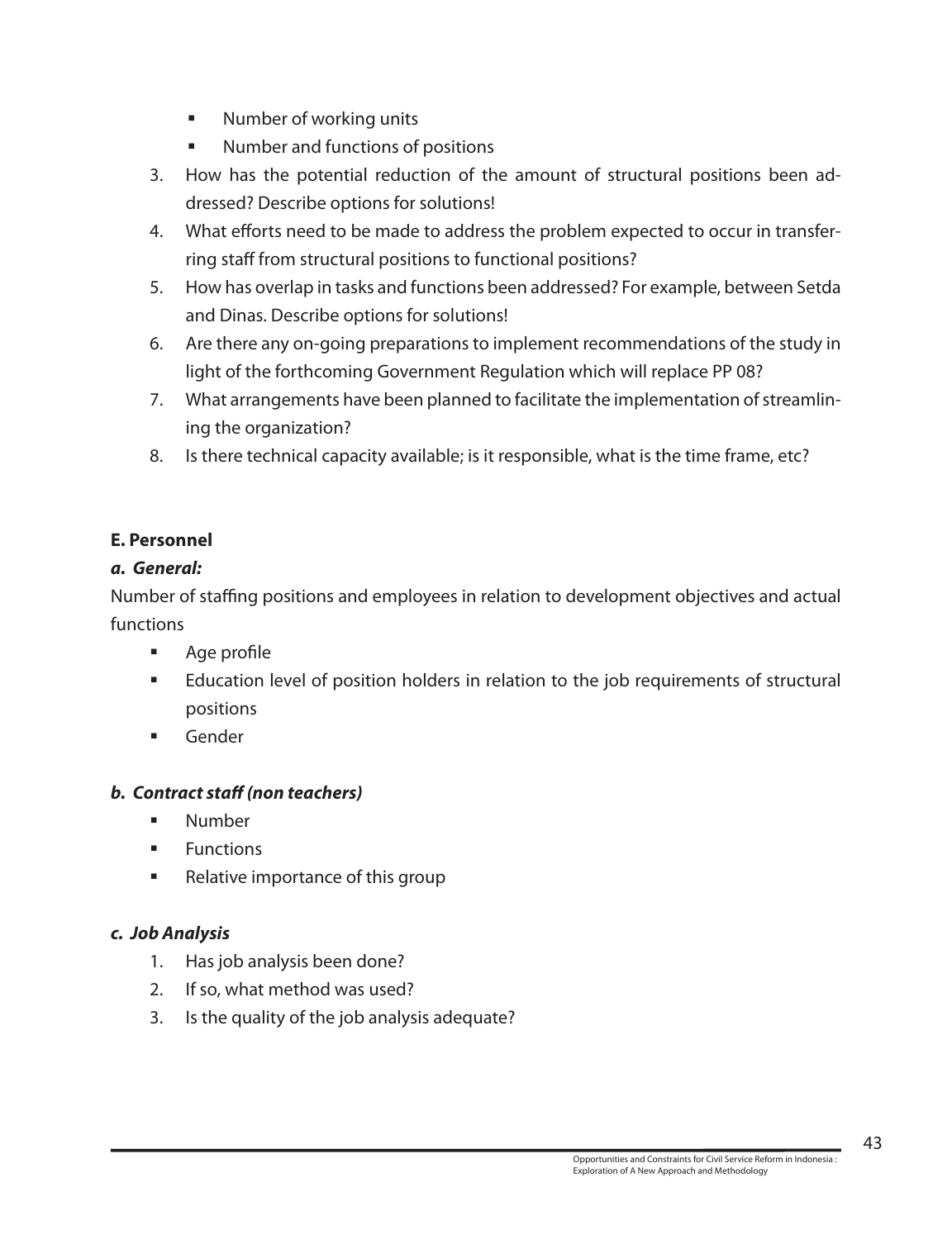- Number of working units
- Number and functions of positions

3. How has the potential reduction of the amount of structural positions been addressed? Describe options for solutions!
4. What efforts need to be made to address the problem expected to occur in transferring staff from structural positions to functional positions?
5. How has overlap in tasks and functions been addressed? For example, between Setda and Dinas. Describe options for solutions!
6. Are there any on-going preparations to implement recommendations of the study in light of the forthcoming Government Regulation which will replace PP 08?
7. What arrangements have been planned to facilitate the implementation of streamlining the organization?
8. Is there technical capacity available; is it responsible, what is the time frame, etc?

**E. Personnel**

***a. General:***

Number of staffing positions and employees in relation to development objectives and actual functions

- Age profile
- Education level of position holders in relation to the job requirements of structural positions
- Gender

***b. Contract staff (non teachers)***

- Number
- Functions
- Relative importance of this group

***c. Job Analysis***

1. Has job analysis been done?
2. If so, what method was used?
3. Is the quality of the job analysis adequate?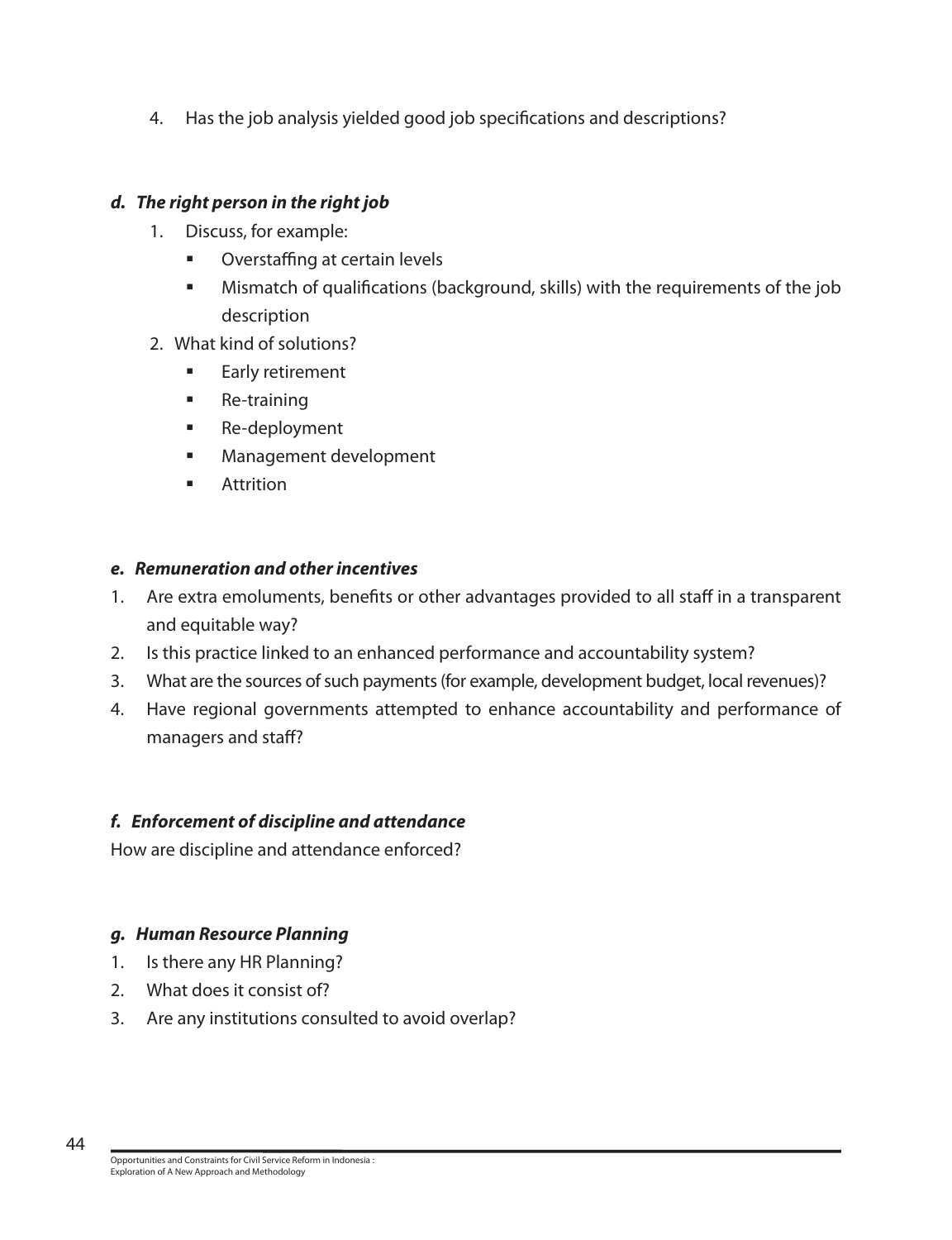4. Has the job analysis yielded good job specifications and descriptions?

***d. The right person in the right job***

1. Discuss, for example:
   - Overstaffing at certain levels
   - Mismatch of qualifications (background, skills) with the requirements of the job description
2. What kind of solutions?
   - Early retirement
   - Re-training
   - Re-deployment
   - Management development
   - Attrition

***e. Remuneration and other incentives***

1. Are extra emoluments, benefits or other advantages provided to all staff in a transparent and equitable way?
2. Is this practice linked to an enhanced performance and accountability system?
3. What are the sources of such payments (for example, development budget, local revenues)?
4. Have regional governments attempted to enhance accountability and performance of managers and staff?

***f. Enforcement of discipline and attendance***

How are discipline and attendance enforced?

***g. Human Resource Planning***

1. Is there any HR Planning?
2. What does it consist of?
3. Are any institutions consulted to avoid overlap?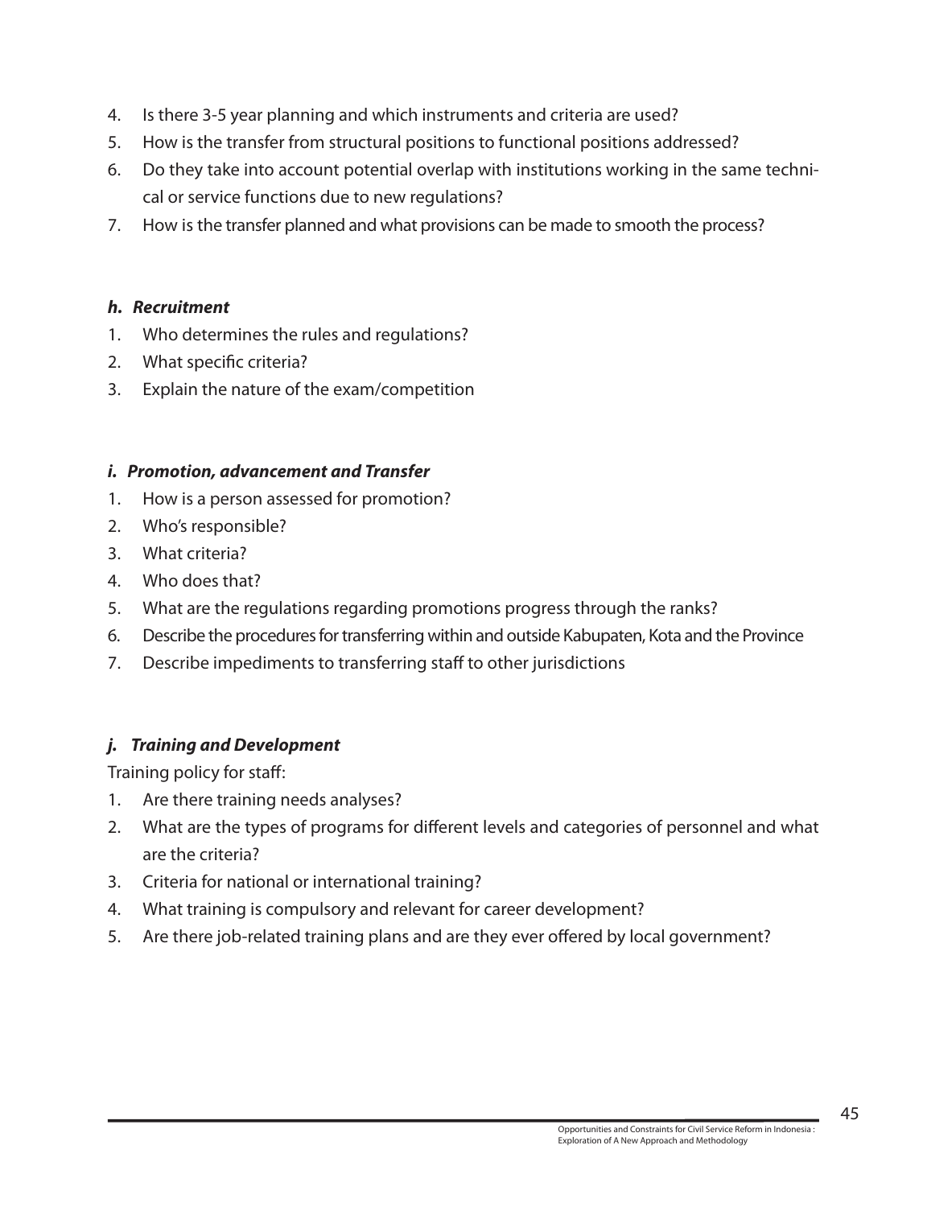4. Is there 3-5 year planning and which instruments and criteria are used?
5. How is the transfer from structural positions to functional positions addressed?
6. Do they take into account potential overlap with institutions working in the same technical or service functions due to new regulations?
7. How is the transfer planned and what provisions can be made to smooth the process?

### *h. Recruitment*

1. Who determines the rules and regulations?
2. What specific criteria?
3. Explain the nature of the exam/competition

### *i. Promotion, advancement and Transfer*

1. How is a person assessed for promotion?
2. Who's responsible?
3. What criteria?
4. Who does that?
5. What are the regulations regarding promotions progress through the ranks?
6. Describe the procedures for transferring within and outside Kabupaten, Kota and the Province
7. Describe impediments to transferring staff to other jurisdictions

### *j. Training and Development*

Training policy for staff:

1. Are there training needs analyses?
2. What are the types of programs for different levels and categories of personnel and what are the criteria?
3. Criteria for national or international training?
4. What training is compulsory and relevant for career development?
5. Are there job-related training plans and are they ever offered by local government?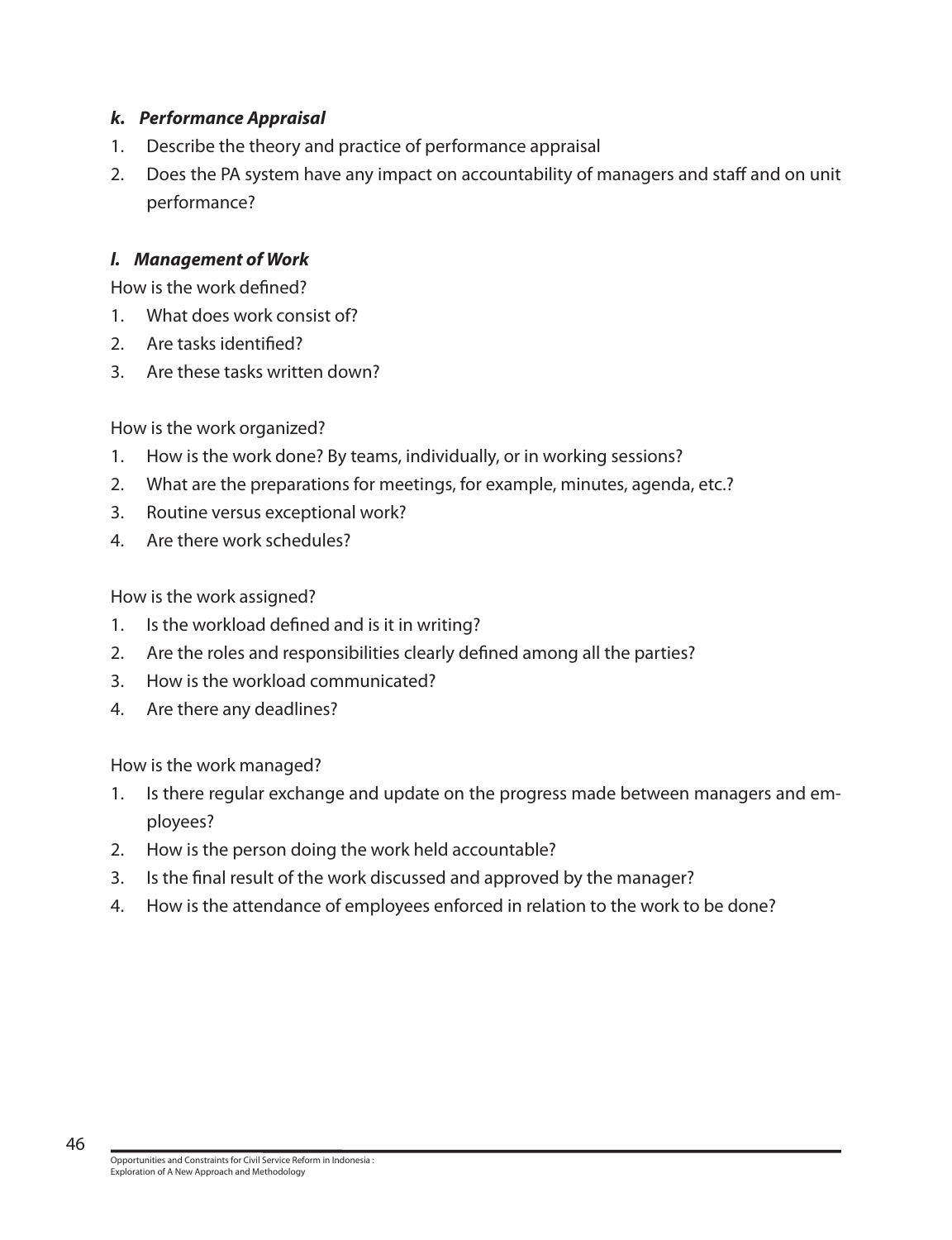### *k. Performance Appraisal*

1. Describe the theory and practice of performance appraisal
2. Does the PA system have any impact on accountability of managers and staff and on unit performance?

### *l. Management of Work*

How is the work defined?

1. What does work consist of?
2. Are tasks identified?
3. Are these tasks written down?

How is the work organized?

1. How is the work done? By teams, individually, or in working sessions?
2. What are the preparations for meetings, for example, minutes, agenda, etc.?
3. Routine versus exceptional work?
4. Are there work schedules?

How is the work assigned?

1. Is the workload defined and is it in writing?
2. Are the roles and responsibilities clearly defined among all the parties?
3. How is the workload communicated?
4. Are there any deadlines?

How is the work managed?

1. Is there regular exchange and update on the progress made between managers and employees?
2. How is the person doing the work held accountable?
3. Is the final result of the work discussed and approved by the manager?
4. How is the attendance of employees enforced in relation to the work to be done?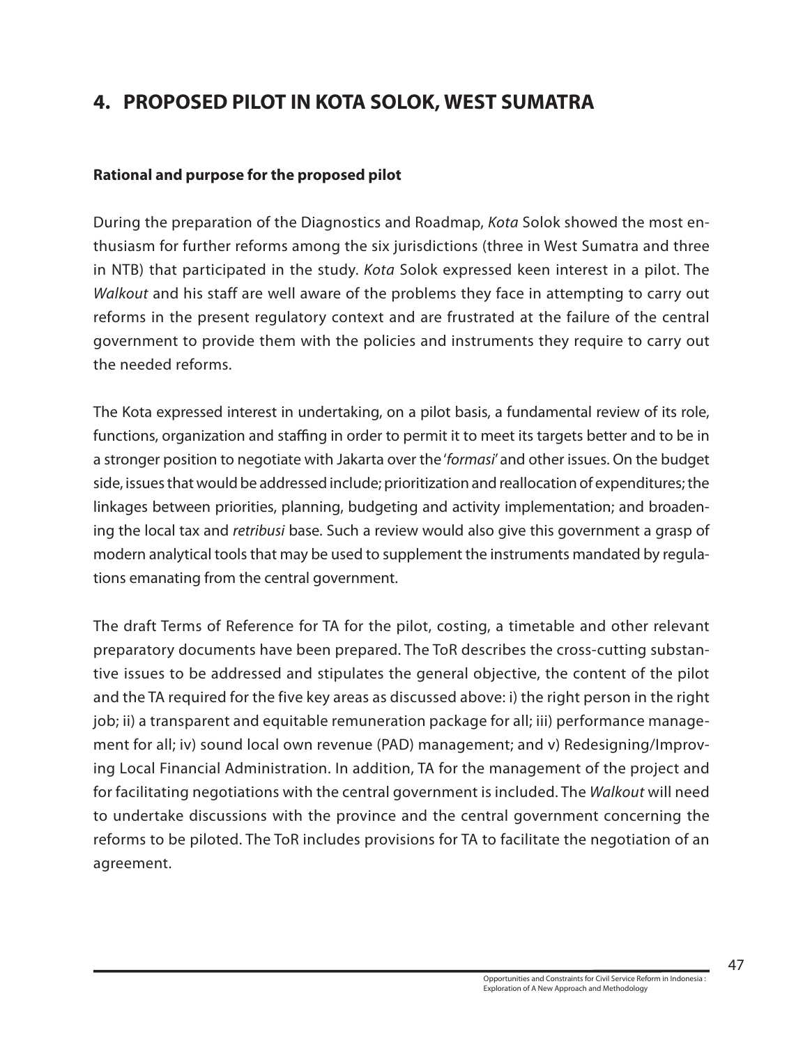# 4. PROPOSED PILOT IN KOTA SOLOK, WEST SUMATRA

**Rational and purpose for the proposed pilot**

During the preparation of the Diagnostics and Roadmap, *Kota* Solok showed the most enthusiasm for further reforms among the six jurisdictions (three in West Sumatra and three in NTB) that participated in the study. *Kota* Solok expressed keen interest in a pilot. The *Walkout* and his staff are well aware of the problems they face in attempting to carry out reforms in the present regulatory context and are frustrated at the failure of the central government to provide them with the policies and instruments they require to carry out the needed reforms.

The Kota expressed interest in undertaking, on a pilot basis, a fundamental review of its role, functions, organization and staffing in order to permit it to meet its targets better and to be in a stronger position to negotiate with Jakarta over the '*formasi*' and other issues. On the budget side, issues that would be addressed include; prioritization and reallocation of expenditures; the linkages between priorities, planning, budgeting and activity implementation; and broadening the local tax and *retribusi* base. Such a review would also give this government a grasp of modern analytical tools that may be used to supplement the instruments mandated by regulations emanating from the central government.

The draft Terms of Reference for TA for the pilot, costing, a timetable and other relevant preparatory documents have been prepared. The ToR describes the cross-cutting substantive issues to be addressed and stipulates the general objective, the content of the pilot and the TA required for the five key areas as discussed above: i) the right person in the right job; ii) a transparent and equitable remuneration package for all; iii) performance management for all; iv) sound local own revenue (PAD) management; and v) Redesigning/Improving Local Financial Administration. In addition, TA for the management of the project and for facilitating negotiations with the central government is included. The *Walkout* will need to undertake discussions with the province and the central government concerning the reforms to be piloted. The ToR includes provisions for TA to facilitate the negotiation of an agreement.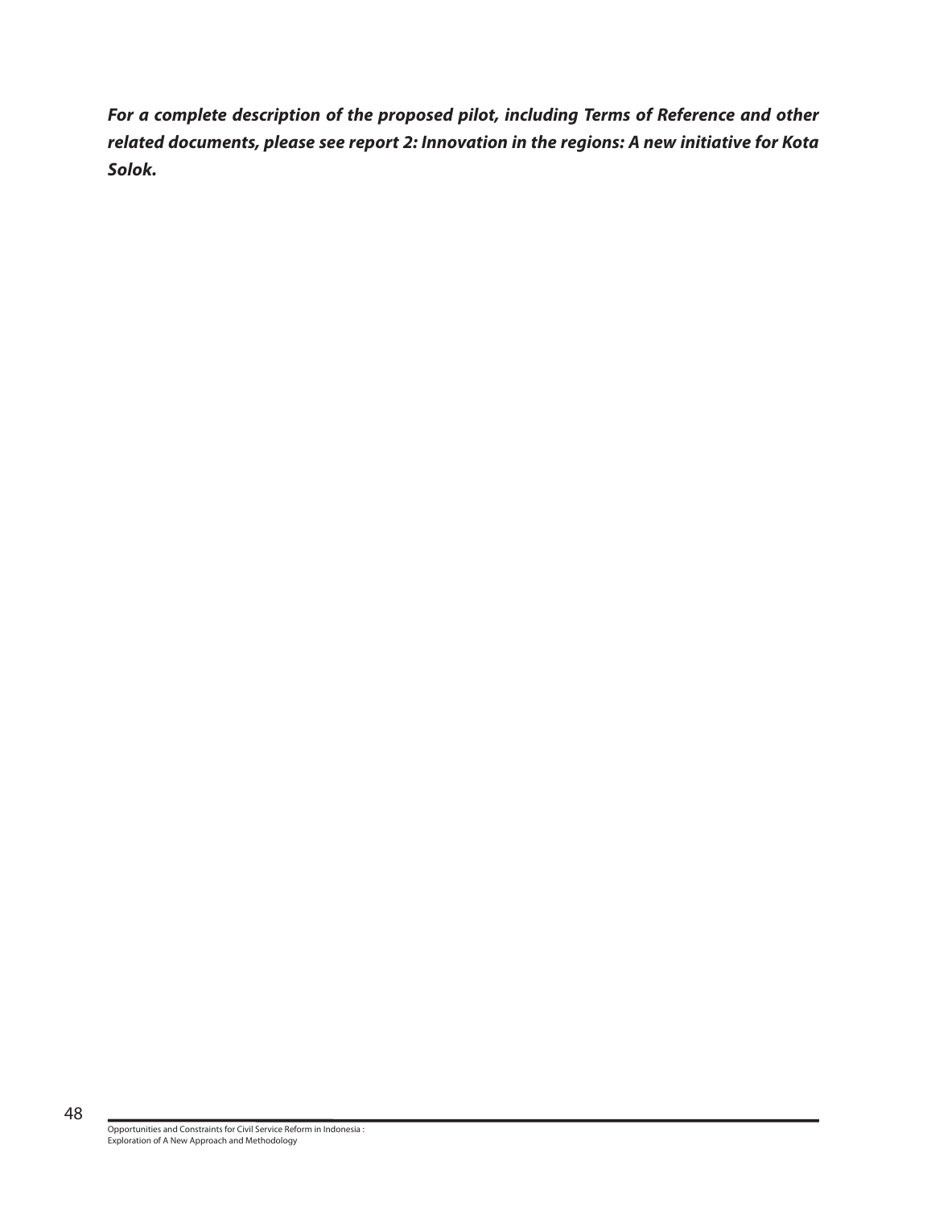***For a complete description of the proposed pilot, including Terms of Reference and other related documents, please see report 2: Innovation in the regions: A new initiative for Kota Solok.***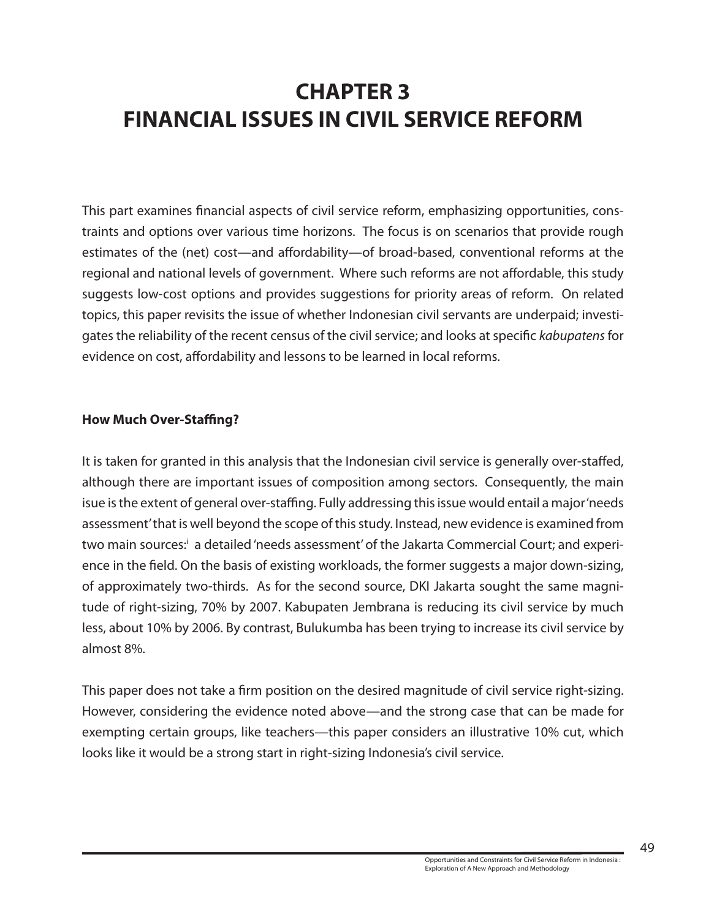# CHAPTER 3
# FINANCIAL ISSUES IN CIVIL SERVICE REFORM

This part examines financial aspects of civil service reform, emphasizing opportunities, constraints and options over various time horizons. The focus is on scenarios that provide rough estimates of the (net) cost—and affordability—of broad-based, conventional reforms at the regional and national levels of government. Where such reforms are not affordable, this study suggests low-cost options and provides suggestions for priority areas of reform. On related topics, this paper revisits the issue of whether Indonesian civil servants are underpaid; investigates the reliability of the recent census of the civil service; and looks at specific *kabupatens* for evidence on cost, affordability and lessons to be learned in local reforms.

### How Much Over-Staffing?

It is taken for granted in this analysis that the Indonesian civil service is generally over-staffed, although there are important issues of composition among sectors. Consequently, the main isue is the extent of general over-staffing. Fully addressing this issue would entail a major 'needs assessment' that is well beyond the scope of this study. Instead, new evidence is examined from two main sources:[i] a detailed 'needs assessment' of the Jakarta Commercial Court; and experience in the field. On the basis of existing workloads, the former suggests a major down-sizing, of approximately two-thirds. As for the second source, DKI Jakarta sought the same magnitude of right-sizing, 70% by 2007. Kabupaten Jembrana is reducing its civil service by much less, about 10% by 2006. By contrast, Bulukumba has been trying to increase its civil service by almost 8%.

This paper does not take a firm position on the desired magnitude of civil service right-sizing. However, considering the evidence noted above—and the strong case that can be made for exempting certain groups, like teachers—this paper considers an illustrative 10% cut, which looks like it would be a strong start in right-sizing Indonesia's civil service.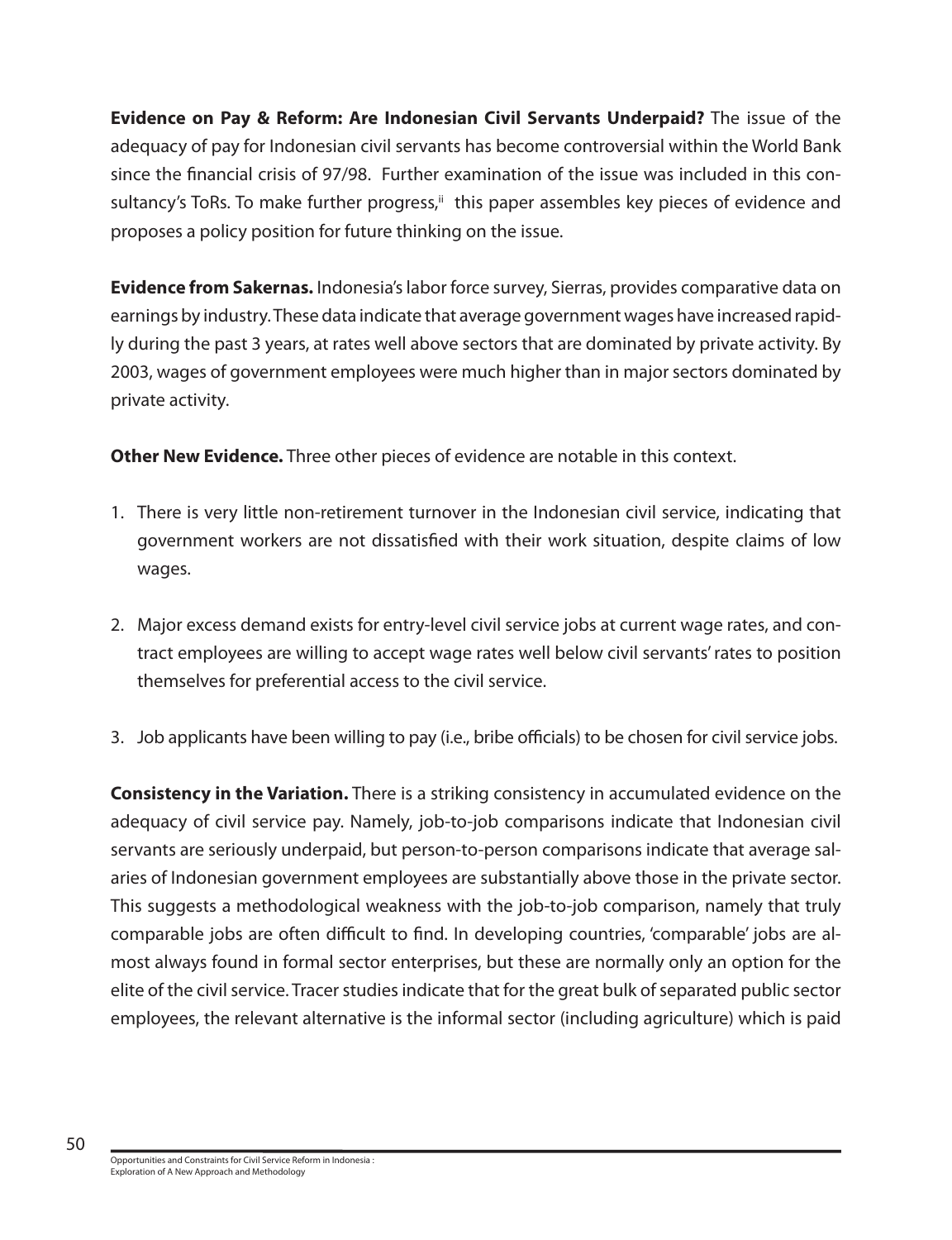**Evidence on Pay & Reform: Are Indonesian Civil Servants Underpaid?** The issue of the adequacy of pay for Indonesian civil servants has become controversial within the World Bank since the financial crisis of 97/98. Further examination of the issue was included in this consultancy's ToRs. To make further progress,[ii] this paper assembles key pieces of evidence and proposes a policy position for future thinking on the issue.

**Evidence from Sakernas.** Indonesia's labor force survey, Sierras, provides comparative data on earnings by industry. These data indicate that average government wages have increased rapidly during the past 3 years, at rates well above sectors that are dominated by private activity. By 2003, wages of government employees were much higher than in major sectors dominated by private activity.

**Other New Evidence.** Three other pieces of evidence are notable in this context.

1. There is very little non-retirement turnover in the Indonesian civil service, indicating that government workers are not dissatisfied with their work situation, despite claims of low wages.
2. Major excess demand exists for entry-level civil service jobs at current wage rates, and contract employees are willing to accept wage rates well below civil servants' rates to position themselves for preferential access to the civil service.
3. Job applicants have been willing to pay (i.e., bribe officials) to be chosen for civil service jobs.

**Consistency in the Variation.** There is a striking consistency in accumulated evidence on the adequacy of civil service pay. Namely, job-to-job comparisons indicate that Indonesian civil servants are seriously underpaid, but person-to-person comparisons indicate that average salaries of Indonesian government employees are substantially above those in the private sector. This suggests a methodological weakness with the job-to-job comparison, namely that truly comparable jobs are often difficult to find. In developing countries, 'comparable' jobs are almost always found in formal sector enterprises, but these are normally only an option for the elite of the civil service. Tracer studies indicate that for the great bulk of separated public sector employees, the relevant alternative is the informal sector (including agriculture) which is paid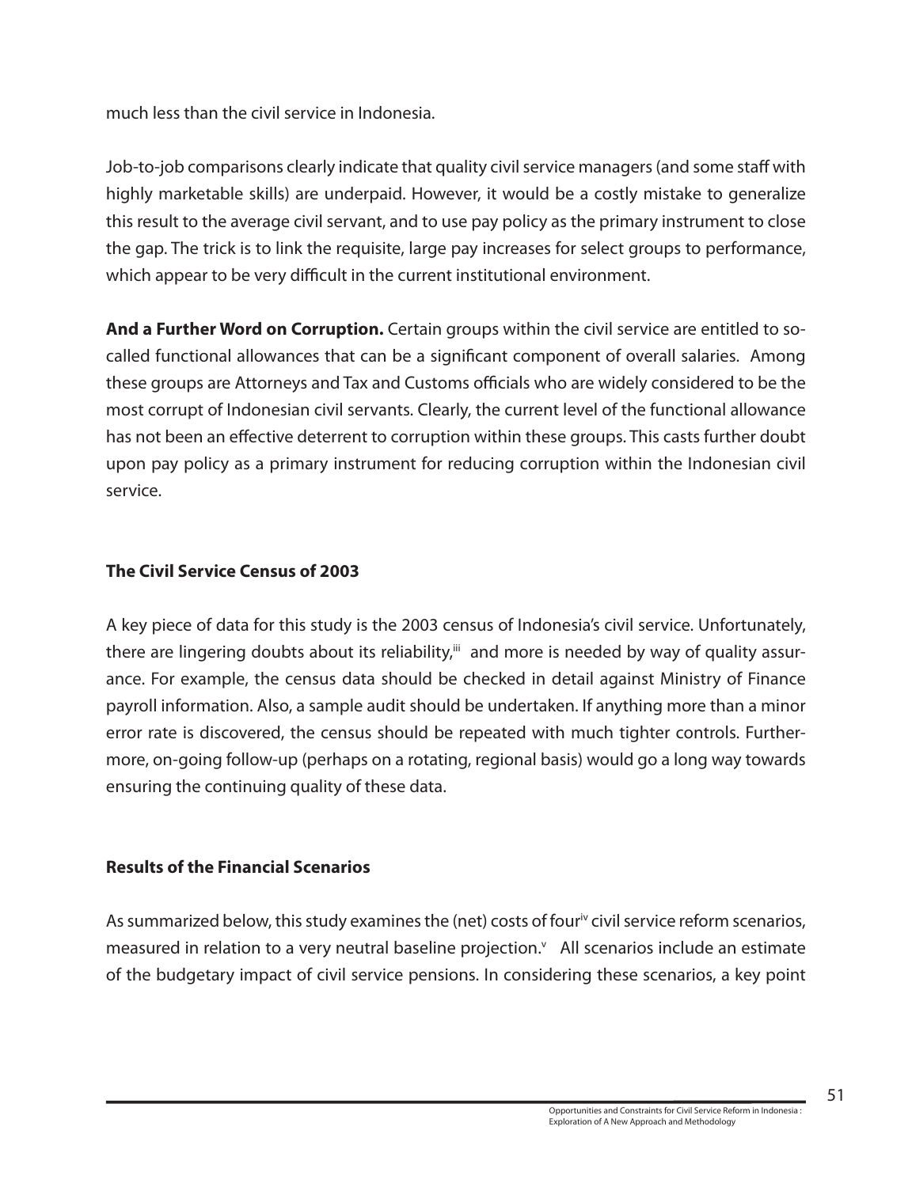much less than the civil service in Indonesia.

Job-to-job comparisons clearly indicate that quality civil service managers (and some staff with highly marketable skills) are underpaid. However, it would be a costly mistake to generalize this result to the average civil servant, and to use pay policy as the primary instrument to close the gap. The trick is to link the requisite, large pay increases for select groups to performance, which appear to be very difficult in the current institutional environment.

**And a Further Word on Corruption.** Certain groups within the civil service are entitled to so-called functional allowances that can be a significant component of overall salaries. Among these groups are Attorneys and Tax and Customs officials who are widely considered to be the most corrupt of Indonesian civil servants. Clearly, the current level of the functional allowance has not been an effective deterrent to corruption within these groups. This casts further doubt upon pay policy as a primary instrument for reducing corruption within the Indonesian civil service.

### The Civil Service Census of 2003

A key piece of data for this study is the 2003 census of Indonesia's civil service. Unfortunately, there are lingering doubts about its reliability,[iii] and more is needed by way of quality assurance. For example, the census data should be checked in detail against Ministry of Finance payroll information. Also, a sample audit should be undertaken. If anything more than a minor error rate is discovered, the census should be repeated with much tighter controls. Furthermore, on-going follow-up (perhaps on a rotating, regional basis) would go a long way towards ensuring the continuing quality of these data.

### Results of the Financial Scenarios

As summarized below, this study examines the (net) costs of four[iv] civil service reform scenarios, measured in relation to a very neutral baseline projection.[v] All scenarios include an estimate of the budgetary impact of civil service pensions. In considering these scenarios, a key point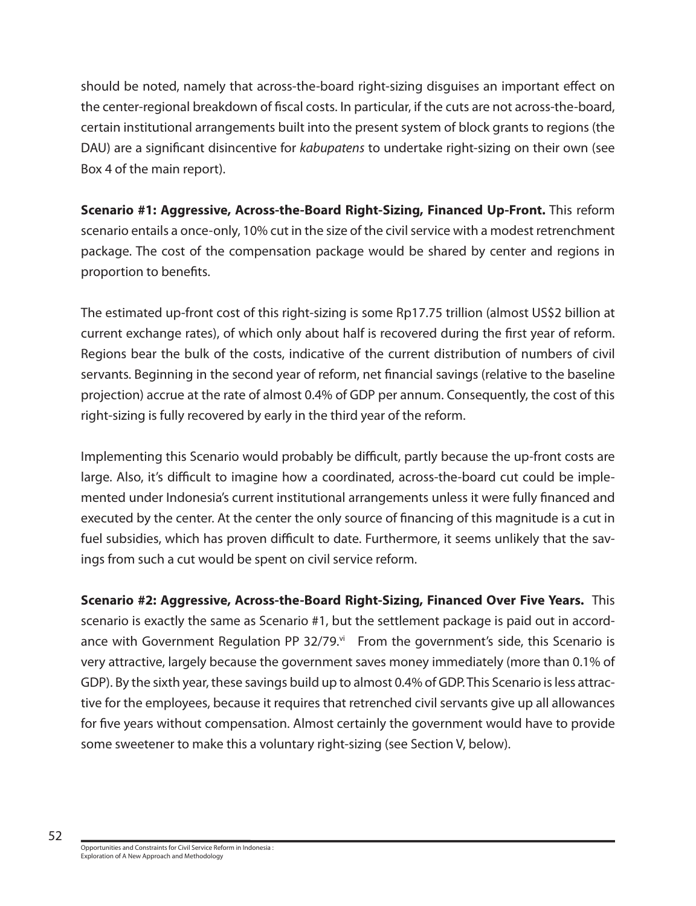should be noted, namely that across-the-board right-sizing disguises an important effect on the center-regional breakdown of fiscal costs. In particular, if the cuts are not across-the-board, certain institutional arrangements built into the present system of block grants to regions (the DAU) are a significant disincentive for *kabupatens* to undertake right-sizing on their own (see Box 4 of the main report).

**Scenario #1: Aggressive, Across-the-Board Right-Sizing, Financed Up-Front.** This reform scenario entails a once-only, 10% cut in the size of the civil service with a modest retrenchment package. The cost of the compensation package would be shared by center and regions in proportion to benefits.

The estimated up-front cost of this right-sizing is some Rp17.75 trillion (almost US$2 billion at current exchange rates), of which only about half is recovered during the first year of reform. Regions bear the bulk of the costs, indicative of the current distribution of numbers of civil servants. Beginning in the second year of reform, net financial savings (relative to the baseline projection) accrue at the rate of almost 0.4% of GDP per annum. Consequently, the cost of this right-sizing is fully recovered by early in the third year of the reform.

Implementing this Scenario would probably be difficult, partly because the up-front costs are large. Also, it's difficult to imagine how a coordinated, across-the-board cut could be implemented under Indonesia's current institutional arrangements unless it were fully financed and executed by the center. At the center the only source of financing of this magnitude is a cut in fuel subsidies, which has proven difficult to date. Furthermore, it seems unlikely that the savings from such a cut would be spent on civil service reform.

**Scenario #2: Aggressive, Across-the-Board Right-Sizing, Financed Over Five Years.** This scenario is exactly the same as Scenario #1, but the settlement package is paid out in accordance with Government Regulation PP 32/79.[vi] From the government's side, this Scenario is very attractive, largely because the government saves money immediately (more than 0.1% of GDP). By the sixth year, these savings build up to almost 0.4% of GDP. This Scenario is less attractive for the employees, because it requires that retrenched civil servants give up all allowances for five years without compensation. Almost certainly the government would have to provide some sweetener to make this a voluntary right-sizing (see Section V, below).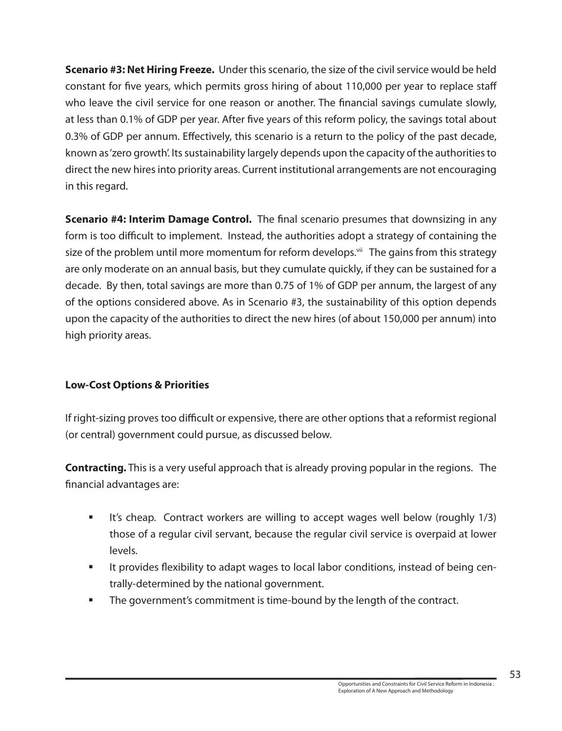**Scenario #3: Net Hiring Freeze.** Under this scenario, the size of the civil service would be held constant for five years, which permits gross hiring of about 110,000 per year to replace staff who leave the civil service for one reason or another. The financial savings cumulate slowly, at less than 0.1% of GDP per year. After five years of this reform policy, the savings total about 0.3% of GDP per annum. Effectively, this scenario is a return to the policy of the past decade, known as 'zero growth'. Its sustainability largely depends upon the capacity of the authorities to direct the new hires into priority areas. Current institutional arrangements are not encouraging in this regard.

**Scenario #4: Interim Damage Control.** The final scenario presumes that downsizing in any form is too difficult to implement. Instead, the authorities adopt a strategy of containing the size of the problem until more momentum for reform develops.[vii] The gains from this strategy are only moderate on an annual basis, but they cumulate quickly, if they can be sustained for a decade. By then, total savings are more than 0.75 of 1% of GDP per annum, the largest of any of the options considered above. As in Scenario #3, the sustainability of this option depends upon the capacity of the authorities to direct the new hires (of about 150,000 per annum) into high priority areas.

**Low-Cost Options & Priorities**

If right-sizing proves too difficult or expensive, there are other options that a reformist regional (or central) government could pursue, as discussed below.

**Contracting.** This is a very useful approach that is already proving popular in the regions. The financial advantages are:

- It's cheap. Contract workers are willing to accept wages well below (roughly 1/3) those of a regular civil servant, because the regular civil service is overpaid at lower levels.
- It provides flexibility to adapt wages to local labor conditions, instead of being centrally-determined by the national government.
- The government's commitment is time-bound by the length of the contract.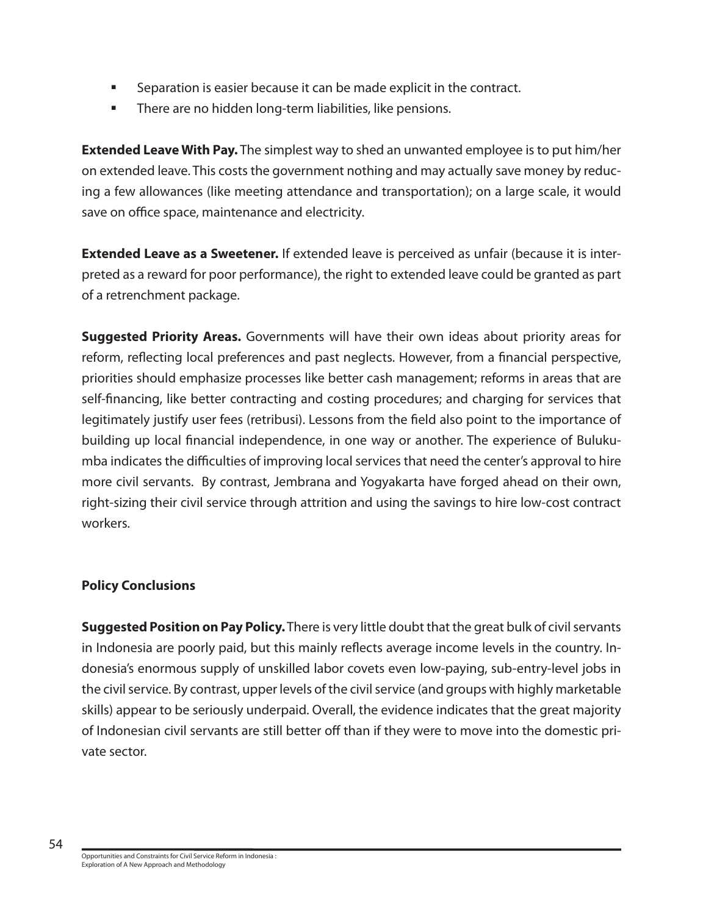- Separation is easier because it can be made explicit in the contract.
- There are no hidden long-term liabilities, like pensions.

**Extended Leave With Pay.** The simplest way to shed an unwanted employee is to put him/her on extended leave. This costs the government nothing and may actually save money by reducing a few allowances (like meeting attendance and transportation); on a large scale, it would save on office space, maintenance and electricity.

**Extended Leave as a Sweetener.** If extended leave is perceived as unfair (because it is interpreted as a reward for poor performance), the right to extended leave could be granted as part of a retrenchment package.

**Suggested Priority Areas.** Governments will have their own ideas about priority areas for reform, reflecting local preferences and past neglects. However, from a financial perspective, priorities should emphasize processes like better cash management; reforms in areas that are self-financing, like better contracting and costing procedures; and charging for services that legitimately justify user fees (retribusi). Lessons from the field also point to the importance of building up local financial independence, in one way or another. The experience of Bulukumba indicates the difficulties of improving local services that need the center's approval to hire more civil servants. By contrast, Jembrana and Yogyakarta have forged ahead on their own, right-sizing their civil service through attrition and using the savings to hire low-cost contract workers.

## Policy Conclusions

**Suggested Position on Pay Policy.** There is very little doubt that the great bulk of civil servants in Indonesia are poorly paid, but this mainly reflects average income levels in the country. Indonesia's enormous supply of unskilled labor covets even low-paying, sub-entry-level jobs in the civil service. By contrast, upper levels of the civil service (and groups with highly marketable skills) appear to be seriously underpaid. Overall, the evidence indicates that the great majority of Indonesian civil servants are still better off than if they were to move into the domestic private sector.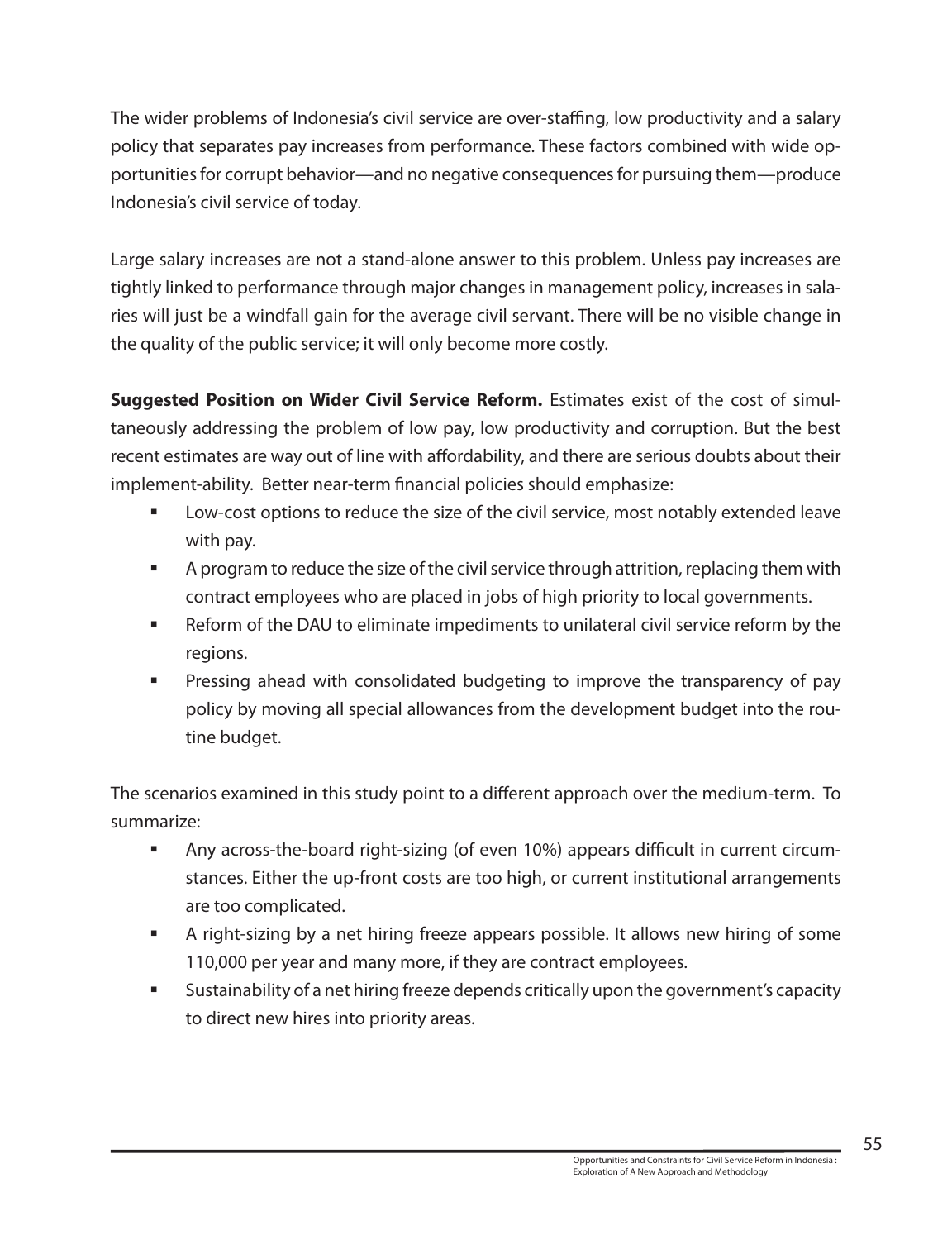The wider problems of Indonesia's civil service are over-staffing, low productivity and a salary policy that separates pay increases from performance. These factors combined with wide opportunities for corrupt behavior—and no negative consequences for pursuing them—produce Indonesia's civil service of today.

Large salary increases are not a stand-alone answer to this problem. Unless pay increases are tightly linked to performance through major changes in management policy, increases in salaries will just be a windfall gain for the average civil servant. There will be no visible change in the quality of the public service; it will only become more costly.

**Suggested Position on Wider Civil Service Reform.** Estimates exist of the cost of simultaneously addressing the problem of low pay, low productivity and corruption. But the best recent estimates are way out of line with affordability, and there are serious doubts about their implement-ability. Better near-term financial policies should emphasize:

- Low-cost options to reduce the size of the civil service, most notably extended leave with pay.
- A program to reduce the size of the civil service through attrition, replacing them with contract employees who are placed in jobs of high priority to local governments.
- Reform of the DAU to eliminate impediments to unilateral civil service reform by the regions.
- Pressing ahead with consolidated budgeting to improve the transparency of pay policy by moving all special allowances from the development budget into the routine budget.

The scenarios examined in this study point to a different approach over the medium-term. To summarize:

- Any across-the-board right-sizing (of even 10%) appears difficult in current circumstances. Either the up-front costs are too high, or current institutional arrangements are too complicated.
- A right-sizing by a net hiring freeze appears possible. It allows new hiring of some 110,000 per year and many more, if they are contract employees.
- Sustainability of a net hiring freeze depends critically upon the government's capacity to direct new hires into priority areas.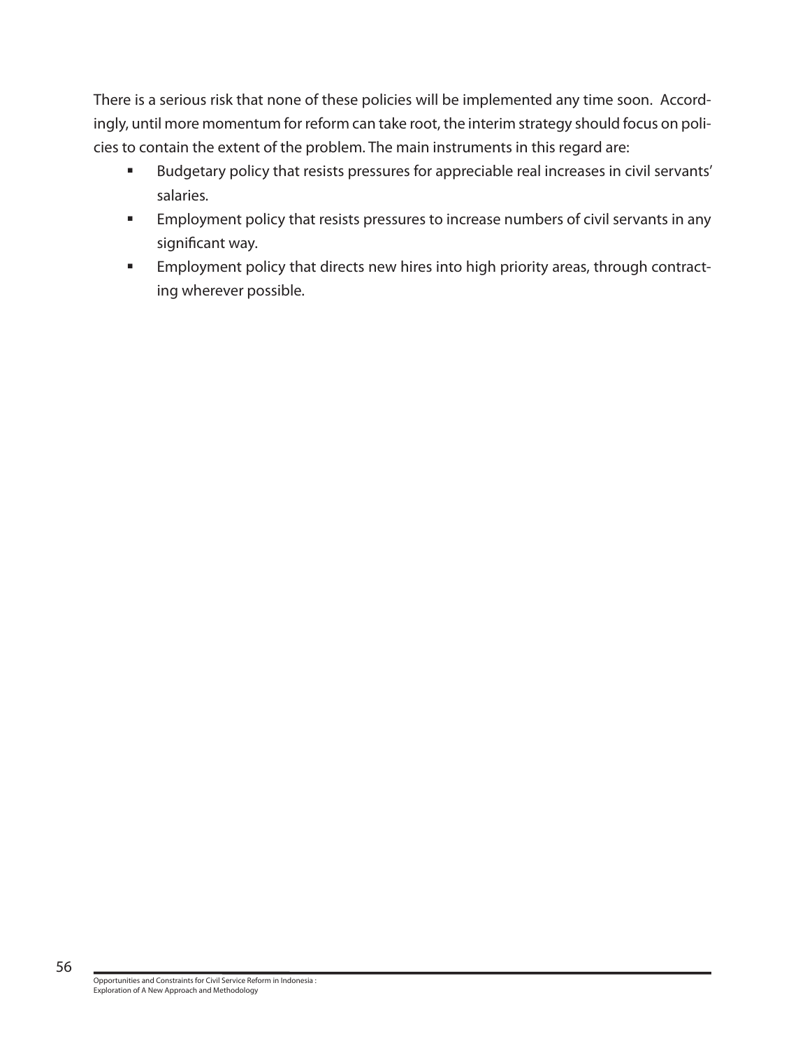There is a serious risk that none of these policies will be implemented any time soon. Accordingly, until more momentum for reform can take root, the interim strategy should focus on policies to contain the extent of the problem. The main instruments in this regard are:

- Budgetary policy that resists pressures for appreciable real increases in civil servants' salaries.
- Employment policy that resists pressures to increase numbers of civil servants in any significant way.
- Employment policy that directs new hires into high priority areas, through contracting wherever possible.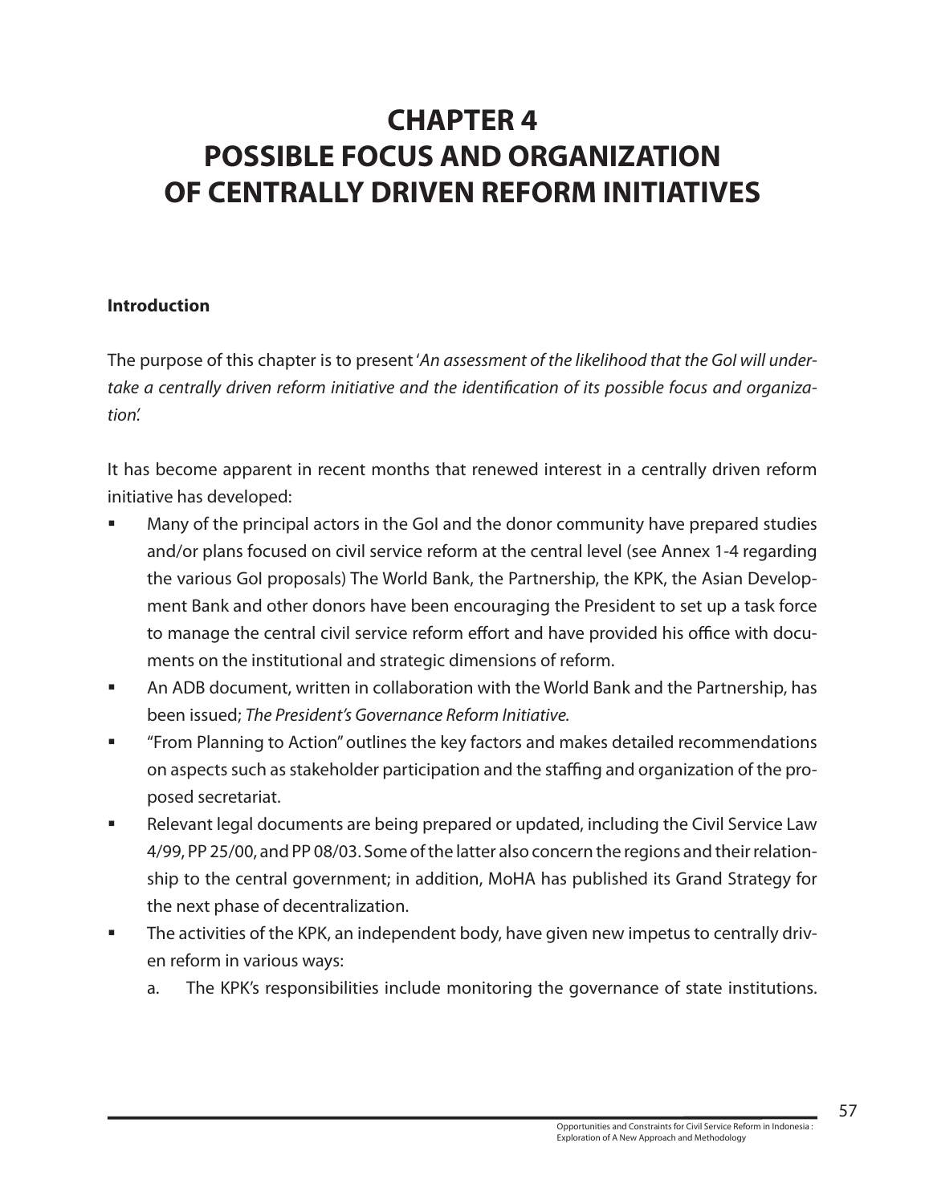# CHAPTER 4
# POSSIBLE FOCUS AND ORGANIZATION OF CENTRALLY DRIVEN REFORM INITIATIVES

**Introduction**

The purpose of this chapter is to present '*An assessment of the likelihood that the GoI will undertake a centrally driven reform initiative and the identification of its possible focus and organization*'.

It has become apparent in recent months that renewed interest in a centrally driven reform initiative has developed:

- Many of the principal actors in the GoI and the donor community have prepared studies and/or plans focused on civil service reform at the central level (see Annex 1-4 regarding the various GoI proposals) The World Bank, the Partnership, the KPK, the Asian Development Bank and other donors have been encouraging the President to set up a task force to manage the central civil service reform effort and have provided his office with documents on the institutional and strategic dimensions of reform.
- An ADB document, written in collaboration with the World Bank and the Partnership, has been issued; *The President's Governance Reform Initiative*.
- "From Planning to Action" outlines the key factors and makes detailed recommendations on aspects such as stakeholder participation and the staffing and organization of the proposed secretariat.
- Relevant legal documents are being prepared or updated, including the Civil Service Law 4/99, PP 25/00, and PP 08/03. Some of the latter also concern the regions and their relationship to the central government; in addition, MoHA has published its Grand Strategy for the next phase of decentralization.
- The activities of the KPK, an independent body, have given new impetus to centrally driven reform in various ways:
    a. The KPK's responsibilities include monitoring the governance of state institutions.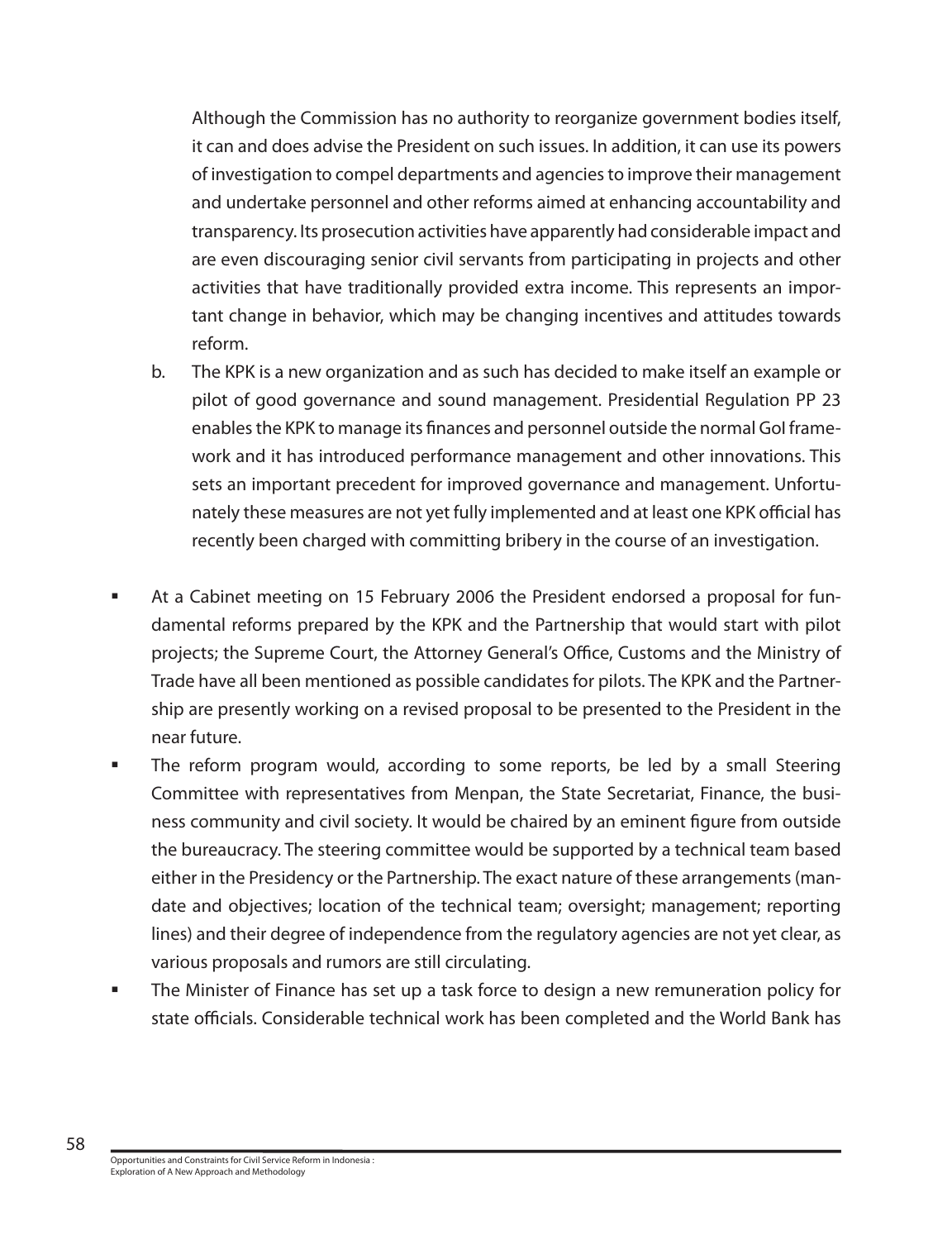Although the Commission has no authority to reorganize government bodies itself, it can and does advise the President on such issues. In addition, it can use its powers of investigation to compel departments and agencies to improve their management and undertake personnel and other reforms aimed at enhancing accountability and transparency. Its prosecution activities have apparently had considerable impact and are even discouraging senior civil servants from participating in projects and other activities that have traditionally provided extra income. This represents an important change in behavior, which may be changing incentives and attitudes towards reform.

b. The KPK is a new organization and as such has decided to make itself an example or pilot of good governance and sound management. Presidential Regulation PP 23 enables the KPK to manage its finances and personnel outside the normal GoI framework and it has introduced performance management and other innovations. This sets an important precedent for improved governance and management. Unfortunately these measures are not yet fully implemented and at least one KPK official has recently been charged with committing bribery in the course of an investigation.

- At a Cabinet meeting on 15 February 2006 the President endorsed a proposal for fundamental reforms prepared by the KPK and the Partnership that would start with pilot projects; the Supreme Court, the Attorney General's Office, Customs and the Ministry of Trade have all been mentioned as possible candidates for pilots. The KPK and the Partnership are presently working on a revised proposal to be presented to the President in the near future.
- The reform program would, according to some reports, be led by a small Steering Committee with representatives from Menpan, the State Secretariat, Finance, the business community and civil society. It would be chaired by an eminent figure from outside the bureaucracy. The steering committee would be supported by a technical team based either in the Presidency or the Partnership. The exact nature of these arrangements (mandate and objectives; location of the technical team; oversight; management; reporting lines) and their degree of independence from the regulatory agencies are not yet clear, as various proposals and rumors are still circulating.
- The Minister of Finance has set up a task force to design a new remuneration policy for state officials. Considerable technical work has been completed and the World Bank has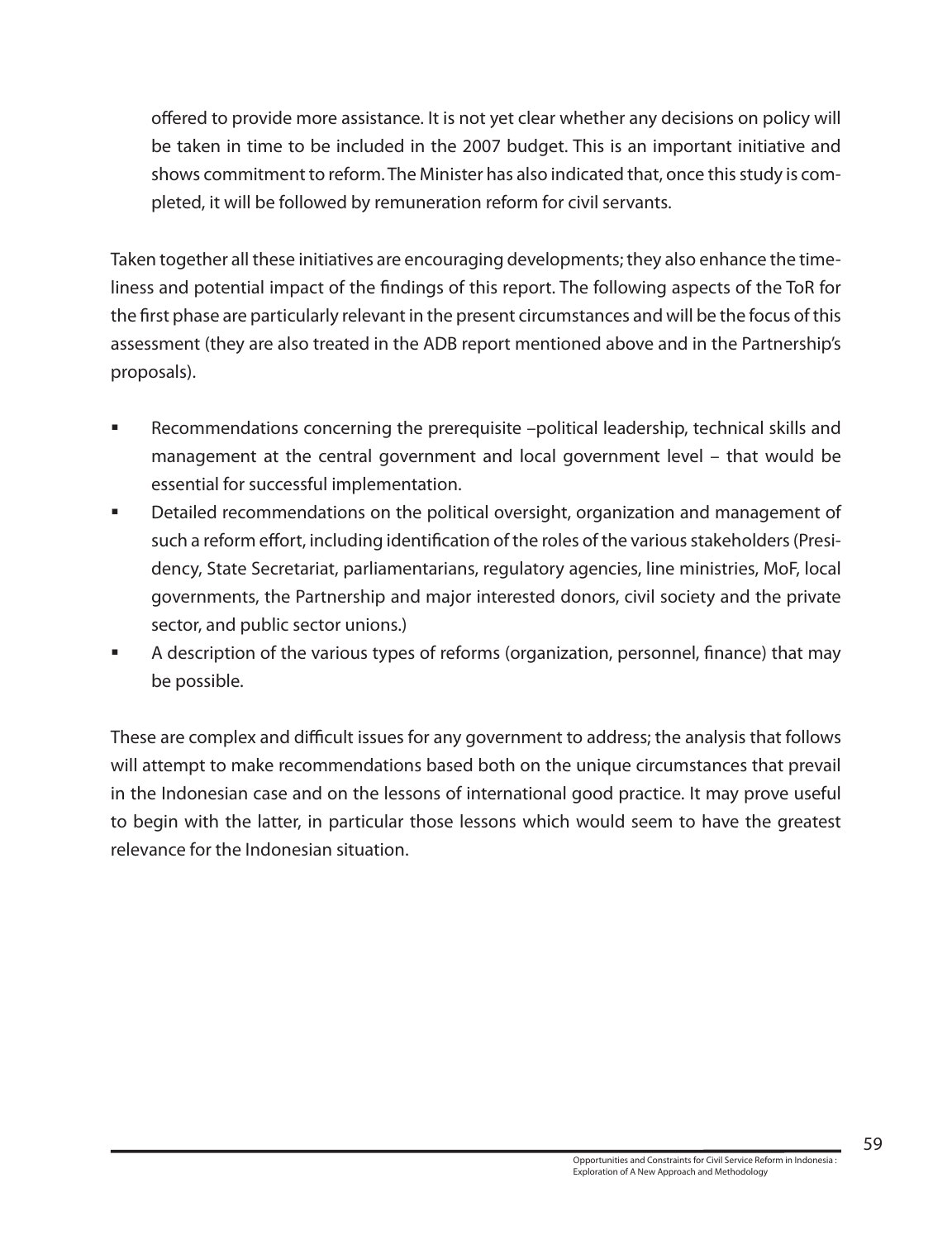offered to provide more assistance. It is not yet clear whether any decisions on policy will be taken in time to be included in the 2007 budget. This is an important initiative and shows commitment to reform. The Minister has also indicated that, once this study is completed, it will be followed by remuneration reform for civil servants.

Taken together all these initiatives are encouraging developments; they also enhance the timeliness and potential impact of the findings of this report. The following aspects of the ToR for the first phase are particularly relevant in the present circumstances and will be the focus of this assessment (they are also treated in the ADB report mentioned above and in the Partnership's proposals).

- Recommendations concerning the prerequisite –political leadership, technical skills and management at the central government and local government level – that would be essential for successful implementation.
- Detailed recommendations on the political oversight, organization and management of such a reform effort, including identification of the roles of the various stakeholders (Presidency, State Secretariat, parliamentarians, regulatory agencies, line ministries, MoF, local governments, the Partnership and major interested donors, civil society and the private sector, and public sector unions.)
- A description of the various types of reforms (organization, personnel, finance) that may be possible.

These are complex and difficult issues for any government to address; the analysis that follows will attempt to make recommendations based both on the unique circumstances that prevail in the Indonesian case and on the lessons of international good practice. It may prove useful to begin with the latter, in particular those lessons which would seem to have the greatest relevance for the Indonesian situation.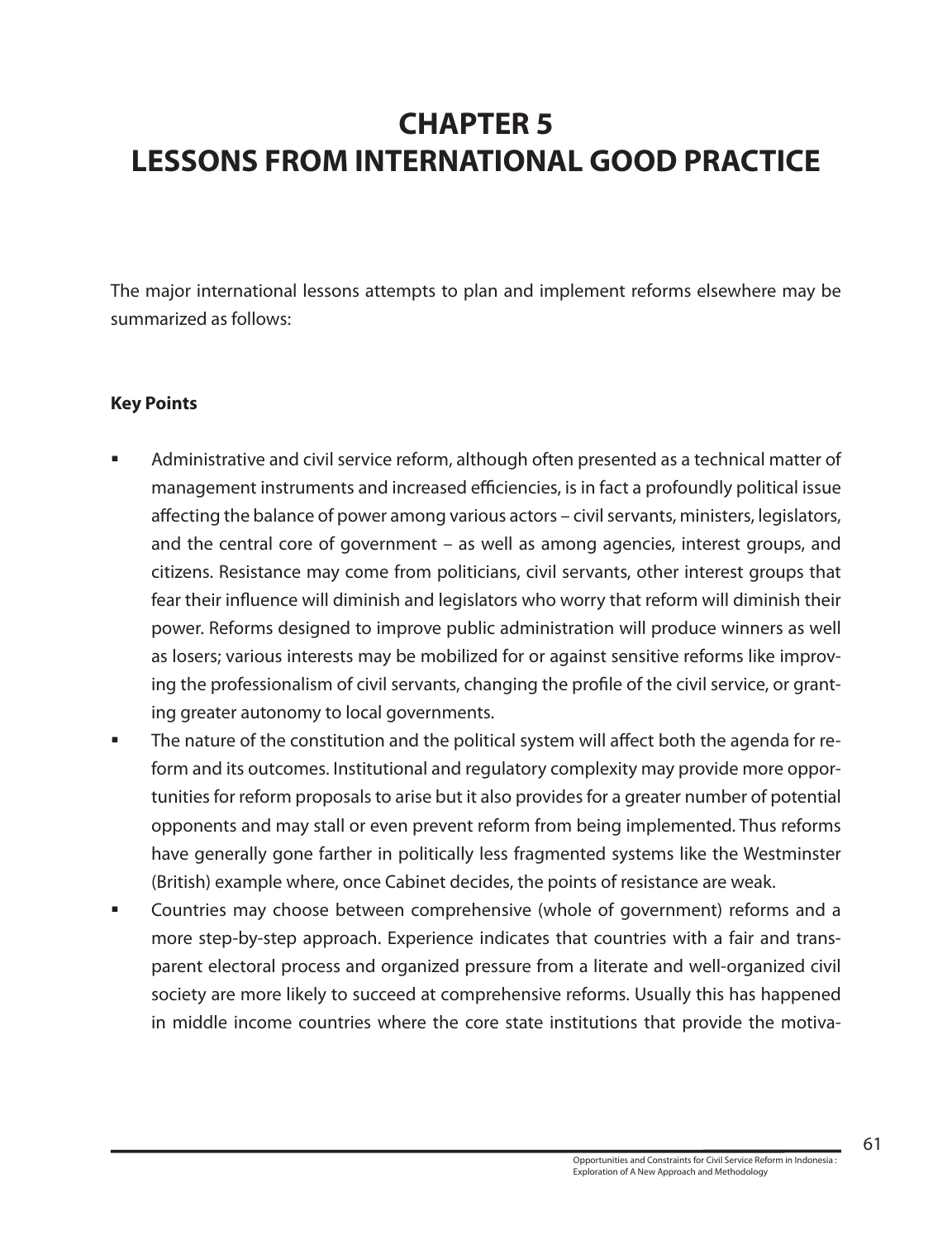# CHAPTER 5
# LESSONS FROM INTERNATIONAL GOOD PRACTICE

The major international lessons attempts to plan and implement reforms elsewhere may be summarized as follows:

**Key Points**

- Administrative and civil service reform, although often presented as a technical matter of management instruments and increased efficiencies, is in fact a profoundly political issue affecting the balance of power among various actors – civil servants, ministers, legislators, and the central core of government – as well as among agencies, interest groups, and citizens. Resistance may come from politicians, civil servants, other interest groups that fear their influence will diminish and legislators who worry that reform will diminish their power. Reforms designed to improve public administration will produce winners as well as losers; various interests may be mobilized for or against sensitive reforms like improving the professionalism of civil servants, changing the profile of the civil service, or granting greater autonomy to local governments.
- The nature of the constitution and the political system will affect both the agenda for reform and its outcomes. Institutional and regulatory complexity may provide more opportunities for reform proposals to arise but it also provides for a greater number of potential opponents and may stall or even prevent reform from being implemented. Thus reforms have generally gone farther in politically less fragmented systems like the Westminster (British) example where, once Cabinet decides, the points of resistance are weak.
- Countries may choose between comprehensive (whole of government) reforms and a more step-by-step approach. Experience indicates that countries with a fair and transparent electoral process and organized pressure from a literate and well-organized civil society are more likely to succeed at comprehensive reforms. Usually this has happened in middle income countries where the core state institutions that provide the motiva-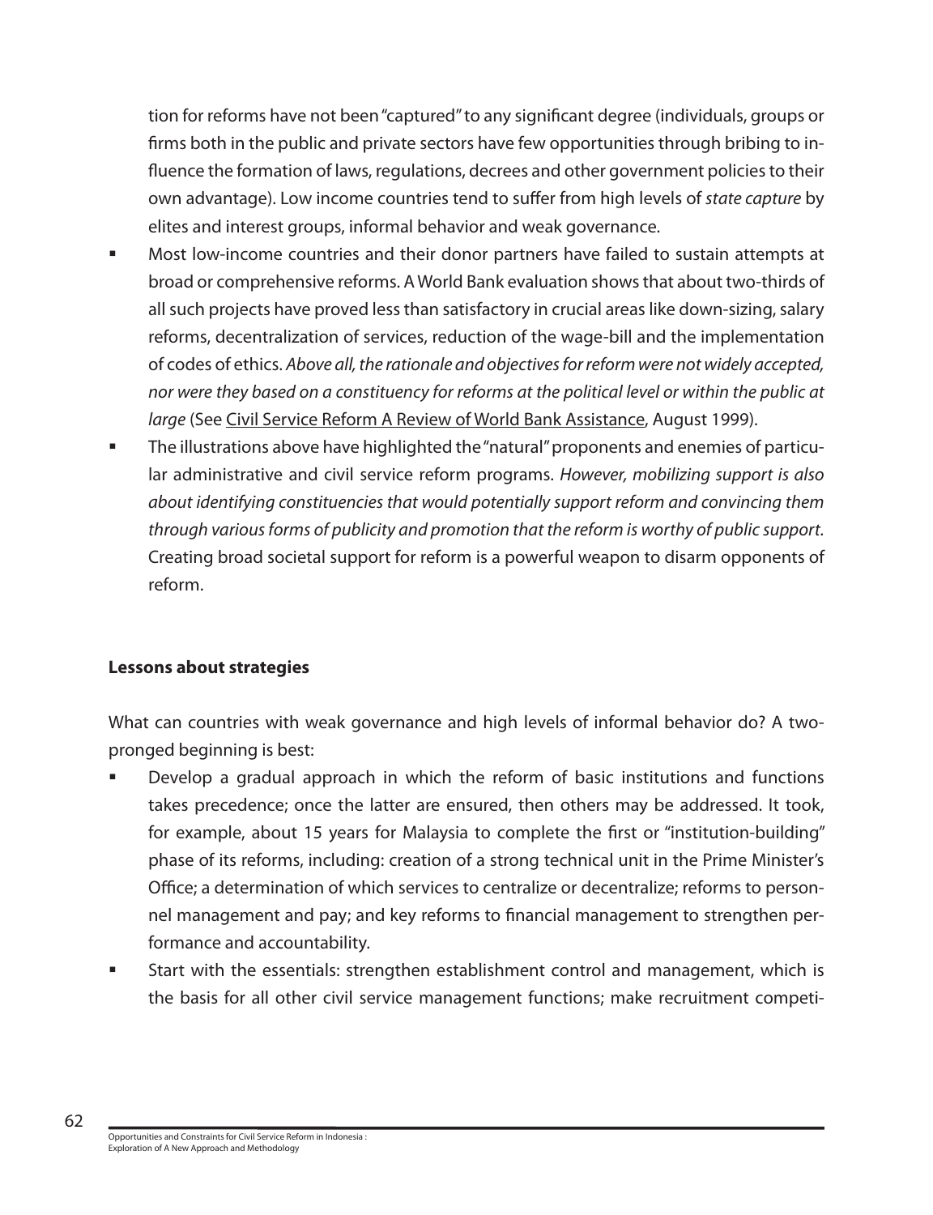tion for reforms have not been "captured" to any significant degree (individuals, groups or firms both in the public and private sectors have few opportunities through bribing to influence the formation of laws, regulations, decrees and other government policies to their own advantage). Low income countries tend to suffer from high levels of *state capture* by elites and interest groups, informal behavior and weak governance.

- Most low-income countries and their donor partners have failed to sustain attempts at broad or comprehensive reforms. A World Bank evaluation shows that about two-thirds of all such projects have proved less than satisfactory in crucial areas like down-sizing, salary reforms, decentralization of services, reduction of the wage-bill and the implementation of codes of ethics. *Above all, the rationale and objectives for reform were not widely accepted, nor were they based on a constituency for reforms at the political level or within the public at large* (See Civil Service Reform A Review of World Bank Assistance, August 1999).
- The illustrations above have highlighted the "natural" proponents and enemies of particular administrative and civil service reform programs. *However, mobilizing support is also about identifying constituencies that would potentially support reform and convincing them through various forms of publicity and promotion that the reform is worthy of public support.* Creating broad societal support for reform is a powerful weapon to disarm opponents of reform.

**Lessons about strategies**

What can countries with weak governance and high levels of informal behavior do? A two-pronged beginning is best:

- Develop a gradual approach in which the reform of basic institutions and functions takes precedence; once the latter are ensured, then others may be addressed. It took, for example, about 15 years for Malaysia to complete the first or "institution-building" phase of its reforms, including: creation of a strong technical unit in the Prime Minister's Office; a determination of which services to centralize or decentralize; reforms to personnel management and pay; and key reforms to financial management to strengthen performance and accountability.
- Start with the essentials: strengthen establishment control and management, which is the basis for all other civil service management functions; make recruitment competi-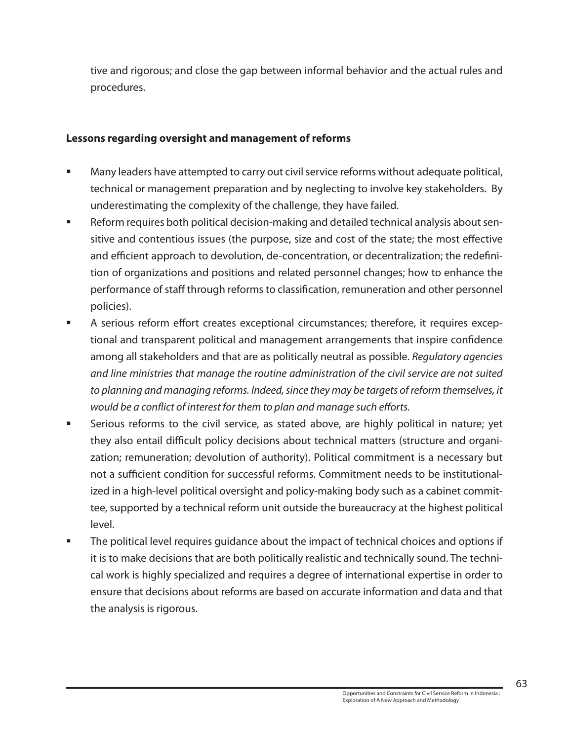tive and rigorous; and close the gap between informal behavior and the actual rules and procedures.

**Lessons regarding oversight and management of reforms**

- Many leaders have attempted to carry out civil service reforms without adequate political, technical or management preparation and by neglecting to involve key stakeholders. By underestimating the complexity of the challenge, they have failed.
- Reform requires both political decision-making and detailed technical analysis about sensitive and contentious issues (the purpose, size and cost of the state; the most effective and efficient approach to devolution, de-concentration, or decentralization; the redefinition of organizations and positions and related personnel changes; how to enhance the performance of staff through reforms to classification, remuneration and other personnel policies).
- A serious reform effort creates exceptional circumstances; therefore, it requires exceptional and transparent political and management arrangements that inspire confidence among all stakeholders and that are as politically neutral as possible. *Regulatory agencies and line ministries that manage the routine administration of the civil service are not suited to planning and managing reforms. Indeed, since they may be targets of reform themselves, it would be a conflict of interest for them to plan and manage such efforts.*
- Serious reforms to the civil service, as stated above, are highly political in nature; yet they also entail difficult policy decisions about technical matters (structure and organization; remuneration; devolution of authority). Political commitment is a necessary but not a sufficient condition for successful reforms. Commitment needs to be institutionalized in a high-level political oversight and policy-making body such as a cabinet committee, supported by a technical reform unit outside the bureaucracy at the highest political level.
- The political level requires guidance about the impact of technical choices and options if it is to make decisions that are both politically realistic and technically sound. The technical work is highly specialized and requires a degree of international expertise in order to ensure that decisions about reforms are based on accurate information and data and that the analysis is rigorous.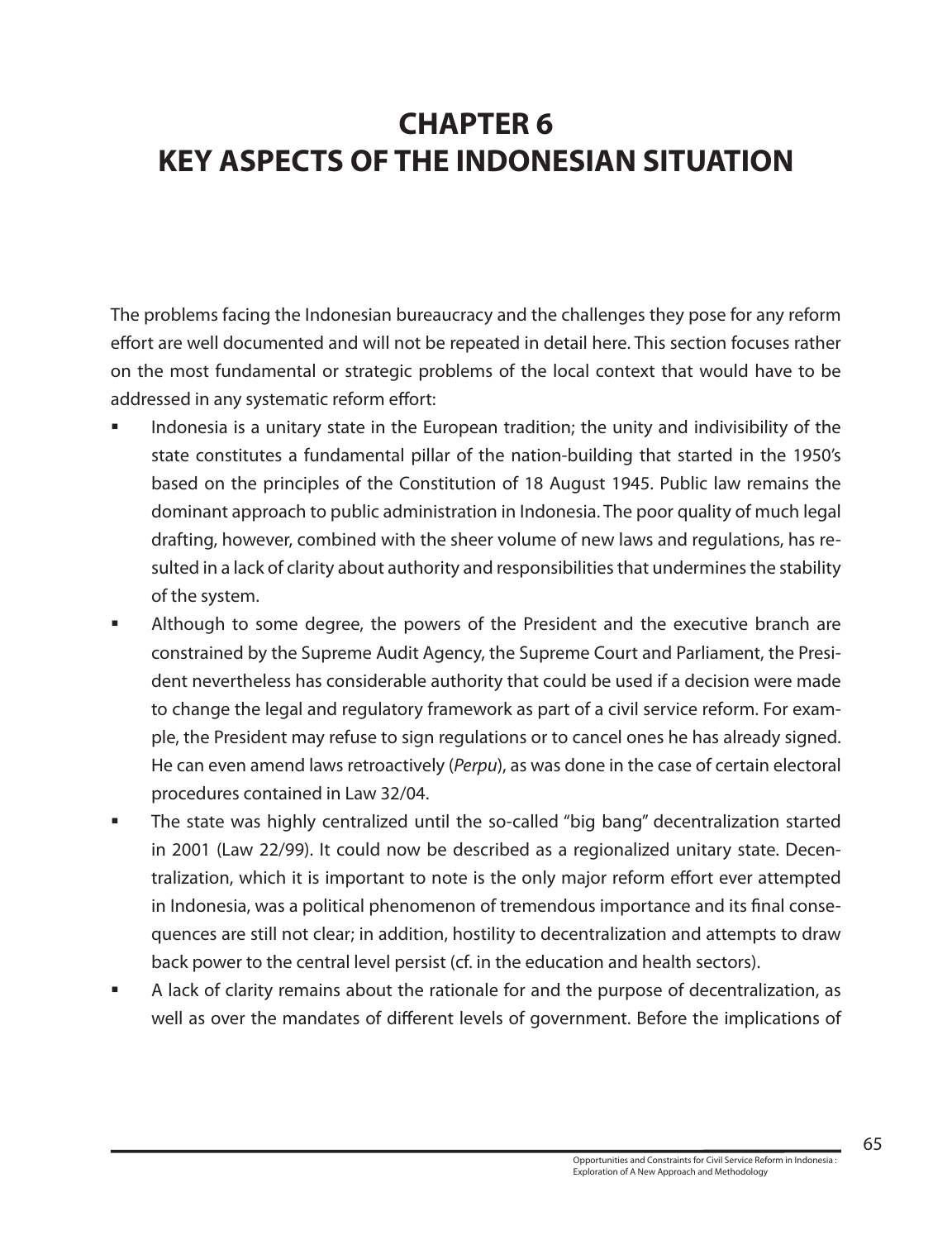# CHAPTER 6
# KEY ASPECTS OF THE INDONESIAN SITUATION

The problems facing the Indonesian bureaucracy and the challenges they pose for any reform effort are well documented and will not be repeated in detail here. This section focuses rather on the most fundamental or strategic problems of the local context that would have to be addressed in any systematic reform effort:

- Indonesia is a unitary state in the European tradition; the unity and indivisibility of the state constitutes a fundamental pillar of the nation-building that started in the 1950's based on the principles of the Constitution of 18 August 1945. Public law remains the dominant approach to public administration in Indonesia. The poor quality of much legal drafting, however, combined with the sheer volume of new laws and regulations, has resulted in a lack of clarity about authority and responsibilities that undermines the stability of the system.
- Although to some degree, the powers of the President and the executive branch are constrained by the Supreme Audit Agency, the Supreme Court and Parliament, the President nevertheless has considerable authority that could be used if a decision were made to change the legal and regulatory framework as part of a civil service reform. For example, the President may refuse to sign regulations or to cancel ones he has already signed. He can even amend laws retroactively (*Perpu*), as was done in the case of certain electoral procedures contained in Law 32/04.
- The state was highly centralized until the so-called "big bang" decentralization started in 2001 (Law 22/99). It could now be described as a regionalized unitary state. Decentralization, which it is important to note is the only major reform effort ever attempted in Indonesia, was a political phenomenon of tremendous importance and its final consequences are still not clear; in addition, hostility to decentralization and attempts to draw back power to the central level persist (cf. in the education and health sectors).
- A lack of clarity remains about the rationale for and the purpose of decentralization, as well as over the mandates of different levels of government. Before the implications of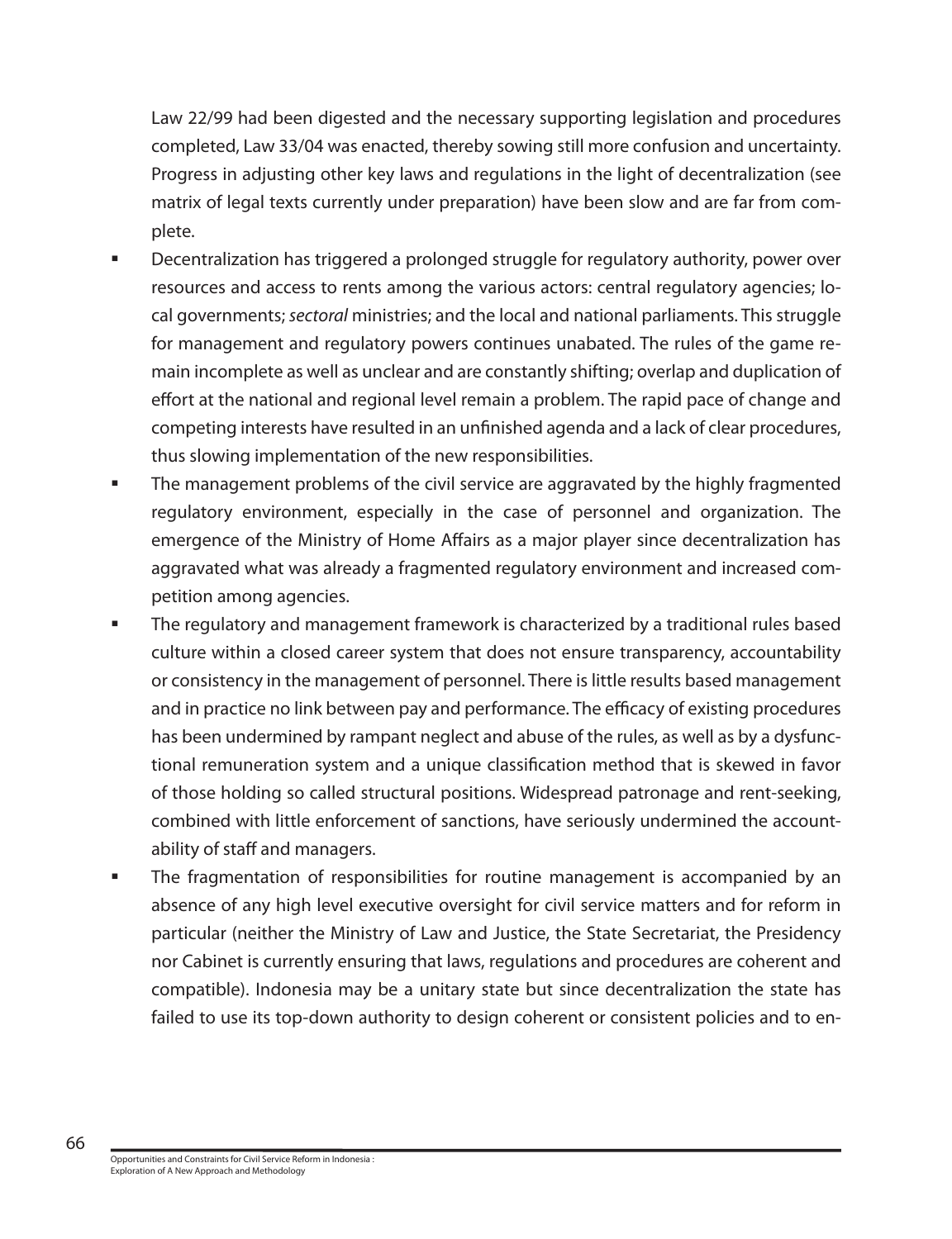Law 22/99 had been digested and the necessary supporting legislation and procedures completed, Law 33/04 was enacted, thereby sowing still more confusion and uncertainty. Progress in adjusting other key laws and regulations in the light of decentralization (see matrix of legal texts currently under preparation) have been slow and are far from complete.

- Decentralization has triggered a prolonged struggle for regulatory authority, power over resources and access to rents among the various actors: central regulatory agencies; local governments; *sectoral* ministries; and the local and national parliaments. This struggle for management and regulatory powers continues unabated. The rules of the game remain incomplete as well as unclear and are constantly shifting; overlap and duplication of effort at the national and regional level remain a problem. The rapid pace of change and competing interests have resulted in an unfinished agenda and a lack of clear procedures, thus slowing implementation of the new responsibilities.
- The management problems of the civil service are aggravated by the highly fragmented regulatory environment, especially in the case of personnel and organization. The emergence of the Ministry of Home Affairs as a major player since decentralization has aggravated what was already a fragmented regulatory environment and increased competition among agencies.
- The regulatory and management framework is characterized by a traditional rules based culture within a closed career system that does not ensure transparency, accountability or consistency in the management of personnel. There is little results based management and in practice no link between pay and performance. The efficacy of existing procedures has been undermined by rampant neglect and abuse of the rules, as well as by a dysfunctional remuneration system and a unique classification method that is skewed in favor of those holding so called structural positions. Widespread patronage and rent-seeking, combined with little enforcement of sanctions, have seriously undermined the accountability of staff and managers.
- The fragmentation of responsibilities for routine management is accompanied by an absence of any high level executive oversight for civil service matters and for reform in particular (neither the Ministry of Law and Justice, the State Secretariat, the Presidency nor Cabinet is currently ensuring that laws, regulations and procedures are coherent and compatible). Indonesia may be a unitary state but since decentralization the state has failed to use its top-down authority to design coherent or consistent policies and to en-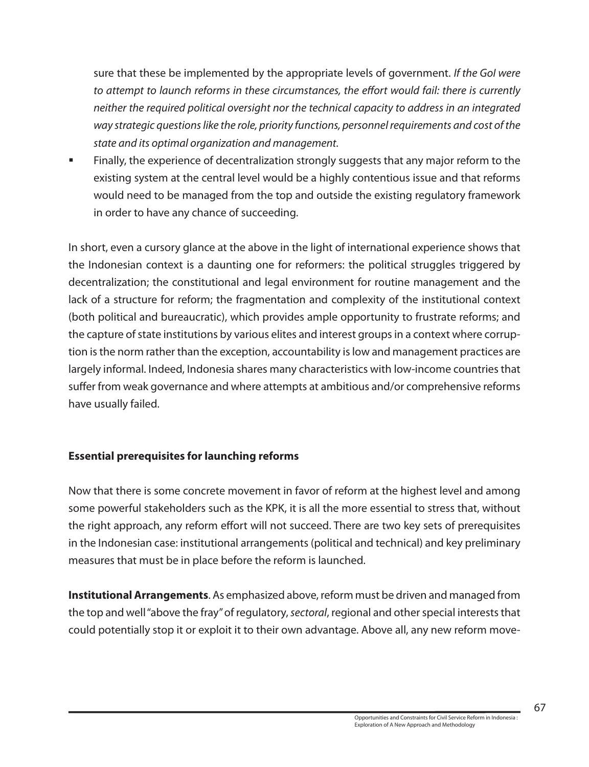sure that these be implemented by the appropriate levels of government. *If the GoI were to attempt to launch reforms in these circumstances, the effort would fail: there is currently neither the required political oversight nor the technical capacity to address in an integrated way strategic questions like the role, priority functions, personnel requirements and cost of the state and its optimal organization and management.*

- Finally, the experience of decentralization strongly suggests that any major reform to the existing system at the central level would be a highly contentious issue and that reforms would need to be managed from the top and outside the existing regulatory framework in order to have any chance of succeeding.

In short, even a cursory glance at the above in the light of international experience shows that the Indonesian context is a daunting one for reformers: the political struggles triggered by decentralization; the constitutional and legal environment for routine management and the lack of a structure for reform; the fragmentation and complexity of the institutional context (both political and bureaucratic), which provides ample opportunity to frustrate reforms; and the capture of state institutions by various elites and interest groups in a context where corruption is the norm rather than the exception, accountability is low and management practices are largely informal. Indeed, Indonesia shares many characteristics with low-income countries that suffer from weak governance and where attempts at ambitious and/or comprehensive reforms have usually failed.

### Essential prerequisites for launching reforms

Now that there is some concrete movement in favor of reform at the highest level and among some powerful stakeholders such as the KPK, it is all the more essential to stress that, without the right approach, any reform effort will not succeed. There are two key sets of prerequisites in the Indonesian case: institutional arrangements (political and technical) and key preliminary measures that must be in place before the reform is launched.

**Institutional Arrangements**. As emphasized above, reform must be driven and managed from the top and well "above the fray" of regulatory, *sectoral*, regional and other special interests that could potentially stop it or exploit it to their own advantage. Above all, any new reform move-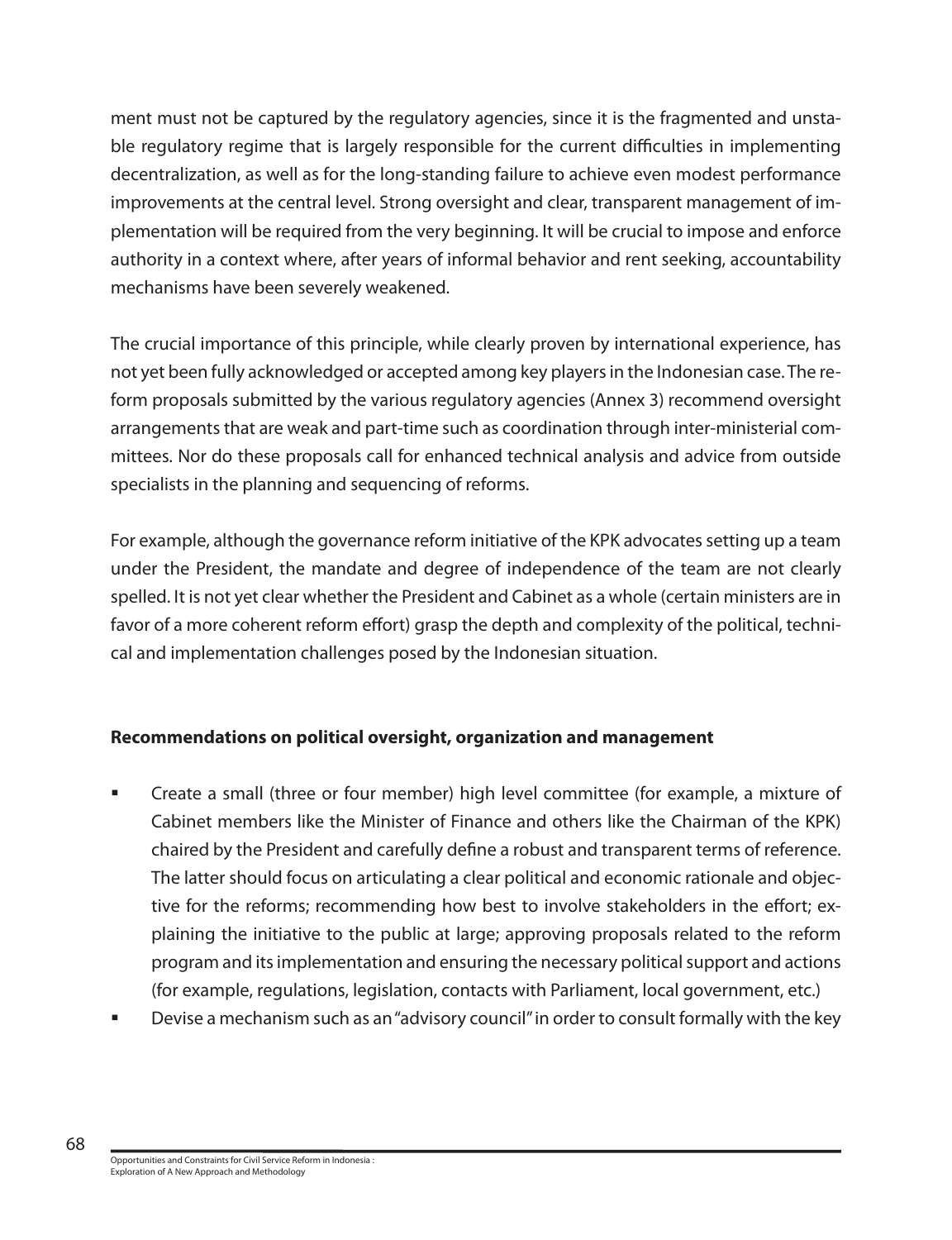ment must not be captured by the regulatory agencies, since it is the fragmented and unstable regulatory regime that is largely responsible for the current difficulties in implementing decentralization, as well as for the long-standing failure to achieve even modest performance improvements at the central level. Strong oversight and clear, transparent management of implementation will be required from the very beginning. It will be crucial to impose and enforce authority in a context where, after years of informal behavior and rent seeking, accountability mechanisms have been severely weakened.

The crucial importance of this principle, while clearly proven by international experience, has not yet been fully acknowledged or accepted among key players in the Indonesian case. The reform proposals submitted by the various regulatory agencies (Annex 3) recommend oversight arrangements that are weak and part-time such as coordination through inter-ministerial committees. Nor do these proposals call for enhanced technical analysis and advice from outside specialists in the planning and sequencing of reforms.

For example, although the governance reform initiative of the KPK advocates setting up a team under the President, the mandate and degree of independence of the team are not clearly spelled. It is not yet clear whether the President and Cabinet as a whole (certain ministers are in favor of a more coherent reform effort) grasp the depth and complexity of the political, technical and implementation challenges posed by the Indonesian situation.

**Recommendations on political oversight, organization and management**

- Create a small (three or four member) high level committee (for example, a mixture of Cabinet members like the Minister of Finance and others like the Chairman of the KPK) chaired by the President and carefully define a robust and transparent terms of reference. The latter should focus on articulating a clear political and economic rationale and objective for the reforms; recommending how best to involve stakeholders in the effort; explaining the initiative to the public at large; approving proposals related to the reform program and its implementation and ensuring the necessary political support and actions (for example, regulations, legislation, contacts with Parliament, local government, etc.)
- Devise a mechanism such as an "advisory council" in order to consult formally with the key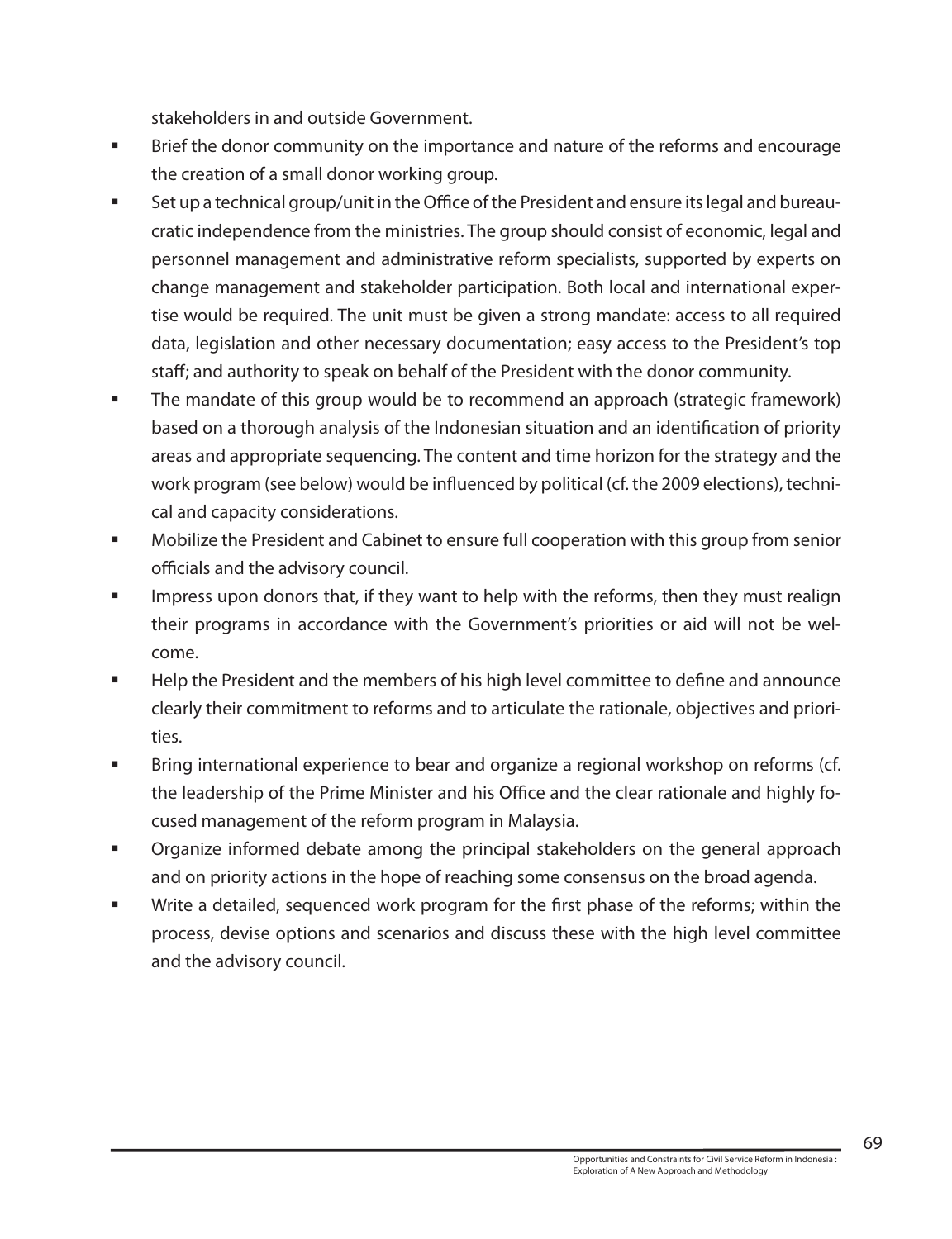stakeholders in and outside Government.

- Brief the donor community on the importance and nature of the reforms and encourage the creation of a small donor working group.
- Set up a technical group/unit in the Office of the President and ensure its legal and bureaucratic independence from the ministries. The group should consist of economic, legal and personnel management and administrative reform specialists, supported by experts on change management and stakeholder participation. Both local and international expertise would be required. The unit must be given a strong mandate: access to all required data, legislation and other necessary documentation; easy access to the President's top staff; and authority to speak on behalf of the President with the donor community.
- The mandate of this group would be to recommend an approach (strategic framework) based on a thorough analysis of the Indonesian situation and an identification of priority areas and appropriate sequencing. The content and time horizon for the strategy and the work program (see below) would be influenced by political (cf. the 2009 elections), technical and capacity considerations.
- Mobilize the President and Cabinet to ensure full cooperation with this group from senior officials and the advisory council.
- Impress upon donors that, if they want to help with the reforms, then they must realign their programs in accordance with the Government's priorities or aid will not be welcome.
- Help the President and the members of his high level committee to define and announce clearly their commitment to reforms and to articulate the rationale, objectives and priorities.
- Bring international experience to bear and organize a regional workshop on reforms (cf. the leadership of the Prime Minister and his Office and the clear rationale and highly focused management of the reform program in Malaysia.
- Organize informed debate among the principal stakeholders on the general approach and on priority actions in the hope of reaching some consensus on the broad agenda.
- Write a detailed, sequenced work program for the first phase of the reforms; within the process, devise options and scenarios and discuss these with the high level committee and the advisory council.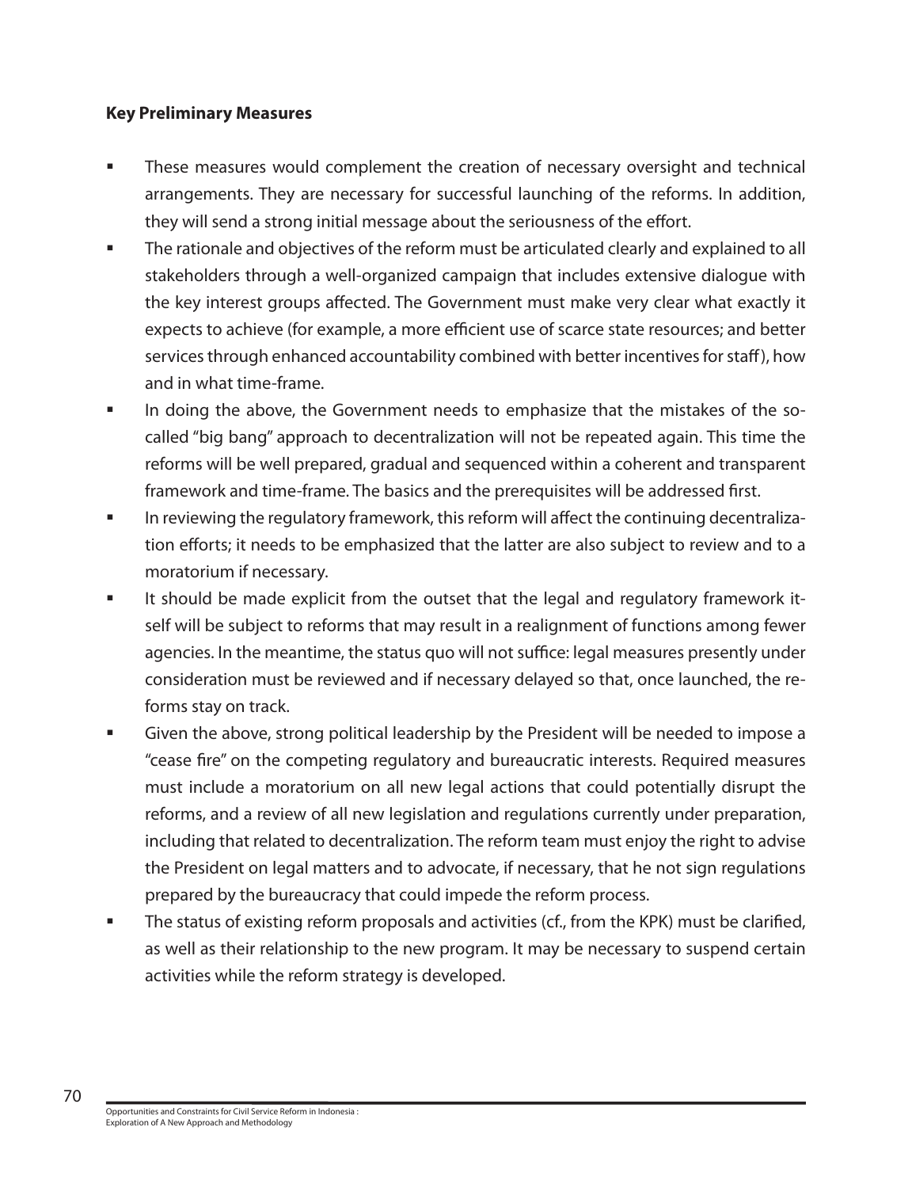**Key Preliminary Measures**

- These measures would complement the creation of necessary oversight and technical arrangements. They are necessary for successful launching of the reforms. In addition, they will send a strong initial message about the seriousness of the effort.
- The rationale and objectives of the reform must be articulated clearly and explained to all stakeholders through a well-organized campaign that includes extensive dialogue with the key interest groups affected. The Government must make very clear what exactly it expects to achieve (for example, a more efficient use of scarce state resources; and better services through enhanced accountability combined with better incentives for staff), how and in what time-frame.
- In doing the above, the Government needs to emphasize that the mistakes of the so-called "big bang" approach to decentralization will not be repeated again. This time the reforms will be well prepared, gradual and sequenced within a coherent and transparent framework and time-frame. The basics and the prerequisites will be addressed first.
- In reviewing the regulatory framework, this reform will affect the continuing decentralization efforts; it needs to be emphasized that the latter are also subject to review and to a moratorium if necessary.
- It should be made explicit from the outset that the legal and regulatory framework itself will be subject to reforms that may result in a realignment of functions among fewer agencies. In the meantime, the status quo will not suffice: legal measures presently under consideration must be reviewed and if necessary delayed so that, once launched, the reforms stay on track.
- Given the above, strong political leadership by the President will be needed to impose a "cease fire" on the competing regulatory and bureaucratic interests. Required measures must include a moratorium on all new legal actions that could potentially disrupt the reforms, and a review of all new legislation and regulations currently under preparation, including that related to decentralization. The reform team must enjoy the right to advise the President on legal matters and to advocate, if necessary, that he not sign regulations prepared by the bureaucracy that could impede the reform process.
- The status of existing reform proposals and activities (cf., from the KPK) must be clarified, as well as their relationship to the new program. It may be necessary to suspend certain activities while the reform strategy is developed.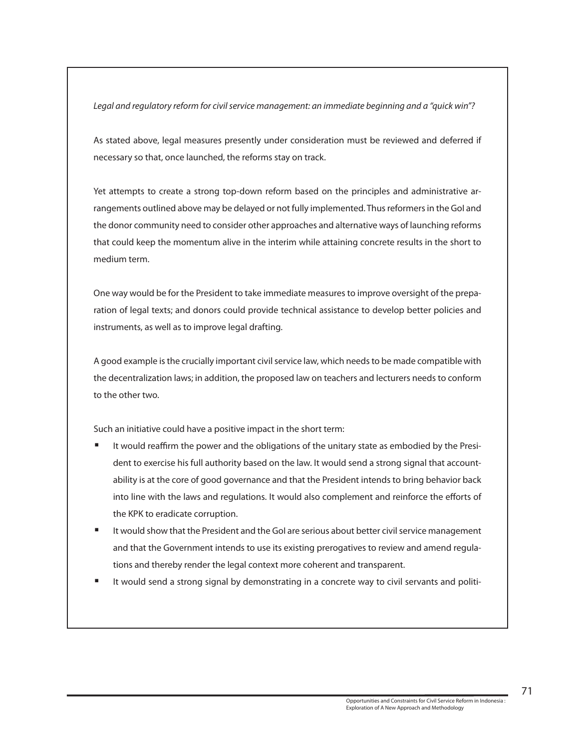*Legal and regulatory reform for civil service management: an immediate beginning and a "quick win"?*

As stated above, legal measures presently under consideration must be reviewed and deferred if necessary so that, once launched, the reforms stay on track.

Yet attempts to create a strong top-down reform based on the principles and administrative arrangements outlined above may be delayed or not fully implemented. Thus reformers in the GoI and the donor community need to consider other approaches and alternative ways of launching reforms that could keep the momentum alive in the interim while attaining concrete results in the short to medium term.

One way would be for the President to take immediate measures to improve oversight of the preparation of legal texts; and donors could provide technical assistance to develop better policies and instruments, as well as to improve legal drafting.

A good example is the crucially important civil service law, which needs to be made compatible with the decentralization laws; in addition, the proposed law on teachers and lecturers needs to conform to the other two.

Such an initiative could have a positive impact in the short term:

- It would reaffirm the power and the obligations of the unitary state as embodied by the President to exercise his full authority based on the law. It would send a strong signal that accountability is at the core of good governance and that the President intends to bring behavior back into line with the laws and regulations. It would also complement and reinforce the efforts of the KPK to eradicate corruption.
- It would show that the President and the GoI are serious about better civil service management and that the Government intends to use its existing prerogatives to review and amend regulations and thereby render the legal context more coherent and transparent.
- It would send a strong signal by demonstrating in a concrete way to civil servants and politi-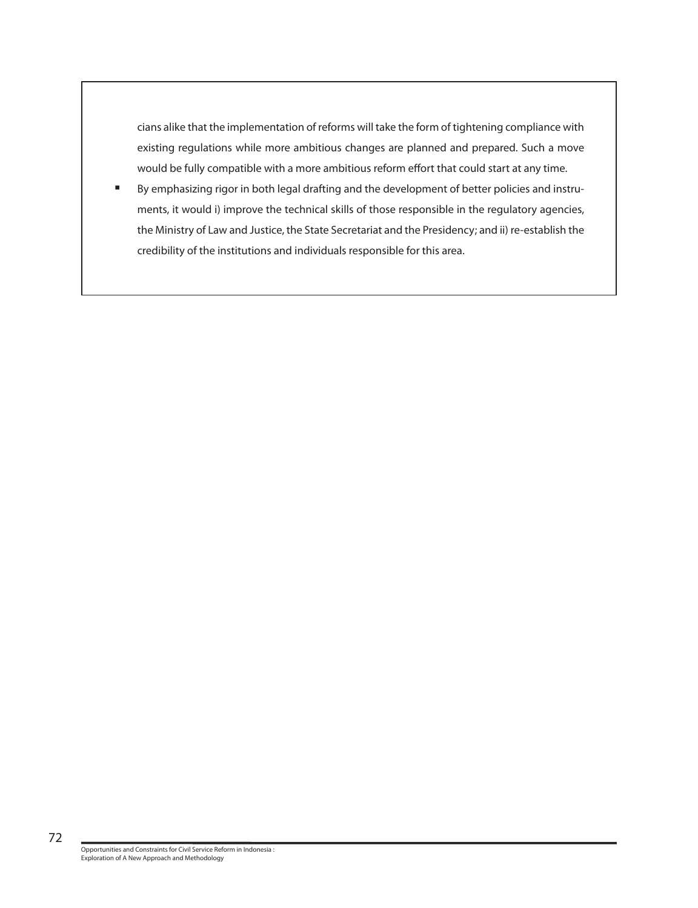cians alike that the implementation of reforms will take the form of tightening compliance with existing regulations while more ambitious changes are planned and prepared. Such a move would be fully compatible with a more ambitious reform effort that could start at any time.

- By emphasizing rigor in both legal drafting and the development of better policies and instruments, it would i) improve the technical skills of those responsible in the regulatory agencies, the Ministry of Law and Justice, the State Secretariat and the Presidency; and ii) re-establish the credibility of the institutions and individuals responsible for this area.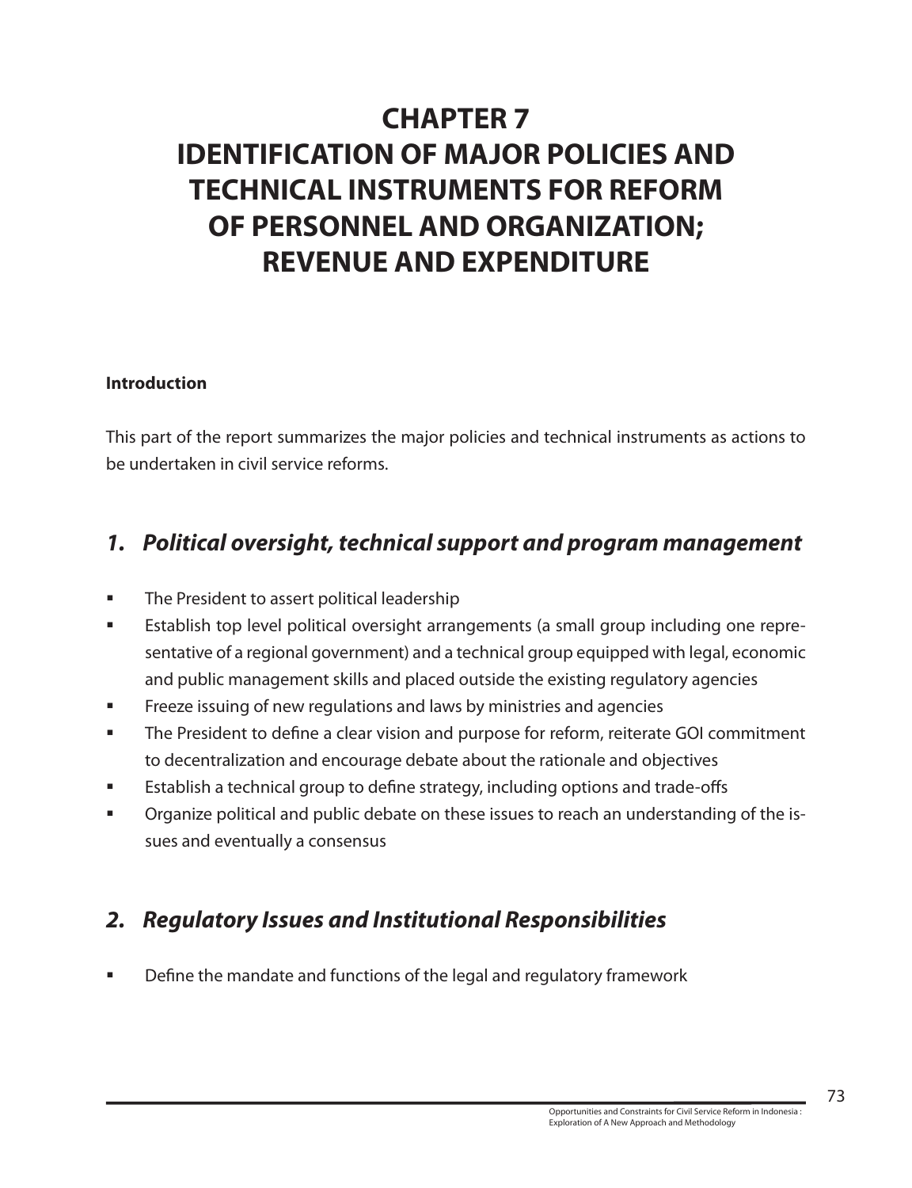# CHAPTER 7
# IDENTIFICATION OF MAJOR POLICIES AND TECHNICAL INSTRUMENTS FOR REFORM OF PERSONNEL AND ORGANIZATION; REVENUE AND EXPENDITURE

**Introduction**

This part of the report summarizes the major policies and technical instruments as actions to be undertaken in civil service reforms.

## *1. Political oversight, technical support and program management*

- The President to assert political leadership
- Establish top level political oversight arrangements (a small group including one representative of a regional government) and a technical group equipped with legal, economic and public management skills and placed outside the existing regulatory agencies
- Freeze issuing of new regulations and laws by ministries and agencies
- The President to define a clear vision and purpose for reform, reiterate GOI commitment to decentralization and encourage debate about the rationale and objectives
- Establish a technical group to define strategy, including options and trade-offs
- Organize political and public debate on these issues to reach an understanding of the issues and eventually a consensus

## *2. Regulatory Issues and Institutional Responsibilities*

- Define the mandate and functions of the legal and regulatory framework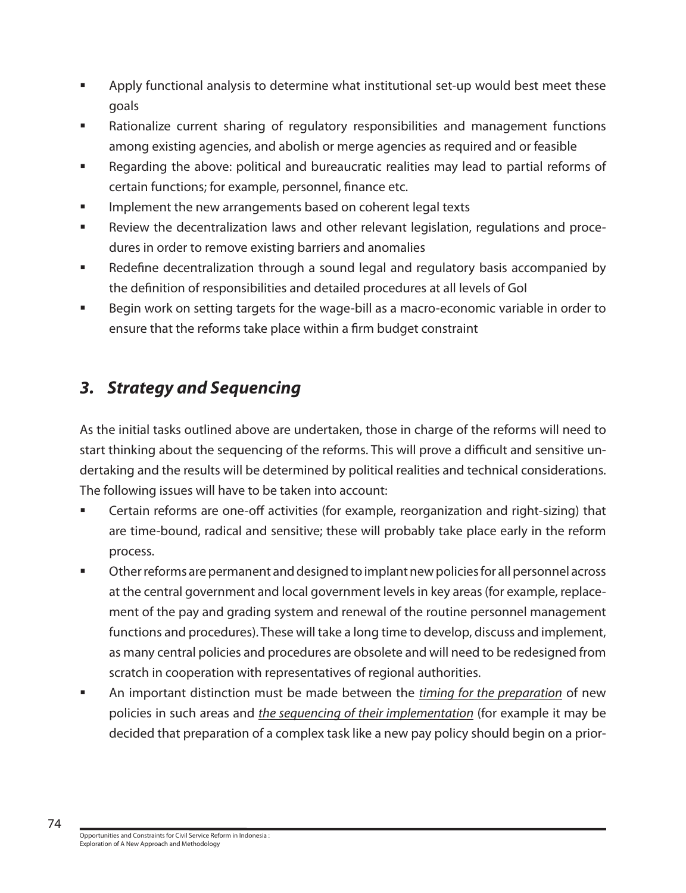- Apply functional analysis to determine what institutional set-up would best meet these goals
- Rationalize current sharing of regulatory responsibilities and management functions among existing agencies, and abolish or merge agencies as required and or feasible
- Regarding the above: political and bureaucratic realities may lead to partial reforms of certain functions; for example, personnel, finance etc.
- Implement the new arrangements based on coherent legal texts
- Review the decentralization laws and other relevant legislation, regulations and procedures in order to remove existing barriers and anomalies
- Redefine decentralization through a sound legal and regulatory basis accompanied by the definition of responsibilities and detailed procedures at all levels of GoI
- Begin work on setting targets for the wage-bill as a macro-economic variable in order to ensure that the reforms take place within a firm budget constraint

## *3. Strategy and Sequencing*

As the initial tasks outlined above are undertaken, those in charge of the reforms will need to start thinking about the sequencing of the reforms. This will prove a difficult and sensitive undertaking and the results will be determined by political realities and technical considerations. The following issues will have to be taken into account:

- Certain reforms are one-off activities (for example, reorganization and right-sizing) that are time-bound, radical and sensitive; these will probably take place early in the reform process.
- Other reforms are permanent and designed to implant new policies for all personnel across at the central government and local government levels in key areas (for example, replacement of the pay and grading system and renewal of the routine personnel management functions and procedures). These will take a long time to develop, discuss and implement, as many central policies and procedures are obsolete and will need to be redesigned from scratch in cooperation with representatives of regional authorities.
- An important distinction must be made between the *timing for the preparation* of new policies in such areas and *the sequencing of their implementation* (for example it may be decided that preparation of a complex task like a new pay policy should begin on a prior-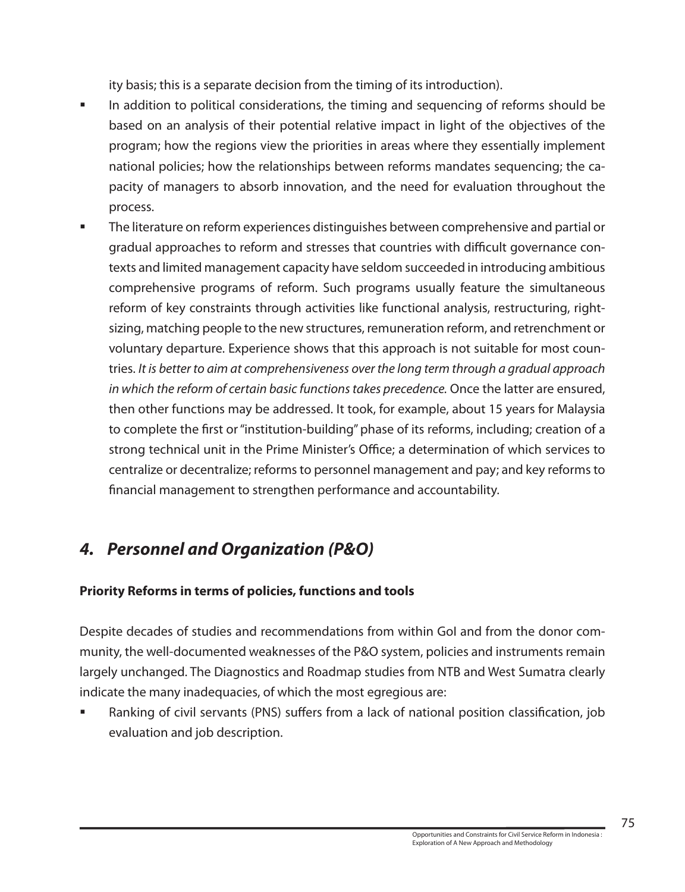ity basis; this is a separate decision from the timing of its introduction).

- In addition to political considerations, the timing and sequencing of reforms should be based on an analysis of their potential relative impact in light of the objectives of the program; how the regions view the priorities in areas where they essentially implement national policies; how the relationships between reforms mandates sequencing; the capacity of managers to absorb innovation, and the need for evaluation throughout the process.
- The literature on reform experiences distinguishes between comprehensive and partial or gradual approaches to reform and stresses that countries with difficult governance contexts and limited management capacity have seldom succeeded in introducing ambitious comprehensive programs of reform. Such programs usually feature the simultaneous reform of key constraints through activities like functional analysis, restructuring, rightsizing, matching people to the new structures, remuneration reform, and retrenchment or voluntary departure. Experience shows that this approach is not suitable for most countries. *It is better to aim at comprehensiveness over the long term through a gradual approach in which the reform of certain basic functions takes precedence.* Once the latter are ensured, then other functions may be addressed. It took, for example, about 15 years for Malaysia to complete the first or "institution-building" phase of its reforms, including; creation of a strong technical unit in the Prime Minister's Office; a determination of which services to centralize or decentralize; reforms to personnel management and pay; and key reforms to financial management to strengthen performance and accountability.

## *4. Personnel and Organization (P&O)*

**Priority Reforms in terms of policies, functions and tools**

Despite decades of studies and recommendations from within GoI and from the donor community, the well-documented weaknesses of the P&O system, policies and instruments remain largely unchanged. The Diagnostics and Roadmap studies from NTB and West Sumatra clearly indicate the many inadequacies, of which the most egregious are:

- Ranking of civil servants (PNS) suffers from a lack of national position classification, job evaluation and job description.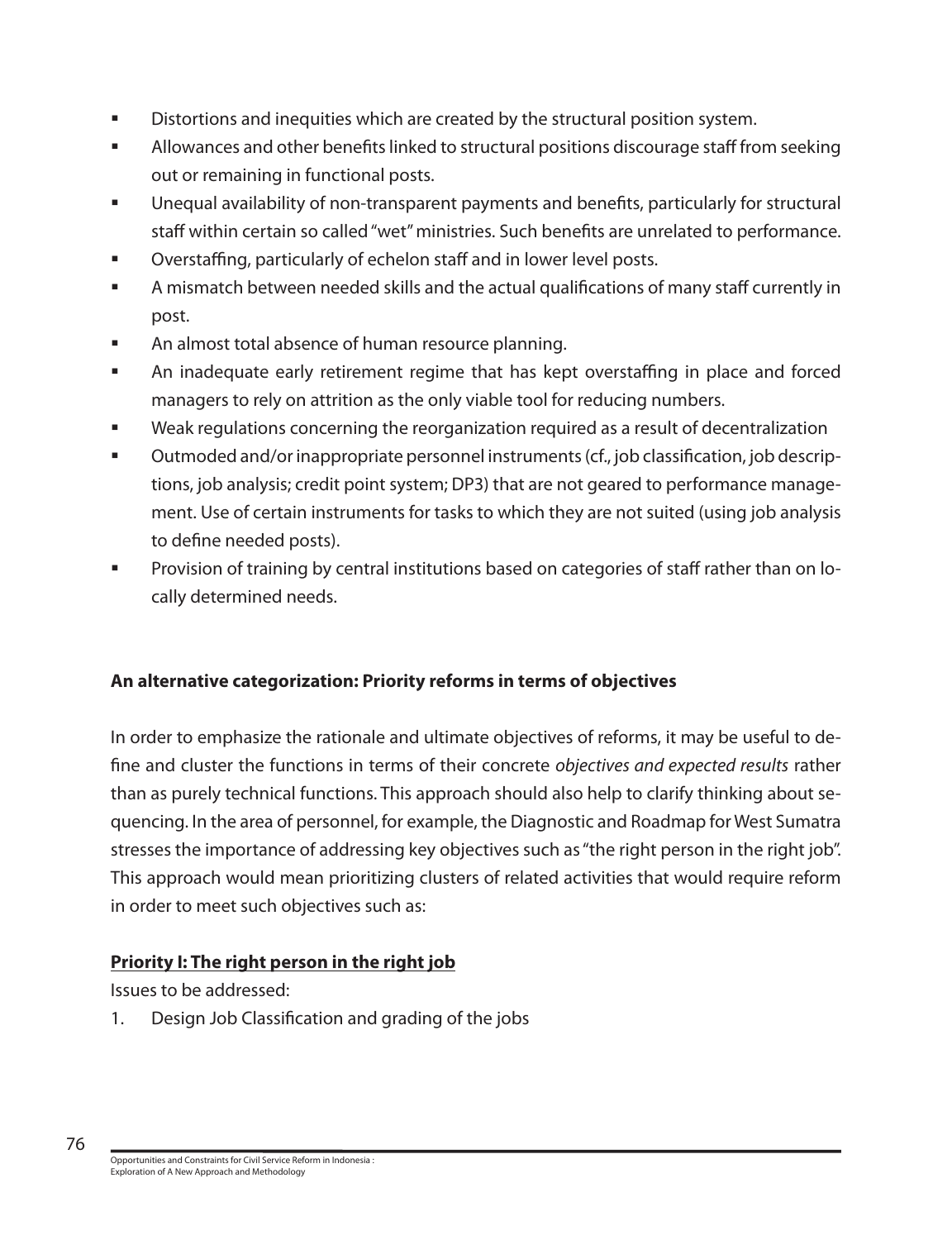- Distortions and inequities which are created by the structural position system.
- Allowances and other benefits linked to structural positions discourage staff from seeking out or remaining in functional posts.
- Unequal availability of non-transparent payments and benefits, particularly for structural staff within certain so called "wet" ministries. Such benefits are unrelated to performance.
- Overstaffing, particularly of echelon staff and in lower level posts.
- A mismatch between needed skills and the actual qualifications of many staff currently in post.
- An almost total absence of human resource planning.
- An inadequate early retirement regime that has kept overstaffing in place and forced managers to rely on attrition as the only viable tool for reducing numbers.
- Weak regulations concerning the reorganization required as a result of decentralization
- Outmoded and/or inappropriate personnel instruments (cf., job classification, job descriptions, job analysis; credit point system; DP3) that are not geared to performance management. Use of certain instruments for tasks to which they are not suited (using job analysis to define needed posts).
- Provision of training by central institutions based on categories of staff rather than on locally determined needs.

**An alternative categorization: Priority reforms in terms of objectives**

In order to emphasize the rationale and ultimate objectives of reforms, it may be useful to define and cluster the functions in terms of their concrete *objectives and expected results* rather than as purely technical functions. This approach should also help to clarify thinking about sequencing. In the area of personnel, for example, the Diagnostic and Roadmap for West Sumatra stresses the importance of addressing key objectives such as "the right person in the right job". This approach would mean prioritizing clusters of related activities that would require reform in order to meet such objectives such as:

**Priority I: The right person in the right job**

Issues to be addressed:

1. Design Job Classification and grading of the jobs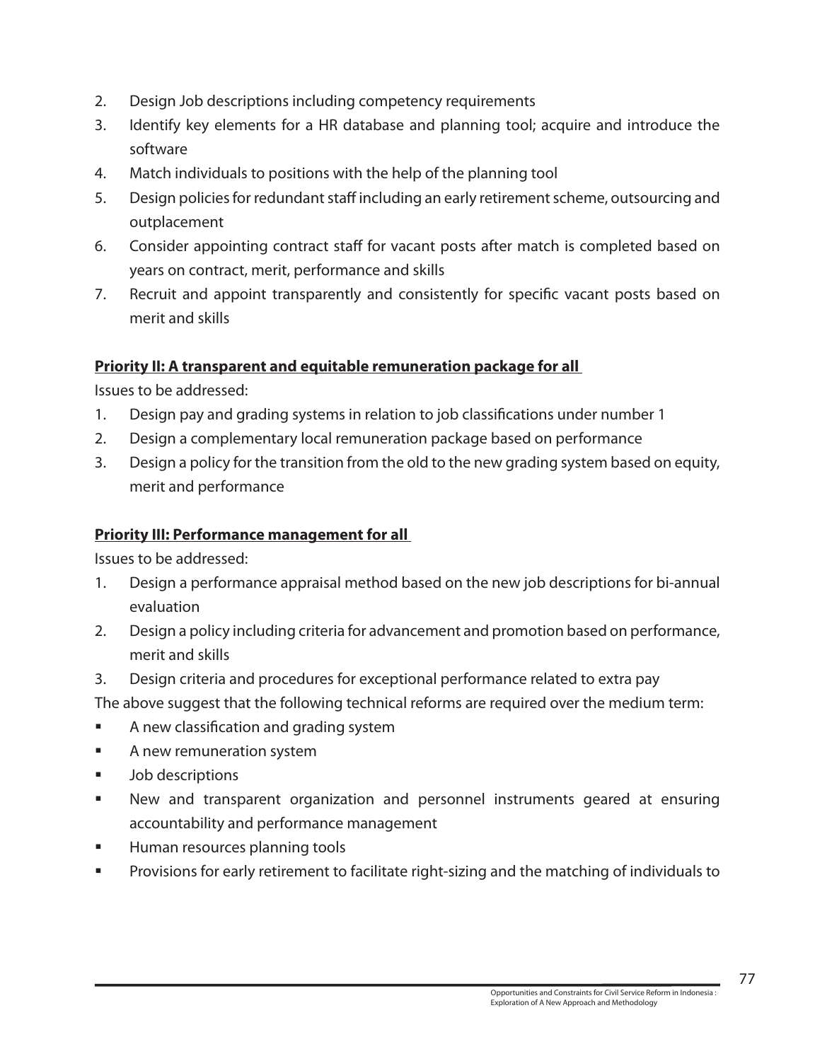2. Design Job descriptions including competency requirements
3. Identify key elements for a HR database and planning tool; acquire and introduce the software
4. Match individuals to positions with the help of the planning tool
5. Design policies for redundant staff including an early retirement scheme, outsourcing and outplacement
6. Consider appointing contract staff for vacant posts after match is completed based on years on contract, merit, performance and skills
7. Recruit and appoint transparently and consistently for specific vacant posts based on merit and skills

**Priority II: A transparent and equitable remuneration package for all**

Issues to be addressed:

1. Design pay and grading systems in relation to job classifications under number 1
2. Design a complementary local remuneration package based on performance
3. Design a policy for the transition from the old to the new grading system based on equity, merit and performance

**Priority III: Performance management for all**

Issues to be addressed:

1. Design a performance appraisal method based on the new job descriptions for bi-annual evaluation
2. Design a policy including criteria for advancement and promotion based on performance, merit and skills
3. Design criteria and procedures for exceptional performance related to extra pay

The above suggest that the following technical reforms are required over the medium term:

- A new classification and grading system
- A new remuneration system
- Job descriptions
- New and transparent organization and personnel instruments geared at ensuring accountability and performance management
- Human resources planning tools
- Provisions for early retirement to facilitate right-sizing and the matching of individuals to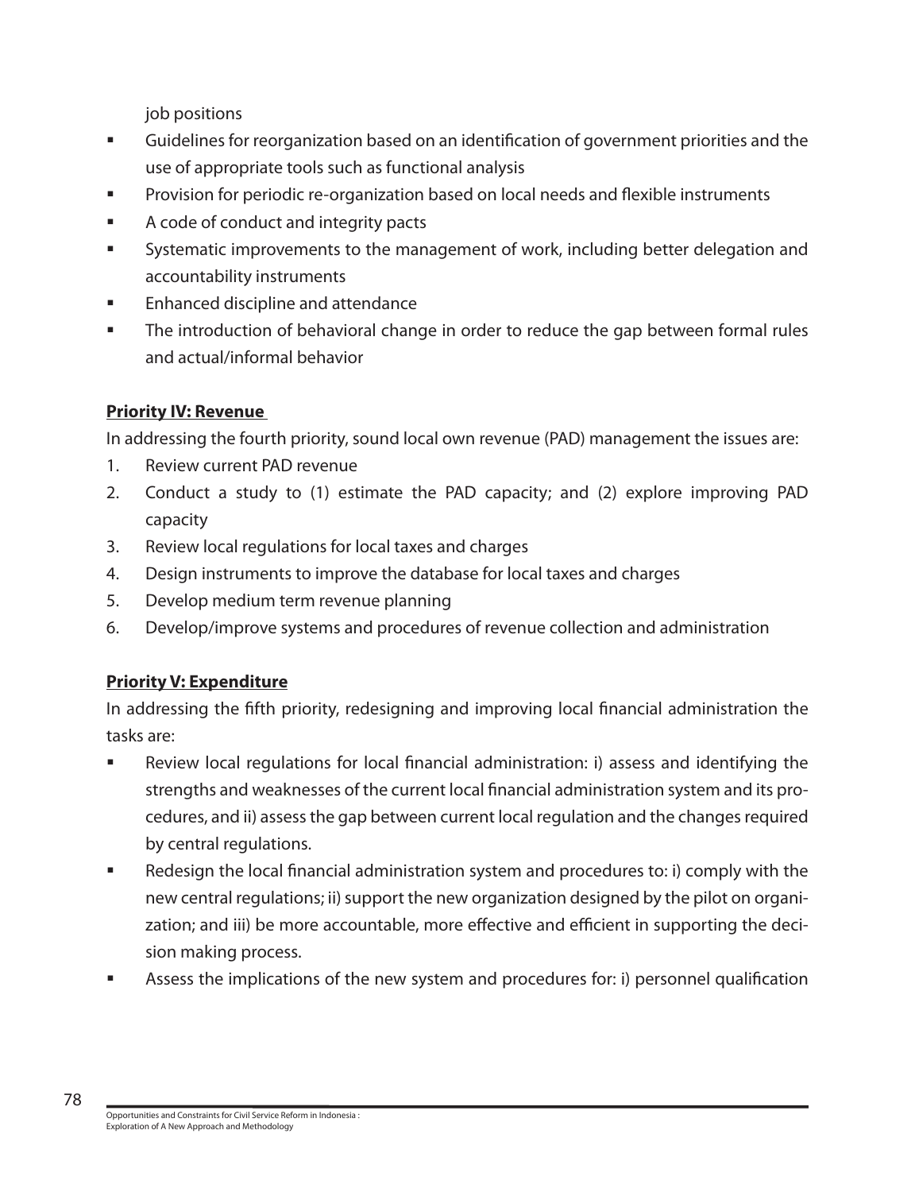job positions

- Guidelines for reorganization based on an identification of government priorities and the use of appropriate tools such as functional analysis
- Provision for periodic re-organization based on local needs and flexible instruments
- A code of conduct and integrity pacts
- Systematic improvements to the management of work, including better delegation and accountability instruments
- Enhanced discipline and attendance
- The introduction of behavioral change in order to reduce the gap between formal rules and actual/informal behavior

**Priority IV: Revenue**

In addressing the fourth priority, sound local own revenue (PAD) management the issues are:

1. Review current PAD revenue
2. Conduct a study to (1) estimate the PAD capacity; and (2) explore improving PAD capacity
3. Review local regulations for local taxes and charges
4. Design instruments to improve the database for local taxes and charges
5. Develop medium term revenue planning
6. Develop/improve systems and procedures of revenue collection and administration

**Priority V: Expenditure**

In addressing the fifth priority, redesigning and improving local financial administration the tasks are:

- Review local regulations for local financial administration: i) assess and identifying the strengths and weaknesses of the current local financial administration system and its procedures, and ii) assess the gap between current local regulation and the changes required by central regulations.
- Redesign the local financial administration system and procedures to: i) comply with the new central regulations; ii) support the new organization designed by the pilot on organization; and iii) be more accountable, more effective and efficient in supporting the decision making process.
- Assess the implications of the new system and procedures for: i) personnel qualification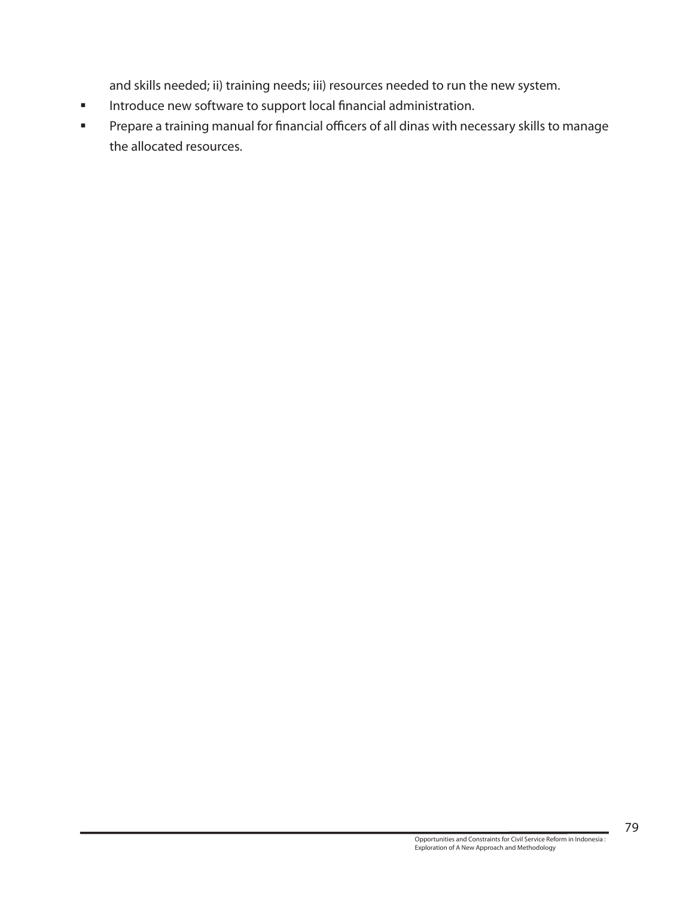and skills needed; ii) training needs; iii) resources needed to run the new system.

- Introduce new software to support local financial administration.
- Prepare a training manual for financial officers of all dinas with necessary skills to manage the allocated resources.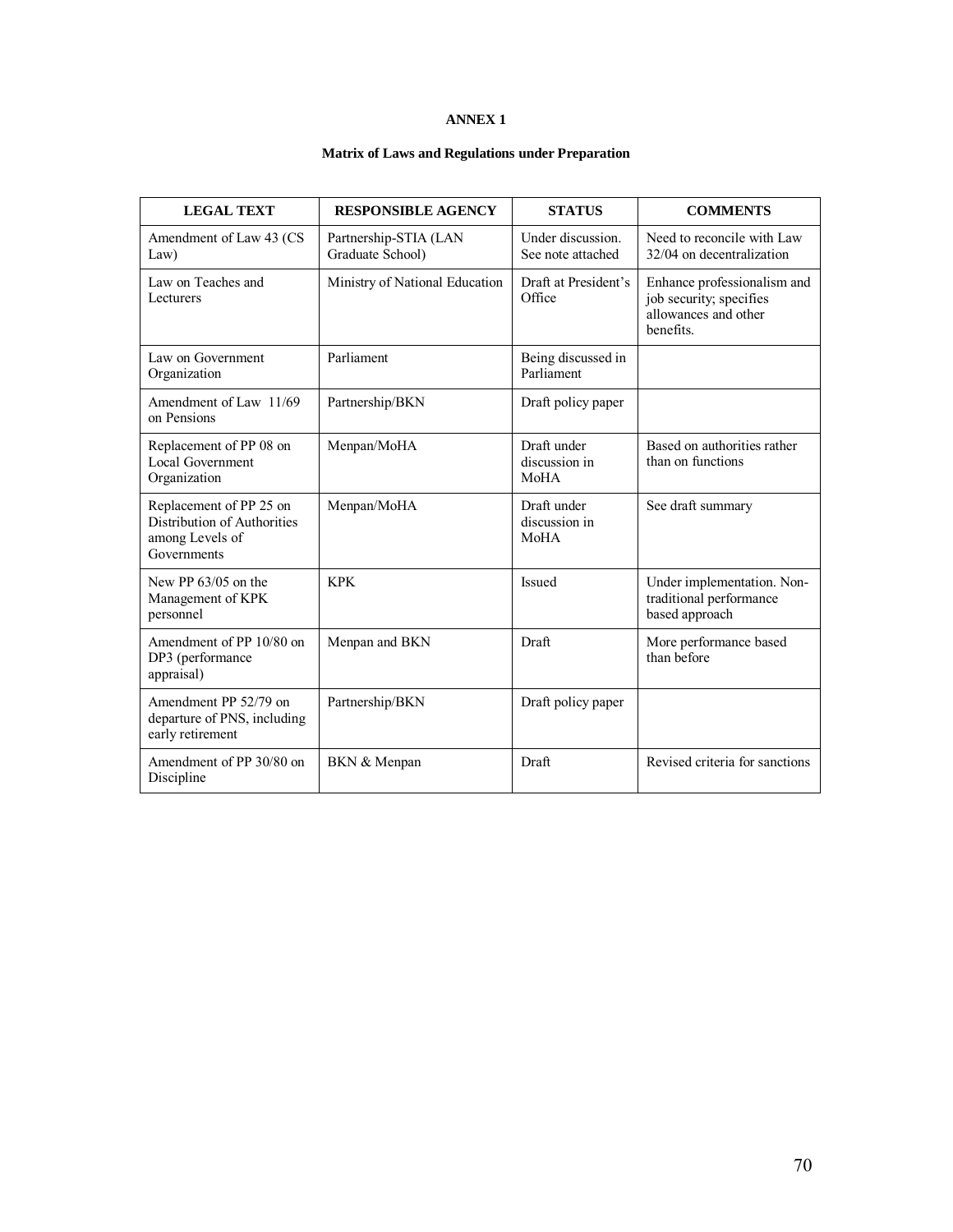# ANNEX 1

## Matrix of Laws and Regulations under Preparation

| LEGAL TEXT | RESPONSIBLE AGENCY | STATUS | COMMENTS |
|---|---|---|---|
| Amendment of Law 43 (CS Law) | Partnership-STIA (LAN Graduate School) | Under discussion. See note attached | Need to reconcile with Law 32/04 on decentralization |
| Law on Teaches and Lecturers | Ministry of National Education | Draft at President's Office | Enhance professionalism and job security; specifies allowances and other benefits. |
| Law on Government Organization | Parliament | Being discussed in Parliament | |
| Amendment of Law 11/69 on Pensions | Partnership/BKN | Draft policy paper | |
| Replacement of PP 08 on Local Government Organization | Menpan/MoHA | Draft under discussion in MoHA | Based on authorities rather than on functions |
| Replacement of PP 25 on Distribution of Authorities among Levels of Governments | Menpan/MoHA | Draft under discussion in MoHA | See draft summary |
| New PP 63/05 on the Management of KPK personnel | KPK | Issued | Under implementation. Non-traditional performance based approach |
| Amendment of PP 10/80 on DP3 (performance appraisal) | Menpan and BKN | Draft | More performance based than before |
| Amendment PP 52/79 on departure of PNS, including early retirement | Partnership/BKN | Draft policy paper | |
| Amendment of PP 30/80 on Discipline | BKN & Menpan | Draft | Revised criteria for sanctions |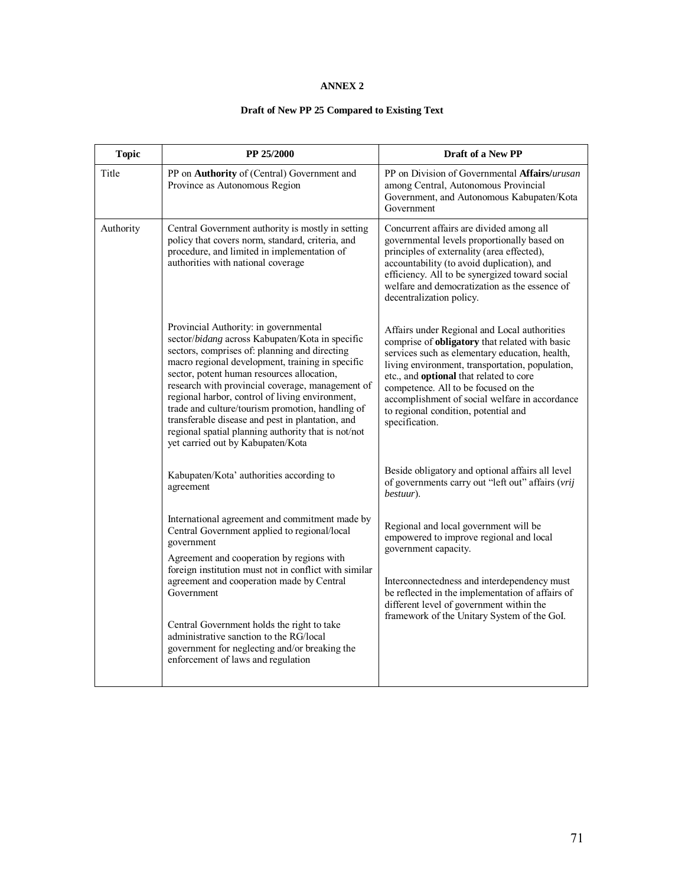# ANNEX 2

## Draft of New PP 25 Compared to Existing Text

| Topic | PP 25/2000 | Draft of a New PP |
|---|---|---|
| Title | PP on **Authority** of (Central) Government and Province as Autonomous Region | PP on Division of Governmental **Affairs/***urusan* among Central, Autonomous Provincial Government, and Autonomous Kabupaten/Kota Government |
| Authority | Central Government authority is mostly in setting policy that covers norm, standard, criteria, and procedure, and limited in implementation of authorities with national coverage | Concurrent affairs are divided among all governmental levels proportionally based on principles of externality (area effected), accountability (to avoid duplication), and efficiency. All to be synergized toward social welfare and democratization as the essence of decentralization policy. |
| | Provincial Authority: in governmental sector/*bidang* across Kabupaten/Kota in specific sectors, comprises of: planning and directing macro regional development, training in specific sector, potent human resources allocation, research with provincial coverage, management of regional harbor, control of living environment, trade and culture/tourism promotion, handling of transferable disease and pest in plantation, and regional spatial planning authority that is not/not yet carried out by Kabupaten/Kota | Affairs under Regional and Local authorities comprise of **obligatory** that related with basic services such as elementary education, health, living environment, transportation, population, etc., and **optional** that related to core competence. All to be focused on the accomplishment of social welfare in accordance to regional condition, potential and specification. |
| | Kabupaten/Kota' authorities according to agreement | Beside obligatory and optional affairs all level of governments carry out "left out" affairs (*vrij bestuur*). |
| | International agreement and commitment made by Central Government applied to regional/local government | Regional and local government will be empowered to improve regional and local government capacity. |
| | Agreement and cooperation by regions with foreign institution must not in conflict with similar agreement and cooperation made by Central Government | Interconnectedness and interdependency must be reflected in the implementation of affairs of different level of government within the framework of the Unitary System of the GoI. |
| | Central Government holds the right to take administrative sanction to the RG/local government for neglecting and/or breaking the enforcement of laws and regulation | |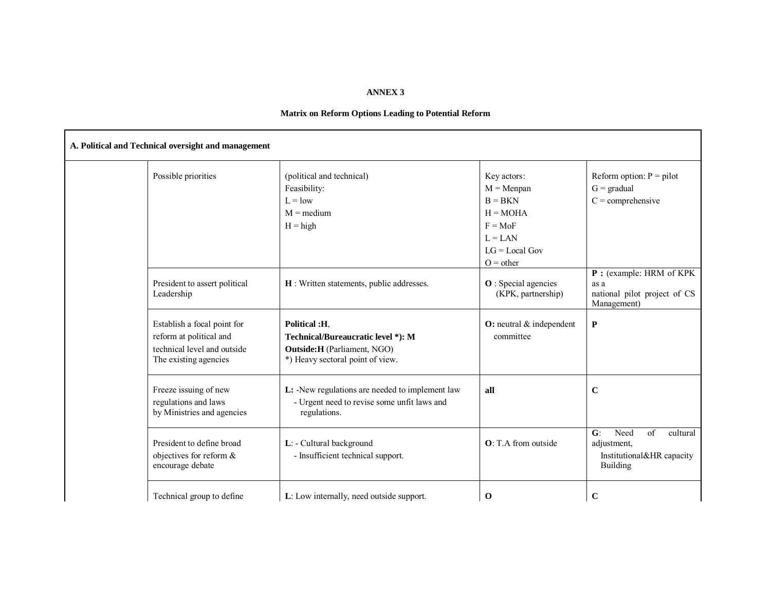**ANNEX 3**

**Matrix on Reform Options Leading to Potential Reform**

| **A. Political and Technical oversight and management** | | | | |
|---|---|---|---|---|
| | Possible priorities | (political and technical)<br>Feasibility:<br>L = low<br>M = medium<br>H = high | Key actors:<br>M = Menpan<br>B = BKN<br>H = MOHA<br>F = MoF<br>L = LAN<br>LG = Local Gov<br>O = other | Reform option: P = pilot<br>G = gradual<br>C = comprehensive |
| | President to assert political Leadership | **H** : Written statements, public addresses. | **O** : Special agencies (KPK, partnership) | **P :** (example: HRM of KPK as a national pilot project of CS Management) |
| | Establish a focal point for reform at political and technical level and outside The existing agencies | **Political :H**,<br>**Technical/Bureaucratic level \*): M**<br>**Outside:H** (Parliament, NGO)<br>\*) Heavy sectoral point of view. | **O:** neutral & independent committee | **P** |
| | Freeze issuing of new regulations and laws by Ministries and agencies | **L:** -New regulations are needed to implement law<br>- Urgent need to revise some unfit laws and regulations. | **all** | **C** |
| | President to define broad objectives for reform & encourage debate | **L**: - Cultural background<br>- Insufficient technical support. | **O**: T.A from outside | **G**: Need of cultural adjustment,<br>Institutional&HR capacity Building |
| | Technical group to define | **L**: Low internally, need outside support. | **O** | **C** |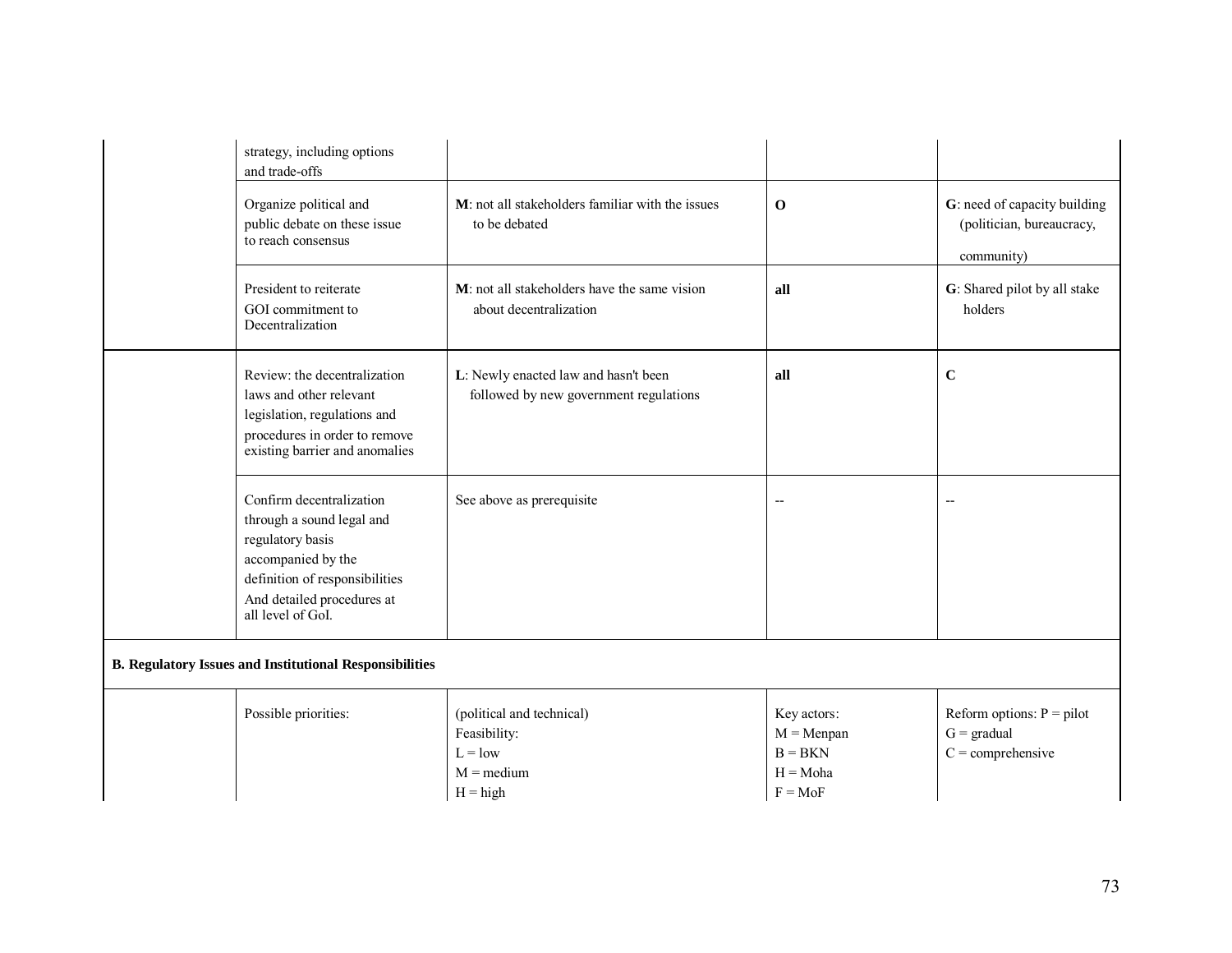| | | | | |
|---|---|---|---|---|
| | strategy, including options and trade-offs | | | |
| | Organize political and public debate on these issue to reach consensus | **M**: not all stakeholders familiar with the issues to be debated | **O** | **G**: need of capacity building (politician, bureaucracy, community) |
| | President to reiterate GOI commitment to Decentralization | **M**: not all stakeholders have the same vision about decentralization | **all** | **G**: Shared pilot by all stake holders |
| | Review: the decentralization laws and other relevant legislation, regulations and procedures in order to remove existing barrier and anomalies | **L**: Newly enacted law and hasn't been followed by new government regulations | **all** | **C** |
| | Confirm decentralization through a sound legal and regulatory basis accompanied by the definition of responsibilities And detailed procedures at all level of GoI. | See above as prerequisite | -- | -- |
| **B. Regulatory Issues and Institutional Responsibilities** | | | | |
| | Possible priorities: | (political and technical) Feasibility: L = low M = medium H = high | Key actors: M = Menpan B = BKN H = Moha F = MoF | Reform options: P = pilot G = gradual C = comprehensive |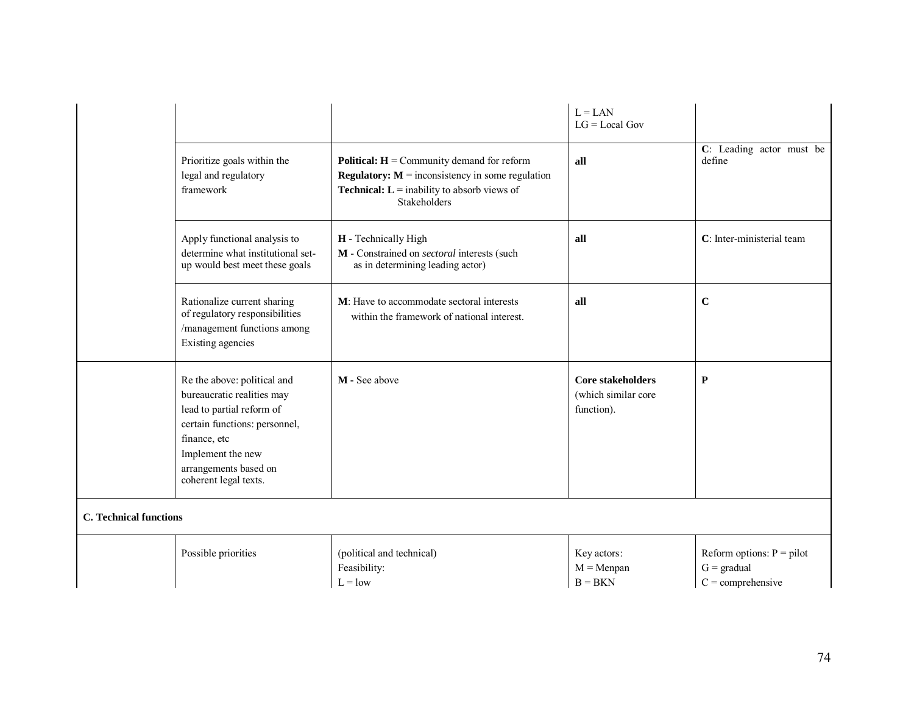| | | | | |
|---|---|---|---|---|
| | | | L = LAN<br>LG = Local Gov | |
| | Prioritize goals within the legal and regulatory framework | **Political: H** = Community demand for reform<br>**Regulatory: M** = inconsistency in some regulation<br>**Technical: L** = inability to absorb views of Stakeholders | **all** | **C**: Leading actor must be define |
| | Apply functional analysis to determine what institutional set-up would best meet these goals | **H** - Technically High<br>**M** - Constrained on *sectoral* interests (such as in determining leading actor) | **all** | **C**: Inter-ministerial team |
| | Rationalize current sharing of regulatory responsibilities /management functions among Existing agencies | **M**: Have to accommodate sectoral interests within the framework of national interest. | **all** | **C** |
| | Re the above: political and bureaucratic realities may lead to partial reform of certain functions: personnel, finance, etc<br>Implement the new arrangements based on coherent legal texts. | **M** - See above | **Core stakeholders** (which similar core function). | **P** |
| **C. Technical functions** | | | | |
| | Possible priorities | (political and technical)<br>Feasibility:<br>L = low | Key actors:<br>M = Menpan<br>B = BKN | Reform options: P = pilot<br>G = gradual<br>C = comprehensive |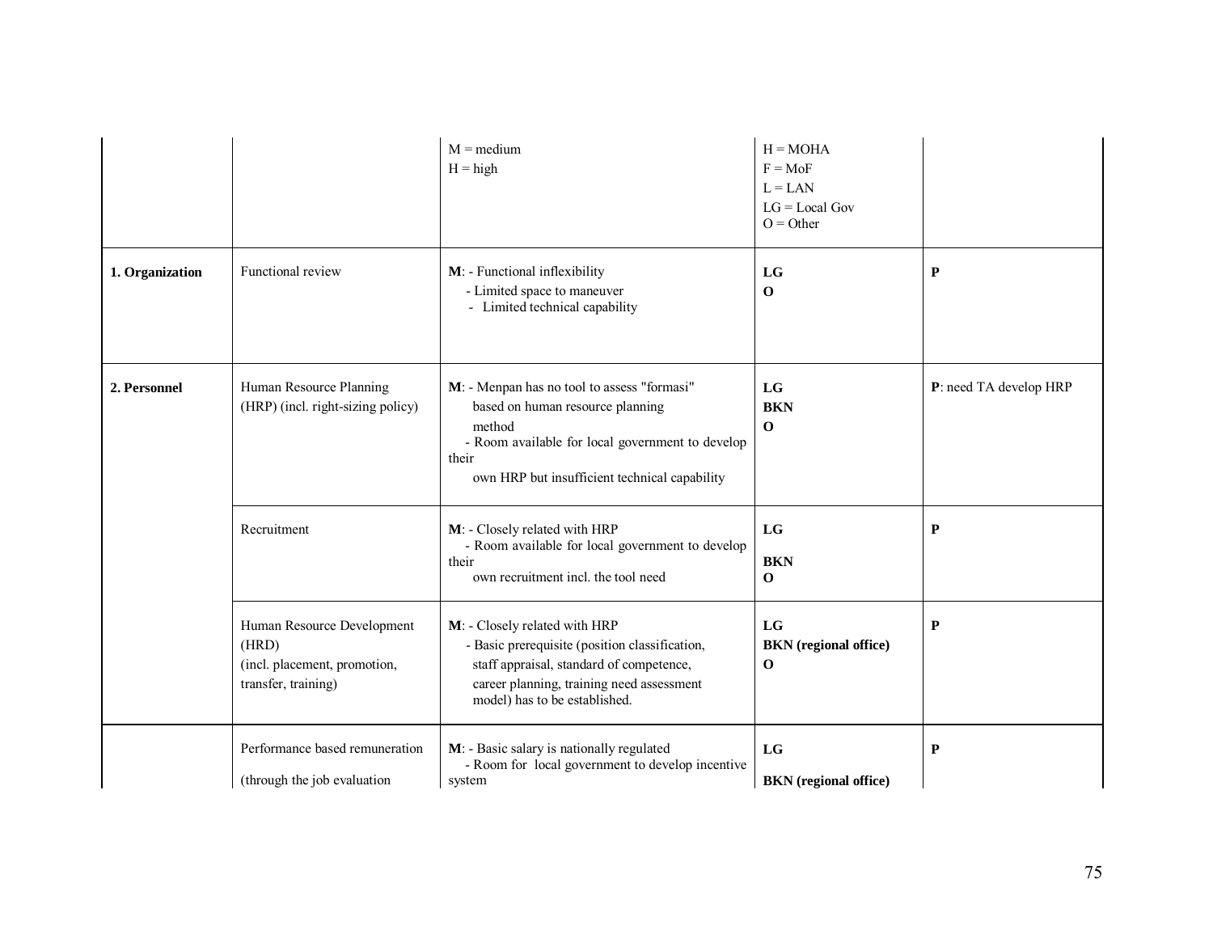|  |  |  |  |  |
|---|---|---|---|---|
|  |  | M = medium<br>H = high | H = MOHA<br>F = MoF<br>L = LAN<br>LG = Local Gov<br>O = Other |  |
| **1. Organization** | Functional review | **M**: - Functional inflexibility<br>- Limited space to maneuver<br>- Limited technical capability | **LG**<br>**O** | **P** |
| **2. Personnel** | Human Resource Planning (HRP) (incl. right-sizing policy) | **M**: - Menpan has no tool to assess "formasi" based on human resource planning method<br>- Room available for local government to develop their own HRP but insufficient technical capability | **LG**<br>**BKN**<br>**O** | **P**: need TA develop HRP |
|  | Recruitment | **M**: - Closely related with HRP<br>- Room available for local government to develop their own recruitment incl. the tool need | **LG**<br>**BKN**<br>**O** | **P** |
|  | Human Resource Development (HRD)<br>(incl. placement, promotion, transfer, training) | **M**: - Closely related with HRP<br>- Basic prerequisite (position classification, staff appraisal, standard of competence, career planning, training need assessment model) has to be established. | **LG**<br>**BKN (regional office)**<br>**O** | **P** |
|  | Performance based remuneration<br>(through the job evaluation | **M**: - Basic salary is nationally regulated<br>- Room for local government to develop incentive system | **LG**<br>**BKN (regional office)** | **P** |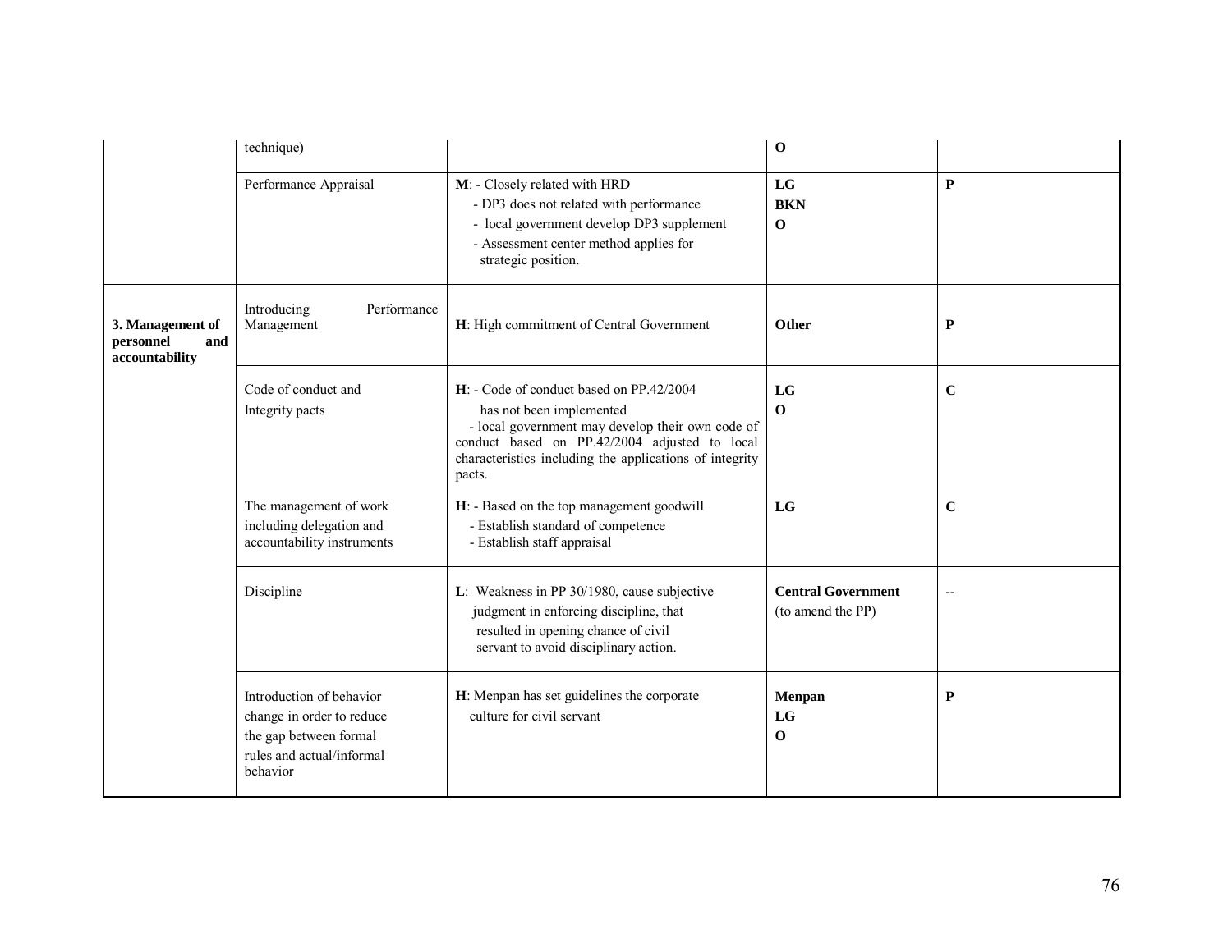| | | | | |
|---|---|---|---|---|
| | technique) | | **O** | |
| | Performance Appraisal | **M**: - Closely related with HRD<br>- DP3 does not related with performance<br>- local government develop DP3 supplement<br>- Assessment center method applies for strategic position. | **LG**<br>**BKN**<br>**O** | **P** |
| **3. Management of personnel and accountability** | Introducing Performance Management | **H**: High commitment of Central Government | **Other** | **P** |
| | Code of conduct and Integrity pacts | **H**: - Code of conduct based on PP.42/2004 has not been implemented<br>- local government may develop their own code of conduct based on PP.42/2004 adjusted to local characteristics including the applications of integrity pacts. | **LG**<br>**O** | **C** |
| | The management of work including delegation and accountability instruments | **H**: - Based on the top management goodwill<br>- Establish standard of competence<br>- Establish staff appraisal | **LG** | **C** |
| | Discipline | **L**: Weakness in PP 30/1980, cause subjective judgment in enforcing discipline, that resulted in opening chance of civil servant to avoid disciplinary action. | **Central Government** (to amend the PP) | -- |
| | Introduction of behavior change in order to reduce the gap between formal rules and actual/informal behavior | **H**: Menpan has set guidelines the corporate culture for civil servant | **Menpan**<br>**LG**<br>**O** | **P** |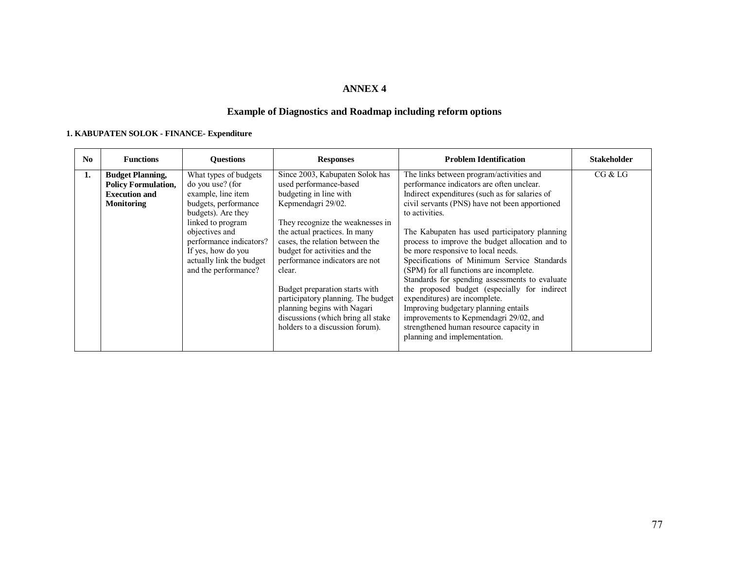# ANNEX 4

## Example of Diagnostics and Roadmap including reform options

### 1. KABUPATEN SOLOK - FINANCE- Expenditure

| No | Functions | Questions | Responses | Problem Identification | Stakeholder |
|---|---|---|---|---|---|
| **1.** | **Budget Planning, Policy Formulation, Execution and Monitoring** | What types of budgets do you use? (for example, line item budgets, performance budgets). Are they linked to program objectives and performance indicators? If yes, how do you actually link the budget and the performance? | Since 2003, Kabupaten Solok has used performance-based budgeting in line with Kepmendagri 29/02.<br><br>They recognize the weaknesses in the actual practices. In many cases, the relation between the budget for activities and the performance indicators are not clear.<br><br>Budget preparation starts with participatory planning. The budget planning begins with Nagari discussions (which bring all stake holders to a discussion forum). | The links between program/activities and performance indicators are often unclear. Indirect expenditures (such as for salaries of civil servants (PNS) have not been apportioned to activities.<br><br>The Kabupaten has used participatory planning process to improve the budget allocation and to be more responsive to local needs.<br>Specifications of Minimum Service Standards (SPM) for all functions are incomplete.<br>Standards for spending assessments to evaluate the proposed budget (especially for indirect expenditures) are incomplete.<br>Improving budgetary planning entails improvements to Kepmendagri 29/02, and strengthened human resource capacity in planning and implementation. | CG & LG |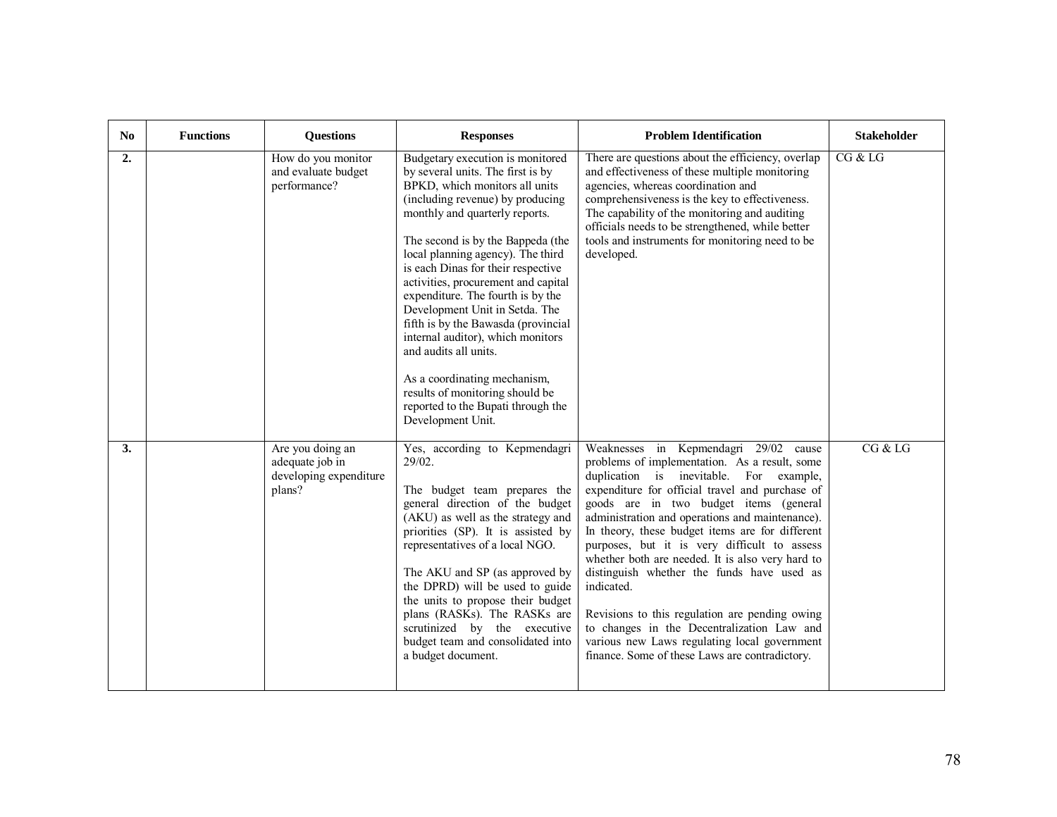| No | Functions | Questions | Responses | Problem Identification | Stakeholder |
|---|---|---|---|---|---|
| **2.** | | How do you monitor and evaluate budget performance? | Budgetary execution is monitored by several units. The first is by BPKD, which monitors all units (including revenue) by producing monthly and quarterly reports.<br><br>The second is by the Bappeda (the local planning agency). The third is each Dinas for their respective activities, procurement and capital expenditure. The fourth is by the Development Unit in Setda. The fifth is by the Bawasda (provincial internal auditor), which monitors and audits all units.<br><br>As a coordinating mechanism, results of monitoring should be reported to the Bupati through the Development Unit. | There are questions about the efficiency, overlap and effectiveness of these multiple monitoring agencies, whereas coordination and comprehensiveness is the key to effectiveness. The capability of the monitoring and auditing officials needs to be strengthened, while better tools and instruments for monitoring need to be developed. | CG & LG |
| **3.** | | Are you doing an adequate job in developing expenditure plans? | Yes, according to Kepmendagri 29/02.<br><br>The budget team prepares the general direction of the budget (AKU) as well as the strategy and priorities (SP). It is assisted by representatives of a local NGO.<br><br>The AKU and SP (as approved by the DPRD) will be used to guide the units to propose their budget plans (RASKs). The RASKs are scrutinized by the executive budget team and consolidated into a budget document. | Weaknesses in Kepmendagri 29/02 cause problems of implementation. As a result, some duplication is inevitable. For example, expenditure for official travel and purchase of goods are in two budget items (general administration and operations and maintenance). In theory, these budget items are for different purposes, but it is very difficult to assess whether both are needed. It is also very hard to distinguish whether the funds have used as indicated.<br><br>Revisions to this regulation are pending owing to changes in the Decentralization Law and various new Laws regulating local government finance. Some of these Laws are contradictory. | CG & LG |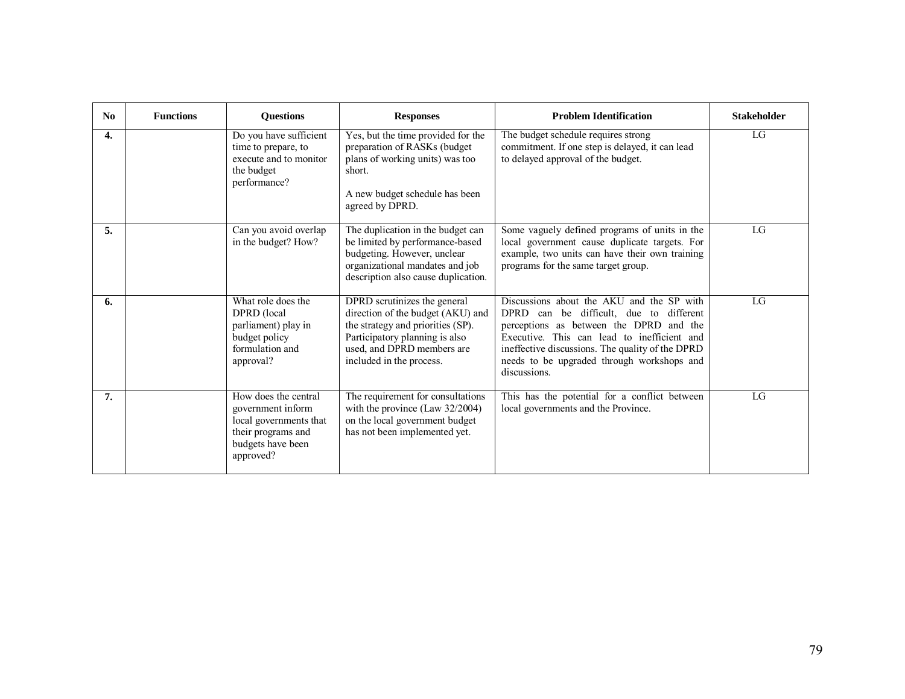| No | Functions | Questions | Responses | Problem Identification | Stakeholder |
|---|---|---|---|---|---|
| **4.** | | Do you have sufficient time to prepare, to execute and to monitor the budget performance? | Yes, but the time provided for the preparation of RASKs (budget plans of working units) was too short.<br><br>A new budget schedule has been agreed by DPRD. | The budget schedule requires strong commitment. If one step is delayed, it can lead to delayed approval of the budget. | LG |
| **5.** | | Can you avoid overlap in the budget? How? | The duplication in the budget can be limited by performance-based budgeting. However, unclear organizational mandates and job description also cause duplication. | Some vaguely defined programs of units in the local government cause duplicate targets. For example, two units can have their own training programs for the same target group. | LG |
| **6.** | | What role does the DPRD (local parliament) play in budget policy formulation and approval? | DPRD scrutinizes the general direction of the budget (AKU) and the strategy and priorities (SP). Participatory planning is also used, and DPRD members are included in the process. | Discussions about the AKU and the SP with DPRD can be difficult, due to different perceptions as between the DPRD and the Executive. This can lead to inefficient and ineffective discussions. The quality of the DPRD needs to be upgraded through workshops and discussions. | LG |
| **7.** | | How does the central government inform local governments that their programs and budgets have been approved? | The requirement for consultations with the province (Law 32/2004) on the local government budget has not been implemented yet. | This has the potential for a conflict between local governments and the Province. | LG |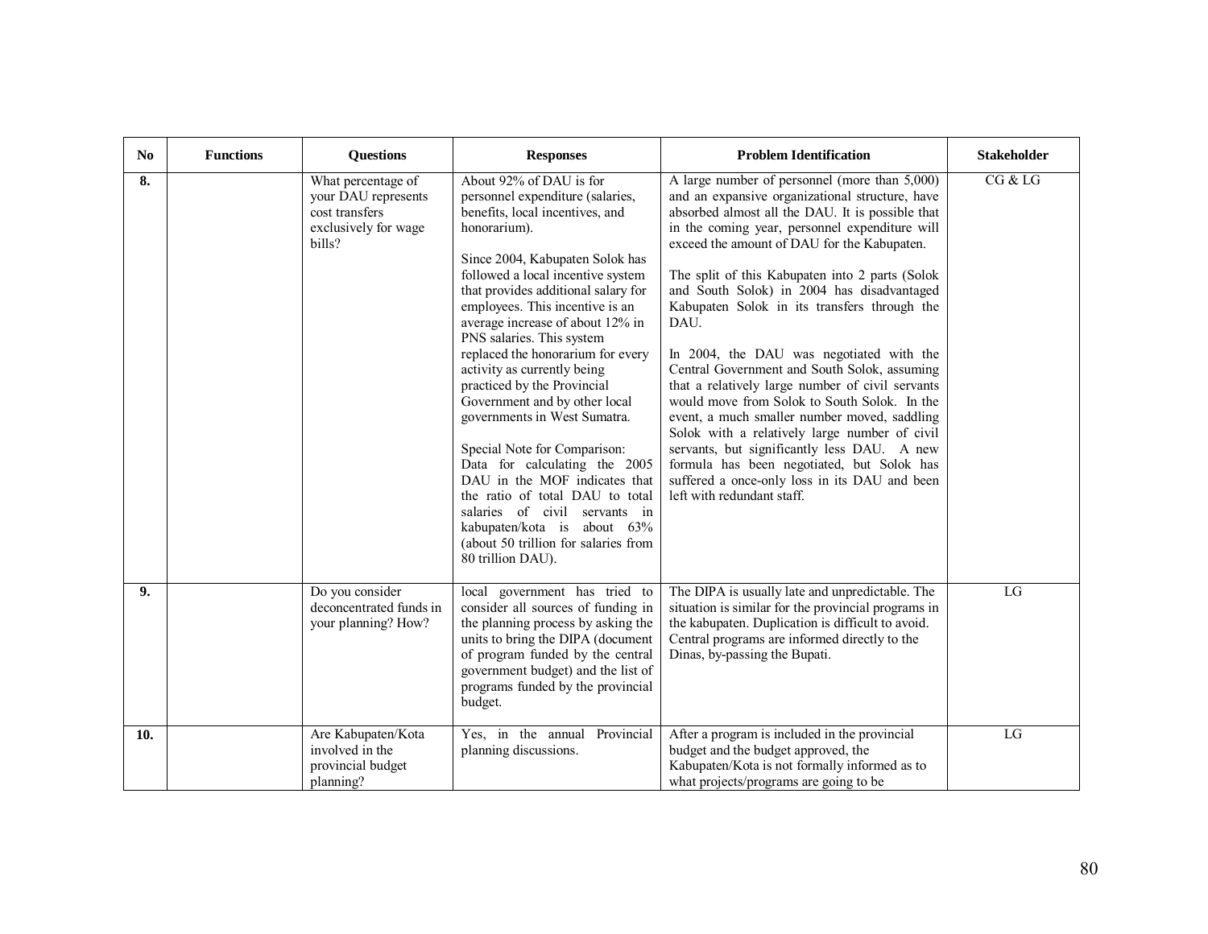| No | Functions | Questions | Responses | Problem Identification | Stakeholder |
|---|---|---|---|---|---|
| **8.** | | What percentage of your DAU represents cost transfers exclusively for wage bills? | About 92% of DAU is for personnel expenditure (salaries, benefits, local incentives, and honorarium).<br><br>Since 2004, Kabupaten Solok has followed a local incentive system that provides additional salary for employees. This incentive is an average increase of about 12% in PNS salaries. This system replaced the honorarium for every activity as currently being practiced by the Provincial Government and by other local governments in West Sumatra.<br><br>Special Note for Comparison: Data for calculating the 2005 DAU in the MOF indicates that the ratio of total DAU to total salaries of civil servants in kabupaten/kota is about 63% (about 50 trillion for salaries from 80 trillion DAU). | A large number of personnel (more than 5,000) and an expansive organizational structure, have absorbed almost all the DAU. It is possible that in the coming year, personnel expenditure will exceed the amount of DAU for the Kabupaten.<br><br>The split of this Kabupaten into 2 parts (Solok and South Solok) in 2004 has disadvantaged Kabupaten Solok in its transfers through the DAU.<br><br>In 2004, the DAU was negotiated with the Central Government and South Solok, assuming that a relatively large number of civil servants would move from Solok to South Solok. In the event, a much smaller number moved, saddling Solok with a relatively large number of civil servants, but significantly less DAU. A new formula has been negotiated, but Solok has suffered a once-only loss in its DAU and been left with redundant staff. | CG & LG |
| **9.** | | Do you consider deconcentrated funds in your planning? How? | local government has tried to consider all sources of funding in the planning process by asking the units to bring the DIPA (document of program funded by the central government budget) and the list of programs funded by the provincial budget. | The DIPA is usually late and unpredictable. The situation is similar for the provincial programs in the kabupaten. Duplication is difficult to avoid. Central programs are informed directly to the Dinas, by-passing the Bupati. | LG |
| **10.** | | Are Kabupaten/Kota involved in the provincial budget planning? | Yes, in the annual Provincial planning discussions. | After a program is included in the provincial budget and the budget approved, the Kabupaten/Kota is not formally informed as to what projects/programs are going to be | LG |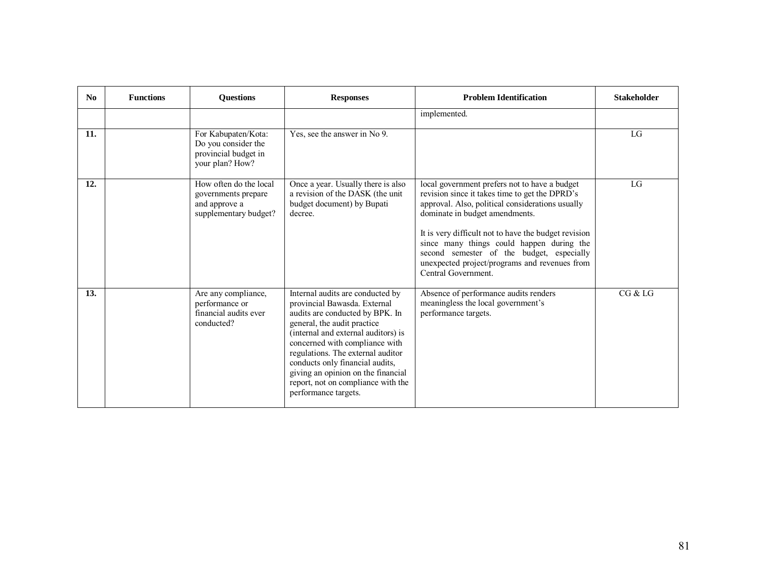| No | Functions | Questions | Responses | Problem Identification | Stakeholder |
|---|---|---|---|---|---|
| | | | | implemented. | |
| 11. | | For Kabupaten/Kota: Do you consider the provincial budget in your plan? How? | Yes, see the answer in No 9. | | LG |
| 12. | | How often do the local governments prepare and approve a supplementary budget? | Once a year. Usually there is also a revision of the DASK (the unit budget document) by Bupati decree. | local government prefers not to have a budget revision since it takes time to get the DPRD's approval. Also, political considerations usually dominate in budget amendments.<br><br>It is very difficult not to have the budget revision since many things could happen during the second semester of the budget, especially unexpected project/programs and revenues from Central Government. | LG |
| 13. | | Are any compliance, performance or financial audits ever conducted? | Internal audits are conducted by provincial Bawasda. External audits are conducted by BPK. In general, the audit practice (internal and external auditors) is concerned with compliance with regulations. The external auditor conducts only financial audits, giving an opinion on the financial report, not on compliance with the performance targets. | Absence of performance audits renders meaningless the local government's performance targets. | CG & LG |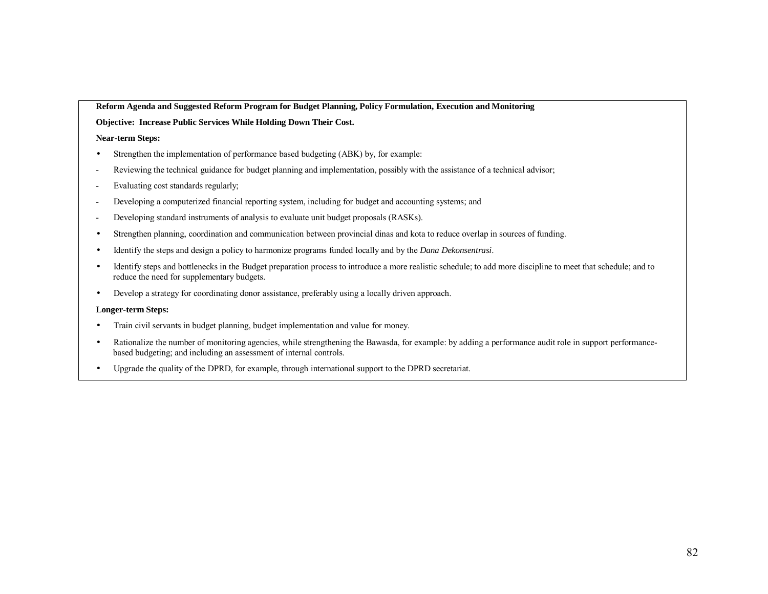**Reform Agenda and Suggested Reform Program for Budget Planning, Policy Formulation, Execution and Monitoring**

**Objective: Increase Public Services While Holding Down Their Cost.**

**Near-term Steps:**

- Strengthen the implementation of performance based budgeting (ABK) by, for example:
  - Reviewing the technical guidance for budget planning and implementation, possibly with the assistance of a technical advisor;
  - Evaluating cost standards regularly;
  - Developing a computerized financial reporting system, including for budget and accounting systems; and
  - Developing standard instruments of analysis to evaluate unit budget proposals (RASKs).
- Strengthen planning, coordination and communication between provincial dinas and kota to reduce overlap in sources of funding.
- Identify the steps and design a policy to harmonize programs funded locally and by the *Dana Dekonsentrasi*.
- Identify steps and bottlenecks in the Budget preparation process to introduce a more realistic schedule; to add more discipline to meet that schedule; and to reduce the need for supplementary budgets.
- Develop a strategy for coordinating donor assistance, preferably using a locally driven approach.

**Longer-term Steps:**

- Train civil servants in budget planning, budget implementation and value for money.
- Rationalize the number of monitoring agencies, while strengthening the Bawasda, for example: by adding a performance audit role in support performance-based budgeting; and including an assessment of internal controls.
- Upgrade the quality of the DPRD, for example, through international support to the DPRD secretariat.